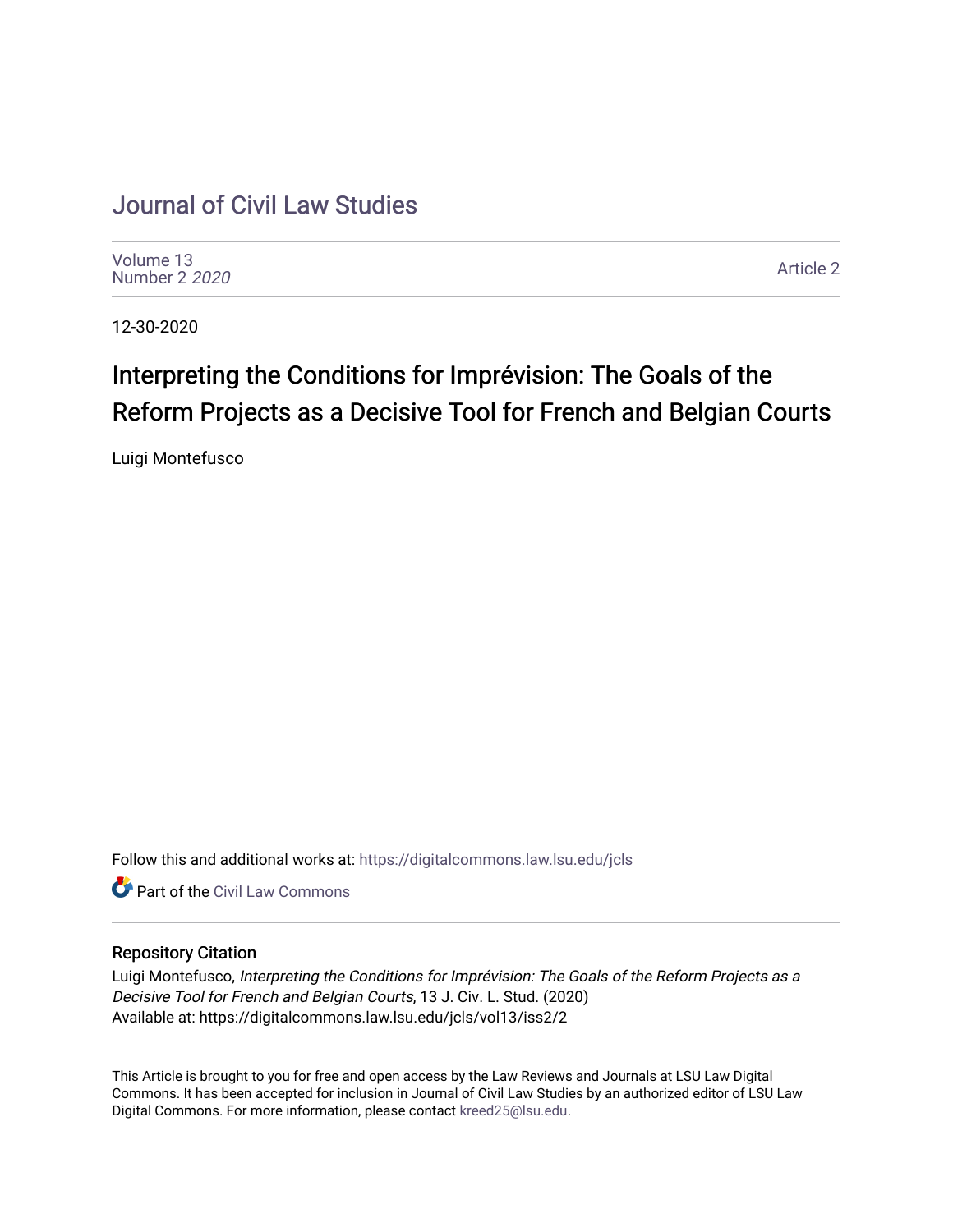# Journal of Civil Law Studies

Volume 13
Number 2 *2020*

Article 2

12-30-2020

## Interpreting the Conditions for Imprévision: The Goals of the Reform Projects as a Decisive Tool for French and Belgian Courts

Luigi Montefusco

Follow this and additional works at: https://digitalcommons.law.lsu.edu/jcls

Part of the Civil Law Commons

### Repository Citation

Luigi Montefusco, *Interpreting the Conditions for Imprévision: The Goals of the Reform Projects as a Decisive Tool for French and Belgian Courts*, 13 J. Civ. L. Stud. (2020)
Available at: https://digitalcommons.law.lsu.edu/jcls/vol13/iss2/2

This Article is brought to you for free and open access by the Law Reviews and Journals at LSU Law Digital Commons. It has been accepted for inclusion in Journal of Civil Law Studies by an authorized editor of LSU Law Digital Commons. For more information, please contact kreed25@lsu.edu.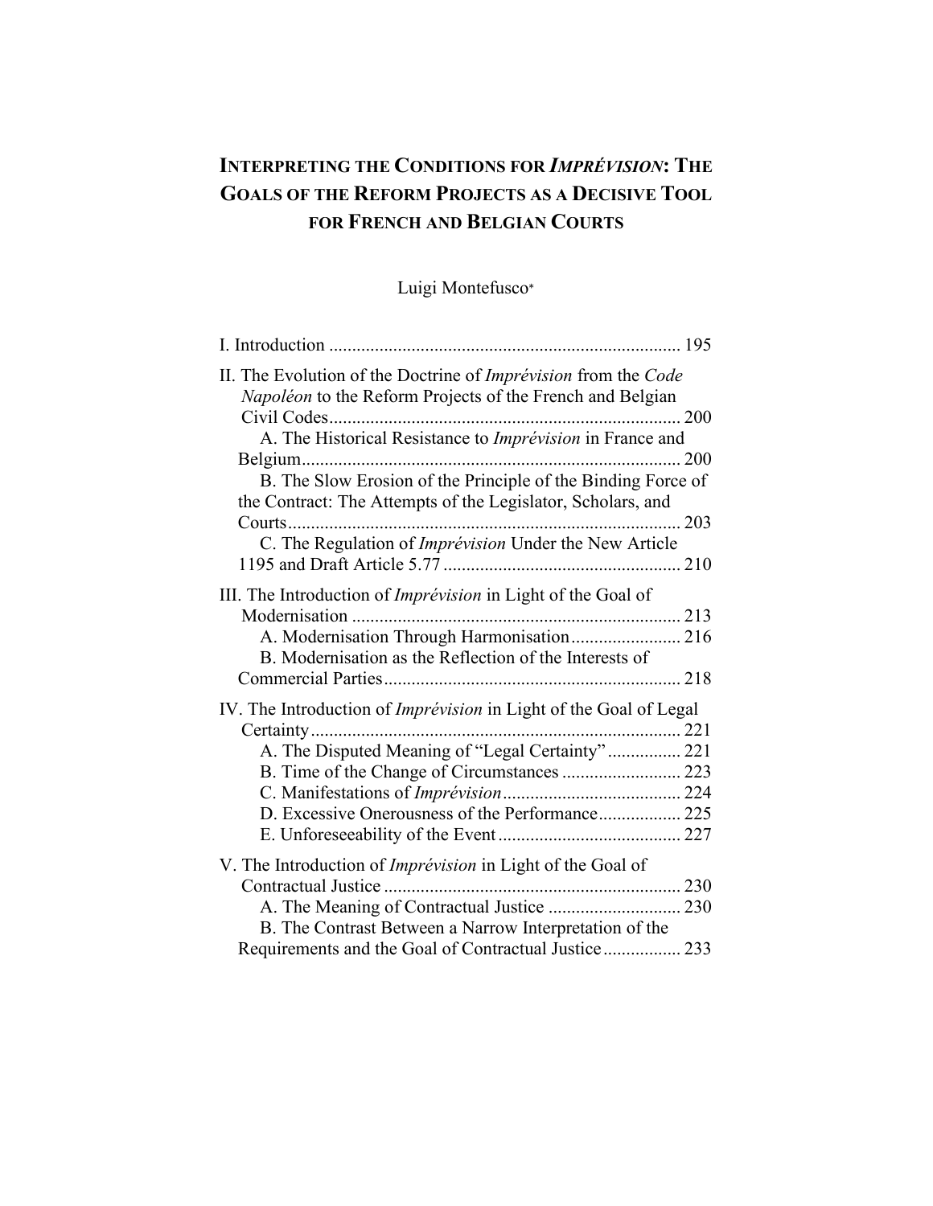# INTERPRETING THE CONDITIONS FOR *IMPRÉVISION*: THE GOALS OF THE REFORM PROJECTS AS A DECISIVE TOOL FOR FRENCH AND BELGIAN COURTS

Luigi Montefusco*

I. Introduction ............................................................................ 195

II. The Evolution of the Doctrine of *Imprévision* from the *Code Napoléon* to the Reform Projects of the French and Belgian Civil Codes ............................................................................ 200

- A. The Historical Resistance to *Imprévision* in France and Belgium .................................................................................. 200
- B. The Slow Erosion of the Principle of the Binding Force of the Contract: The Attempts of the Legislator, Scholars, and Courts ..................................................................................... 203
- C. The Regulation of *Imprévision* Under the New Article 1195 and Draft Article 5.77 .................................................... 210

III. The Introduction of *Imprévision* in Light of the Goal of Modernisation ....................................................................... 213

- A. Modernisation Through Harmonisation ........................ 216
- B. Modernisation as the Reflection of the Interests of Commercial Parties ................................................................ 218

IV. The Introduction of *Imprévision* in Light of the Goal of Legal Certainty ................................................................................ 221

- A. The Disputed Meaning of "Legal Certainty" ................ 221
- B. Time of the Change of Circumstances .......................... 223
- C. Manifestations of *Imprévision* ...................................... 224
- D. Excessive Onerousness of the Performance .................. 225
- E. Unforeseeability of the Event ........................................ 227

V. The Introduction of *Imprévision* in Light of the Goal of Contractual Justice ................................................................ 230

- A. The Meaning of Contractual Justice ............................. 230
- B. The Contrast Between a Narrow Interpretation of the Requirements and the Goal of Contractual Justice ................. 233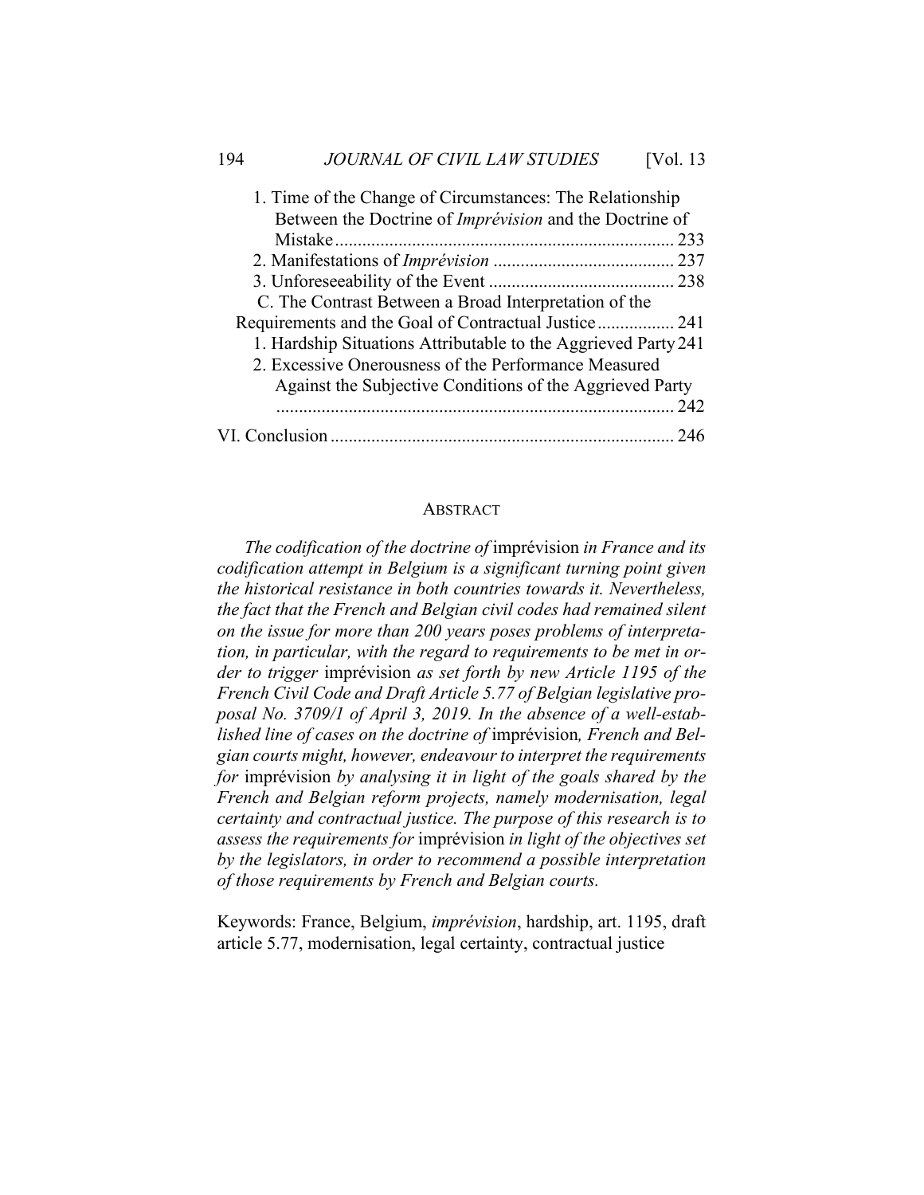1. Time of the Change of Circumstances: The Relationship Between the Doctrine of *Imprévision* and the Doctrine of Mistake ........................................................................ 233
2. Manifestations of *Imprévision* ........................................ 237
3. Unforeseeability of the Event ......................................... 238

C. The Contrast Between a Broad Interpretation of the Requirements and the Goal of Contractual Justice ................. 241

1. Hardship Situations Attributable to the Aggrieved Party 241
2. Excessive Onerousness of the Performance Measured Against the Subjective Conditions of the Aggrieved Party ........................................................................................ 242

VI. Conclusion ........................................................................... 246

## ABSTRACT

*The codification of the doctrine of* imprévision *in France and its codification attempt in Belgium is a significant turning point given the historical resistance in both countries towards it. Nevertheless, the fact that the French and Belgian civil codes had remained silent on the issue for more than 200 years poses problems of interpretation, in particular, with the regard to requirements to be met in order to trigger* imprévision *as set forth by new Article 1195 of the French Civil Code and Draft Article 5.77 of Belgian legislative proposal No. 3709/1 of April 3, 2019. In the absence of a well-established line of cases on the doctrine of* imprévision*, French and Belgian courts might, however, endeavour to interpret the requirements for* imprévision *by analysing it in light of the goals shared by the French and Belgian reform projects, namely modernisation, legal certainty and contractual justice. The purpose of this research is to assess the requirements for* imprévision *in light of the objectives set by the legislators, in order to recommend a possible interpretation of those requirements by French and Belgian courts.*

Keywords: France, Belgium, *imprévision*, hardship, art. 1195, draft article 5.77, modernisation, legal certainty, contractual justice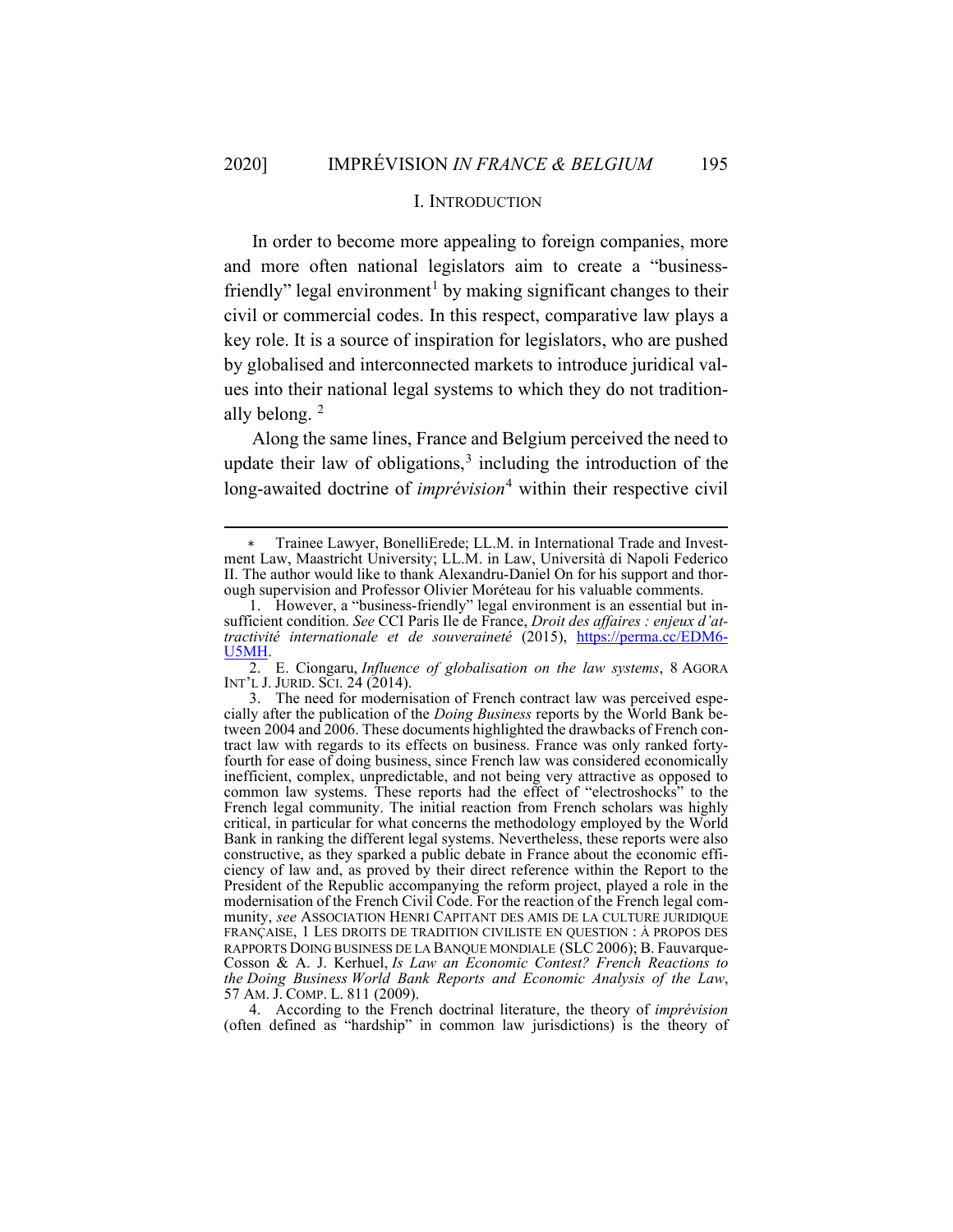## I. Introduction

In order to become more appealing to foreign companies, more and more often national legislators aim to create a "business-friendly" legal environment[1] by making significant changes to their civil or commercial codes. In this respect, comparative law plays a key role. It is a source of inspiration for legislators, who are pushed by globalised and interconnected markets to introduce juridical values into their national legal systems to which they do not traditionally belong.[2]

Along the same lines, France and Belgium perceived the need to update their law of obligations,[3] including the introduction of the long-awaited doctrine of *imprévision*[4] within their respective civil

---

\* Trainee Lawyer, BonelliErede; LL.M. in International Trade and Investment Law, Maastricht University; LL.M. in Law, Università di Napoli Federico II. The author would like to thank Alexandru-Daniel On for his support and thorough supervision and Professor Olivier Moréteau for his valuable comments.

1. However, a "business-friendly" legal environment is an essential but insufficient condition. *See* CCI Paris Ile de France, *Droit des affaires : enjeux d'attractivité internationale et de souveraineté* (2015), https://perma.cc/EDM6-U5MH.

2. E. Ciongaru, *Influence of globalisation on the law systems*, 8 AGORA INT'L J. JURID. SCI. 24 (2014).

3. The need for modernisation of French contract law was perceived especially after the publication of the *Doing Business* reports by the World Bank between 2004 and 2006. These documents highlighted the drawbacks of French contract law with regards to its effects on business. France was only ranked forty-fourth for ease of doing business, since French law was considered economically inefficient, complex, unpredictable, and not being very attractive as opposed to common law systems. These reports had the effect of "electroshocks" to the French legal community. The initial reaction from French scholars was highly critical, in particular for what concerns the methodology employed by the World Bank in ranking the different legal systems. Nevertheless, these reports were also constructive, as they sparked a public debate in France about the economic efficiency of law and, as proved by their direct reference within the Report to the President of the Republic accompanying the reform project, played a role in the modernisation of the French Civil Code. For the reaction of the French legal community, *see* ASSOCIATION HENRI CAPITANT DES AMIS DE LA CULTURE JURIDIQUE FRANÇAISE, 1 LES DROITS DE TRADITION CIVILISTE EN QUESTION : À PROPOS DES RAPPORTS DOING BUSINESS DE LA BANQUE MONDIALE (SLC 2006); B. Fauvarque-Cosson & A. J. Kerhuel, *Is Law an Economic Contest? French Reactions to the Doing Business World Bank Reports and Economic Analysis of the Law*, 57 AM. J. COMP. L. 811 (2009).

4. According to the French doctrinal literature, the theory of *imprévision* (often defined as "hardship" in common law jurisdictions) is the theory of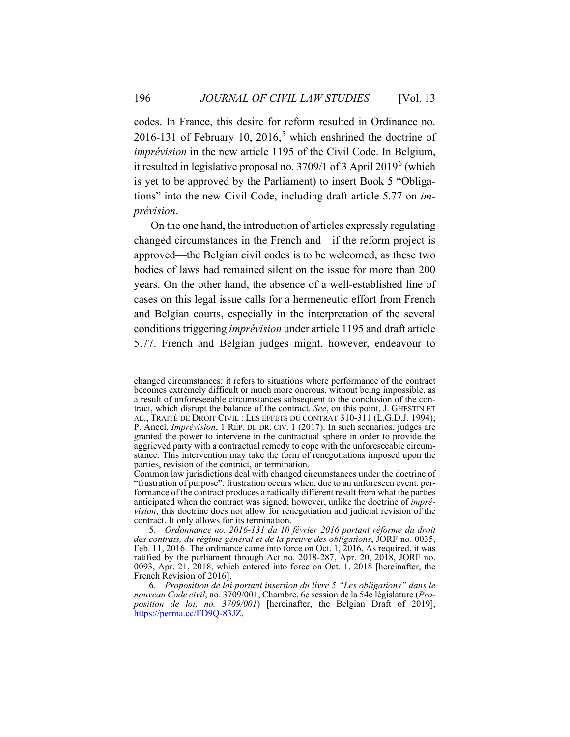codes. In France, this desire for reform resulted in Ordinance no. 2016-131 of February 10, 2016,[5] which enshrined the doctrine of *imprévision* in the new article 1195 of the Civil Code. In Belgium, it resulted in legislative proposal no. 3709/1 of 3 April 2019[6] (which is yet to be approved by the Parliament) to insert Book 5 "Obligations" into the new Civil Code, including draft article 5.77 on *imprévision*.

On the one hand, the introduction of articles expressly regulating changed circumstances in the French and—if the reform project is approved—the Belgian civil codes is to be welcomed, as these two bodies of laws had remained silent on the issue for more than 200 years. On the other hand, the absence of a well-established line of cases on this legal issue calls for a hermeneutic effort from French and Belgian courts, especially in the interpretation of the several conditions triggering *imprévision* under article 1195 and draft article 5.77. French and Belgian judges might, however, endeavour to

---

changed circumstances: it refers to situations where performance of the contract becomes extremely difficult or much more onerous, without being impossible, as a result of unforeseeable circumstances subsequent to the conclusion of the contract, which disrupt the balance of the contract. *See*, on this point, J. GHESTIN ET AL., TRAITÉ DE DROIT CIVIL : LES EFFETS DU CONTRAT 310-311 (L.G.D.J. 1994); P. Ancel, *Imprévision*, 1 RÉP. DE DR. CIV. 1 (2017). In such scenarios, judges are granted the power to intervene in the contractual sphere in order to provide the aggrieved party with a contractual remedy to cope with the unforeseeable circumstance. This intervention may take the form of renegotiations imposed upon the parties, revision of the contract, or termination.

Common law jurisdictions deal with changed circumstances under the doctrine of "frustration of purpose": frustration occurs when, due to an unforeseen event, performance of the contract produces a radically different result from what the parties anticipated when the contract was signed; however, unlike the doctrine of *imprévision*, this doctrine does not allow for renegotiation and judicial revision of the contract. It only allows for its termination.

5. *Ordonnance no. 2016-131 du 10 février 2016 portant réforme du droit des contrats, du régime général et de la preuve des obligations*, JORF no. 0035, Feb. 11, 2016. The ordinance came into force on Oct. 1, 2016. As required, it was ratified by the parliament through Act no. 2018-287, Apr. 20, 2018, JORF no. 0093, Apr. 21, 2018, which entered into force on Oct. 1, 2018 [hereinafter, the French Revision of 2016].

6. *Proposition de loi portant insertion du livre 5 "Les obligations" dans le nouveau Code civil*, no. 3709/001, Chambre, 6e session de la 54e législature (*Proposition de loi, no. 3709/001*) [hereinafter, the Belgian Draft of 2019], https://perma.cc/FD9Q-83JZ.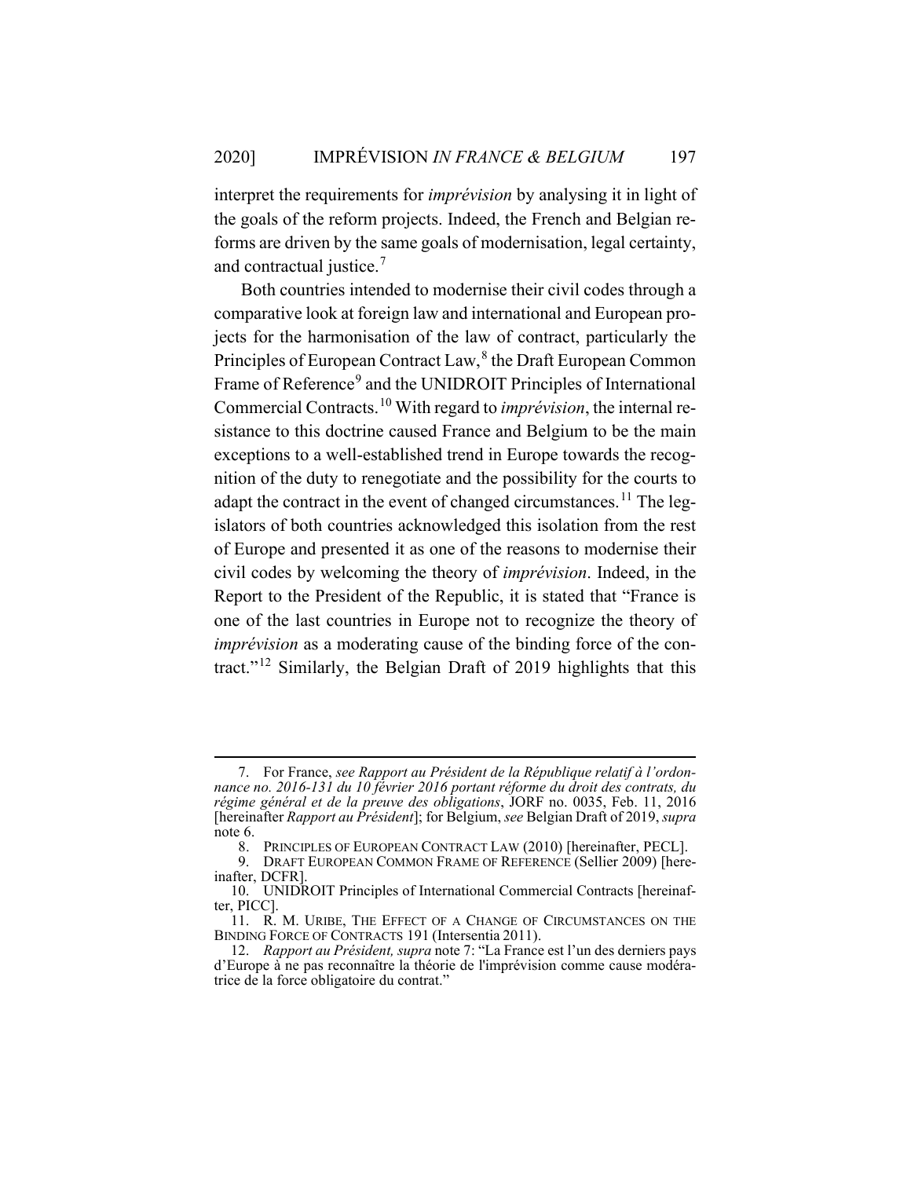interpret the requirements for *imprévision* by analysing it in light of the goals of the reform projects. Indeed, the French and Belgian reforms are driven by the same goals of modernisation, legal certainty, and contractual justice.[7]

Both countries intended to modernise their civil codes through a comparative look at foreign law and international and European projects for the harmonisation of the law of contract, particularly the Principles of European Contract Law,[8] the Draft European Common Frame of Reference[9] and the UNIDROIT Principles of International Commercial Contracts.[10] With regard to *imprévision*, the internal resistance to this doctrine caused France and Belgium to be the main exceptions to a well-established trend in Europe towards the recognition of the duty to renegotiate and the possibility for the courts to adapt the contract in the event of changed circumstances.[11] The legislators of both countries acknowledged this isolation from the rest of Europe and presented it as one of the reasons to modernise their civil codes by welcoming the theory of *imprévision*. Indeed, in the Report to the President of the Republic, it is stated that "France is one of the last countries in Europe not to recognize the theory of *imprévision* as a moderating cause of the binding force of the contract."[12] Similarly, the Belgian Draft of 2019 highlights that this

---

7. For France, *see Rapport au Président de la République relatif à l'ordonnance no. 2016-131 du 10 février 2016 portant réforme du droit des contrats, du régime général et de la preuve des obligations*, JORF no. 0035, Feb. 11, 2016 [hereinafter *Rapport au Président*]; for Belgium, *see* Belgian Draft of 2019, *supra* note 6.

8. PRINCIPLES OF EUROPEAN CONTRACT LAW (2010) [hereinafter, PECL].

9. DRAFT EUROPEAN COMMON FRAME OF REFERENCE (Sellier 2009) [hereinafter, DCFR].

10. UNIDROIT Principles of International Commercial Contracts [hereinafter, PICC].

11. R. M. URIBE, THE EFFECT OF A CHANGE OF CIRCUMSTANCES ON THE BINDING FORCE OF CONTRACTS 191 (Intersentia 2011).

12. *Rapport au Président, supra* note 7: "La France est l'un des derniers pays d'Europe à ne pas reconnaître la théorie de l'imprévision comme cause modératrice de la force obligatoire du contrat."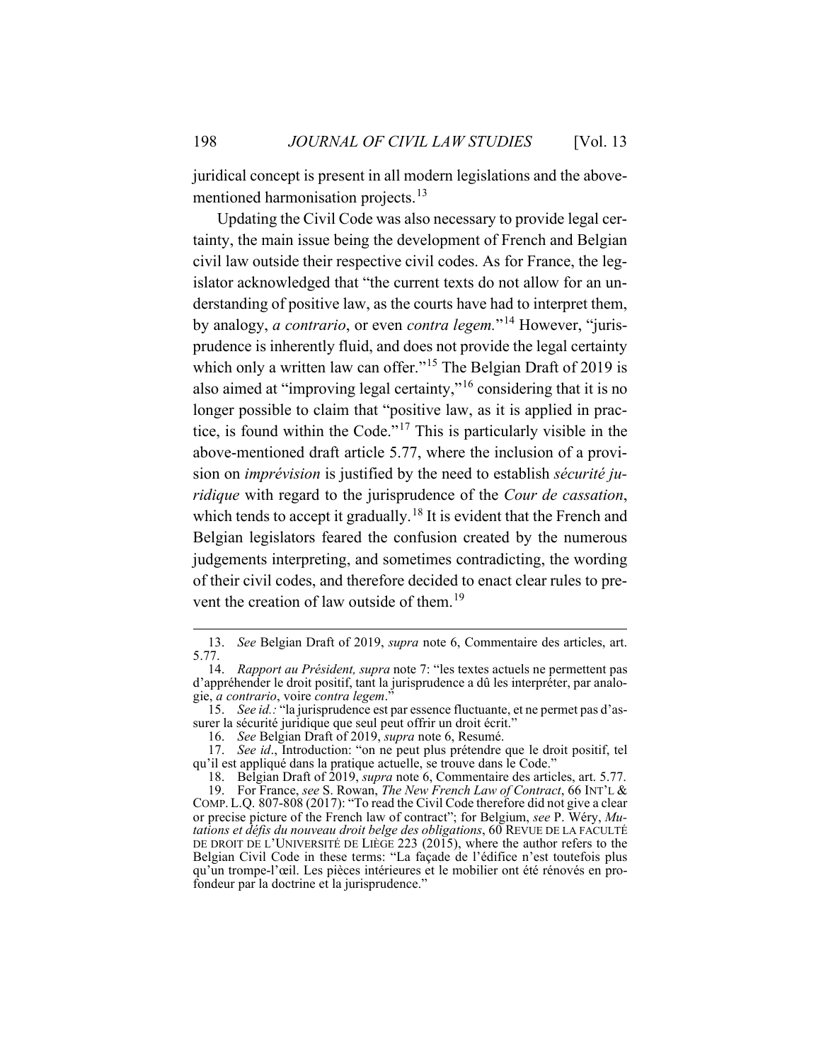juridical concept is present in all modern legislations and the above-mentioned harmonisation projects.[13]

Updating the Civil Code was also necessary to provide legal certainty, the main issue being the development of French and Belgian civil law outside their respective civil codes. As for France, the legislator acknowledged that "the current texts do not allow for an understanding of positive law, as the courts have had to interpret them, by analogy, *a contrario*, or even *contra legem.*"[14] However, "jurisprudence is inherently fluid, and does not provide the legal certainty which only a written law can offer."[15] The Belgian Draft of 2019 is also aimed at "improving legal certainty,"[16] considering that it is no longer possible to claim that "positive law, as it is applied in practice, is found within the Code."[17] This is particularly visible in the above-mentioned draft article 5.77, where the inclusion of a provision on *imprévision* is justified by the need to establish *sécurité juridique* with regard to the jurisprudence of the *Cour de cassation*, which tends to accept it gradually.[18] It is evident that the French and Belgian legislators feared the confusion created by the numerous judgements interpreting, and sometimes contradicting, the wording of their civil codes, and therefore decided to enact clear rules to prevent the creation of law outside of them.[19]

---

13. *See* Belgian Draft of 2019, *supra* note 6, Commentaire des articles, art. 5.77.

14. *Rapport au Président, supra* note 7: "les textes actuels ne permettent pas d'appréhender le droit positif, tant la jurisprudence a dû les interpréter, par analogie, *a contrario*, voire *contra legem*."

15. *See id.:* "la jurisprudence est par essence fluctuante, et ne permet pas d'assurer la sécurité juridique que seul peut offrir un droit écrit."

16. *See* Belgian Draft of 2019, *supra* note 6, Resumé.

17. *See id*., Introduction: "on ne peut plus prétendre que le droit positif, tel qu'il est appliqué dans la pratique actuelle, se trouve dans le Code."

18. Belgian Draft of 2019, *supra* note 6, Commentaire des articles, art. 5.77.

19. For France, *see* S. Rowan, *The New French Law of Contract*, 66 INT'L & COMP. L.Q. 807-808 (2017): "To read the Civil Code therefore did not give a clear or precise picture of the French law of contract"; for Belgium, *see* P. Wéry, *Mutations et défis du nouveau droit belge des obligations*, 60 REVUE DE LA FACULTÉ DE DROIT DE L'UNIVERSITÉ DE LIÈGE 223 (2015), where the author refers to the Belgian Civil Code in these terms: "La façade de l'édifice n'est toutefois plus qu'un trompe-l'œil. Les pièces intérieures et le mobilier ont été rénovés en profondeur par la doctrine et la jurisprudence."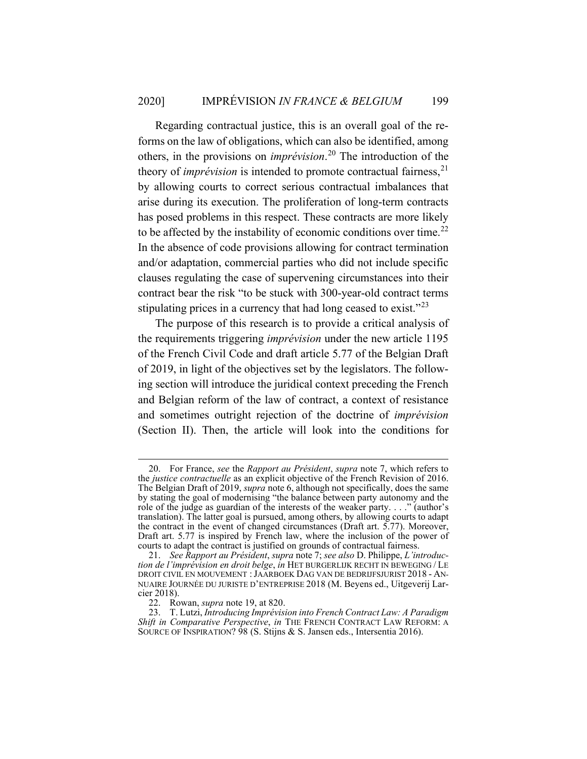Regarding contractual justice, this is an overall goal of the reforms on the law of obligations, which can also be identified, among others, in the provisions on *imprévision*.[20] The introduction of the theory of *imprévision* is intended to promote contractual fairness,[21] by allowing courts to correct serious contractual imbalances that arise during its execution. The proliferation of long-term contracts has posed problems in this respect. These contracts are more likely to be affected by the instability of economic conditions over time.[22] In the absence of code provisions allowing for contract termination and/or adaptation, commercial parties who did not include specific clauses regulating the case of supervening circumstances into their contract bear the risk "to be stuck with 300-year-old contract terms stipulating prices in a currency that had long ceased to exist."[23]

The purpose of this research is to provide a critical analysis of the requirements triggering *imprévision* under the new article 1195 of the French Civil Code and draft article 5.77 of the Belgian Draft of 2019, in light of the objectives set by the legislators. The following section will introduce the juridical context preceding the French and Belgian reform of the law of contract, a context of resistance and sometimes outright rejection of the doctrine of *imprévision* (Section II). Then, the article will look into the conditions for

---

20. For France, *see* the *Rapport au Président*, *supra* note 7, which refers to the *justice contractuelle* as an explicit objective of the French Revision of 2016. The Belgian Draft of 2019, *supra* note 6, although not specifically, does the same by stating the goal of modernising "the balance between party autonomy and the role of the judge as guardian of the interests of the weaker party. . . ." (author's translation). The latter goal is pursued, among others, by allowing courts to adapt the contract in the event of changed circumstances (Draft art. 5.77). Moreover, Draft art. 5.77 is inspired by French law, where the inclusion of the power of courts to adapt the contract is justified on grounds of contractual fairness.

21. *See Rapport au Président*, *supra* note 7; *see also* D. Philippe, *L'introduction de l'imprévision en droit belge*, *in* HET BURGERLIJK RECHT IN BEWEGING / LE DROIT CIVIL EN MOUVEMENT : JAARBOEK DAG VAN DE BEDRIJFSJURIST 2018 - ANNUAIRE JOURNÉE DU JURISTE D'ENTREPRISE 2018 (M. Beyens ed., Uitgeverij Larcier 2018).

22. Rowan, *supra* note 19, at 820.

23. T. Lutzi, *Introducing Imprévision into French Contract Law: A Paradigm Shift in Comparative Perspective*, *in* THE FRENCH CONTRACT LAW REFORM: A SOURCE OF INSPIRATION? 98 (S. Stijns & S. Jansen eds., Intersentia 2016).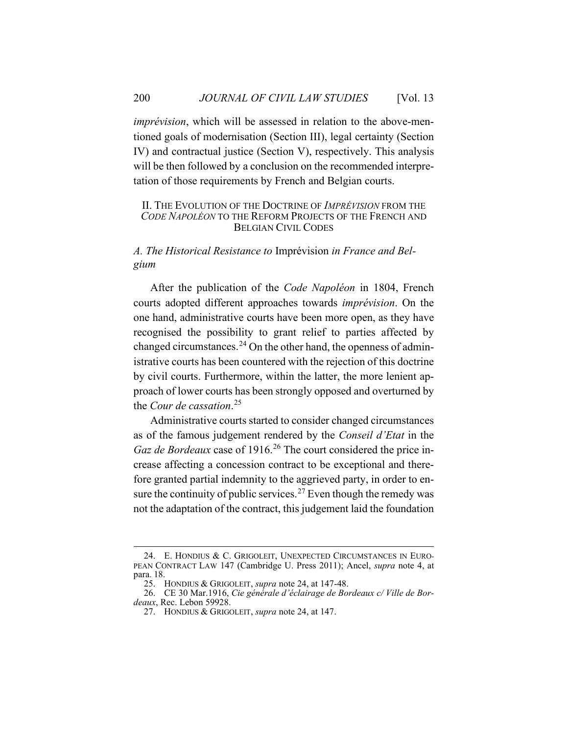*imprévision*, which will be assessed in relation to the above-mentioned goals of modernisation (Section III), legal certainty (Section IV) and contractual justice (Section V), respectively. This analysis will be then followed by a conclusion on the recommended interpretation of those requirements by French and Belgian courts.

## II. THE EVOLUTION OF THE DOCTRINE OF *IMPRÉVISION* FROM THE *CODE NAPOLÉON* TO THE REFORM PROJECTS OF THE FRENCH AND BELGIAN CIVIL CODES

### *A. The Historical Resistance to* Imprévision *in France and Belgium*

After the publication of the *Code Napoléon* in 1804, French courts adopted different approaches towards *imprévision*. On the one hand, administrative courts have been more open, as they have recognised the possibility to grant relief to parties affected by changed circumstances.[24] On the other hand, the openness of administrative courts has been countered with the rejection of this doctrine by civil courts. Furthermore, within the latter, the more lenient approach of lower courts has been strongly opposed and overturned by the *Cour de cassation*.[25]

Administrative courts started to consider changed circumstances as of the famous judgement rendered by the *Conseil d'Etat* in the *Gaz de Bordeaux* case of 1916.[26] The court considered the price increase affecting a concession contract to be exceptional and therefore granted partial indemnity to the aggrieved party, in order to ensure the continuity of public services.[27] Even though the remedy was not the adaptation of the contract, this judgement laid the foundation

---

24. E. HONDIUS & C. GRIGOLEIT, UNEXPECTED CIRCUMSTANCES IN EUROPEAN CONTRACT LAW 147 (Cambridge U. Press 2011); Ancel, *supra* note 4, at para. 18.

25. HONDIUS & GRIGOLEIT, *supra* note 24, at 147-48.

26. CE 30 Mar.1916, *Cie générale d'éclairage de Bordeaux c/ Ville de Bordeaux*, Rec. Lebon 59928.

27. HONDIUS & GRIGOLEIT, *supra* note 24, at 147.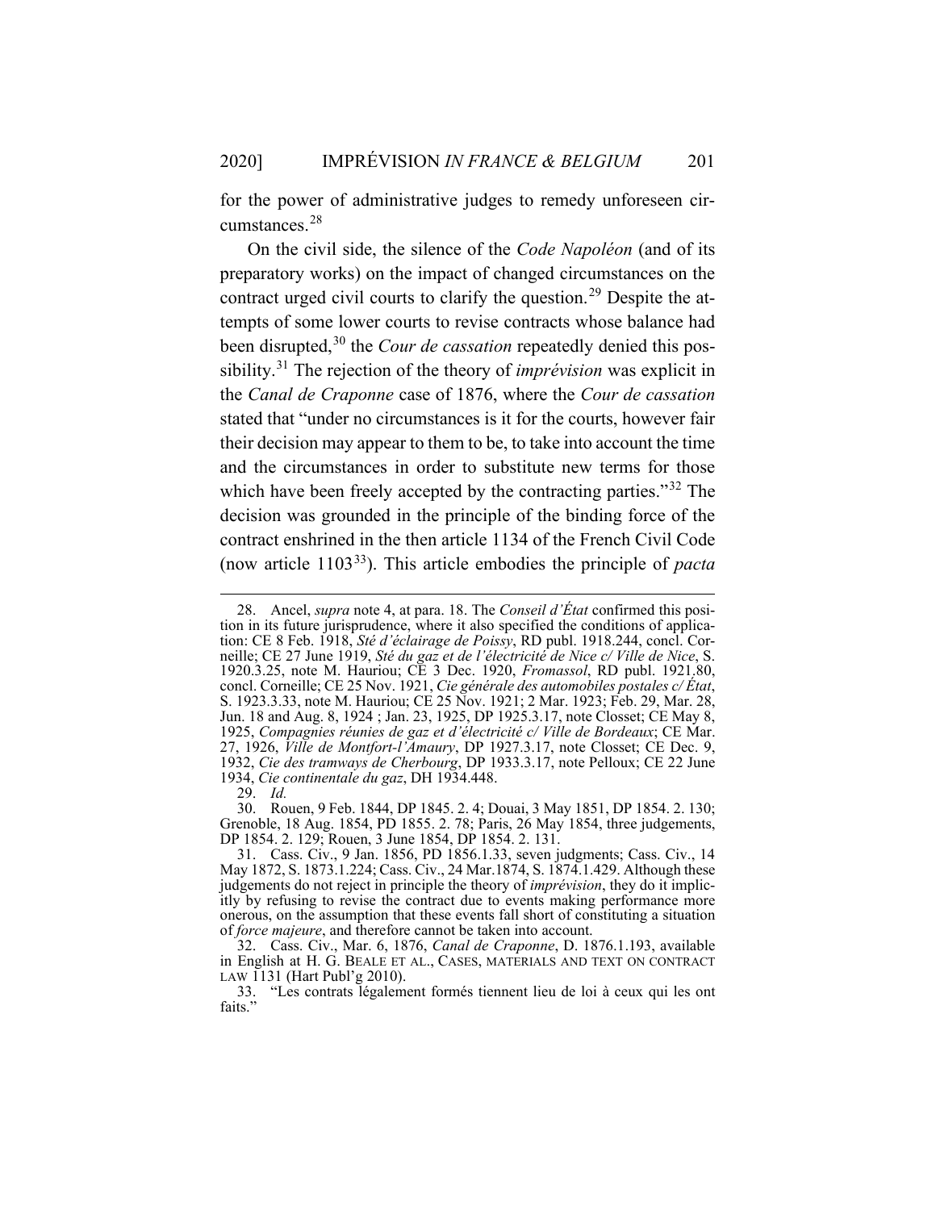for the power of administrative judges to remedy unforeseen circumstances.[28]

On the civil side, the silence of the *Code Napoléon* (and of its preparatory works) on the impact of changed circumstances on the contract urged civil courts to clarify the question.[29] Despite the attempts of some lower courts to revise contracts whose balance had been disrupted,[30] the *Cour de cassation* repeatedly denied this possibility.[31] The rejection of the theory of *imprévision* was explicit in the *Canal de Craponne* case of 1876, where the *Cour de cassation* stated that "under no circumstances is it for the courts, however fair their decision may appear to them to be, to take into account the time and the circumstances in order to substitute new terms for those which have been freely accepted by the contracting parties."[32] The decision was grounded in the principle of the binding force of the contract enshrined in the then article 1134 of the French Civil Code (now article 1103[33]). This article embodies the principle of *pacta*

---

28. Ancel, *supra* note 4, at para. 18. The *Conseil d'État* confirmed this position in its future jurisprudence, where it also specified the conditions of application: CE 8 Feb. 1918, *Sté d'éclairage de Poissy*, RD publ. 1918.244, concl. Corneille; CE 27 June 1919, *Sté du gaz et de l'électricité de Nice c/ Ville de Nice*, S. 1920.3.25, note M. Hauriou; CE 3 Dec. 1920, *Fromassol*, RD publ. 1921,80, concl. Corneille; CE 25 Nov. 1921, *Cie générale des automobiles postales c/ État*, S. 1923.3.33, note M. Hauriou; CE 25 Nov. 1921; 2 Mar. 1923; Feb. 29, Mar. 28, Jun. 18 and Aug. 8, 1924 ; Jan. 23, 1925, DP 1925.3.17, note Closset; CE May 8, 1925, *Compagnies réunies de gaz et d'électricité c/ Ville de Bordeaux*; CE Mar. 27, 1926, *Ville de Montfort-l'Amaury*, DP 1927.3.17, note Closset; CE Dec. 9, 1932, *Cie des tramways de Cherbourg*, DP 1933.3.17, note Pelloux; CE 22 June 1934, *Cie continentale du gaz*, DH 1934.448.

29. *Id.*

30. Rouen, 9 Feb. 1844, DP 1845. 2. 4; Douai, 3 May 1851, DP 1854. 2. 130; Grenoble, 18 Aug. 1854, PD 1855. 2. 78; Paris, 26 May 1854, three judgements, DP 1854. 2. 129; Rouen, 3 June 1854, DP 1854. 2. 131.

31. Cass. Civ., 9 Jan. 1856, PD 1856.1.33, seven judgments; Cass. Civ., 14 May 1872, S. 1873.1.224; Cass. Civ., 24 Mar.1874, S. 1874.1.429. Although these judgements do not reject in principle the theory of *imprévision*, they do it implicitly by refusing to revise the contract due to events making performance more onerous, on the assumption that these events fall short of constituting a situation of *force majeure*, and therefore cannot be taken into account.

32. Cass. Civ., Mar. 6, 1876, *Canal de Craponne*, D. 1876.1.193, available in English at H. G. BEALE ET AL., CASES, MATERIALS AND TEXT ON CONTRACT LAW 1131 (Hart Publ'g 2010).

33. "Les contrats légalement formés tiennent lieu de loi à ceux qui les ont faits."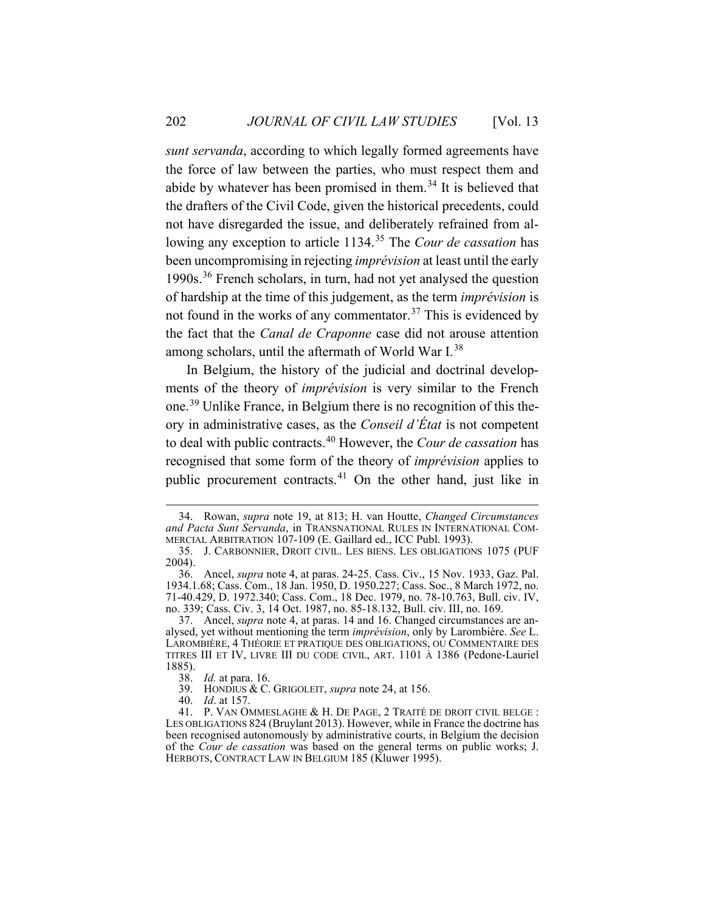*sunt servanda*, according to which legally formed agreements have the force of law between the parties, who must respect them and abide by whatever has been promised in them.[34] It is believed that the drafters of the Civil Code, given the historical precedents, could not have disregarded the issue, and deliberately refrained from allowing any exception to article 1134.[35] The *Cour de cassation* has been uncompromising in rejecting *imprévision* at least until the early 1990s.[36] French scholars, in turn, had not yet analysed the question of hardship at the time of this judgement, as the term *imprévision* is not found in the works of any commentator.[37] This is evidenced by the fact that the *Canal de Craponne* case did not arouse attention among scholars, until the aftermath of World War I.[38]

In Belgium, the history of the judicial and doctrinal developments of the theory of *imprévision* is very similar to the French one.[39] Unlike France, in Belgium there is no recognition of this theory in administrative cases, as the *Conseil d'État* is not competent to deal with public contracts.[40] However, the *Cour de cassation* has recognised that some form of the theory of *imprévision* applies to public procurement contracts.[41] On the other hand, just like in

---

34. Rowan, *supra* note 19, at 813; H. van Houtte, *Changed Circumstances and Pacta Sunt Servanda*, in TRANSNATIONAL RULES IN INTERNATIONAL COMMERCIAL ARBITRATION 107-109 (E. Gaillard ed., ICC Publ. 1993).

35. J. CARBONNIER, DROIT CIVIL. LES BIENS. LES OBLIGATIONS 1075 (PUF 2004).

36. Ancel, *supra* note 4, at paras. 24-25. Cass. Civ., 15 Nov. 1933, Gaz. Pal. 1934.1.68; Cass. Com., 18 Jan. 1950, D. 1950.227; Cass. Soc., 8 March 1972, no. 71-40.429, D. 1972.340; Cass. Com., 18 Dec. 1979, no. 78-10.763, Bull. civ. IV, no. 339; Cass. Civ. 3, 14 Oct. 1987, no. 85-18.132, Bull. civ. III, no. 169.

37. Ancel, *supra* note 4, at paras. 14 and 16. Changed circumstances are analysed, yet without mentioning the term *imprévision*, only by Larombière. *See* L. LAROMBIÈRE, 4 THÉORIE ET PRATIQUE DES OBLIGATIONS, OU COMMENTAIRE DES TITRES III ET IV, LIVRE III DU CODE CIVIL, ART. 1101 À 1386 (Pedone-Lauriel 1885).

38. *Id.* at para. 16.

39. HONDIUS & C. GRIGOLEIT, *supra* note 24, at 156.

40. *Id*. at 157.

41. P. VAN OMMESLAGHE & H. DE PAGE, 2 TRAITÉ DE DROIT CIVIL BELGE : LES OBLIGATIONS 824 (Bruylant 2013). However, while in France the doctrine has been recognised autonomously by administrative courts, in Belgium the decision of the *Cour de cassation* was based on the general terms on public works; J. HERBOTS, CONTRACT LAW IN BELGIUM 185 (Kluwer 1995).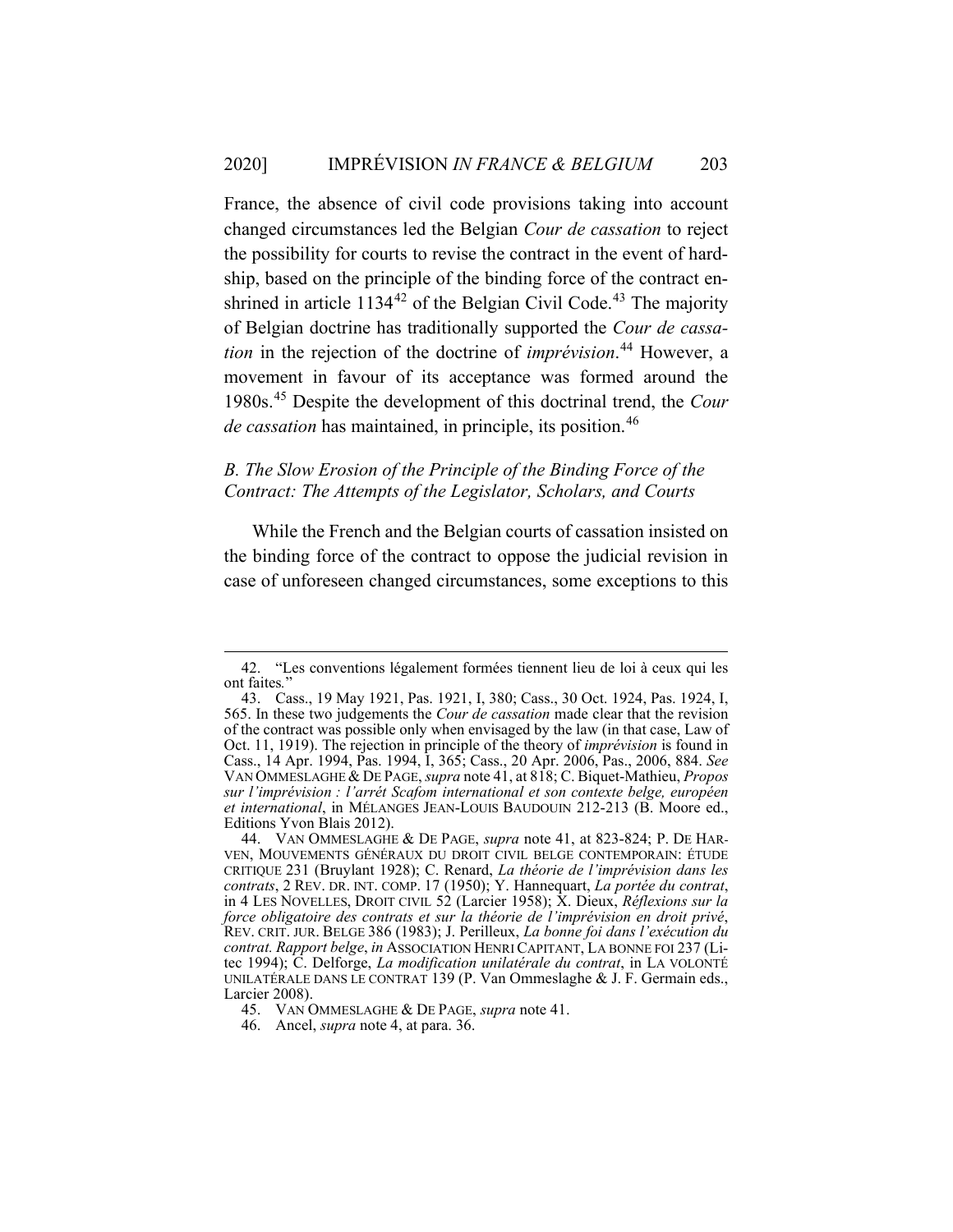France, the absence of civil code provisions taking into account changed circumstances led the Belgian *Cour de cassation* to reject the possibility for courts to revise the contract in the event of hardship, based on the principle of the binding force of the contract enshrined in article 1134[42] of the Belgian Civil Code.[43] The majority of Belgian doctrine has traditionally supported the *Cour de cassation* in the rejection of the doctrine of *imprévision*.[44] However, a movement in favour of its acceptance was formed around the 1980s.[45] Despite the development of this doctrinal trend, the *Cour de cassation* has maintained, in principle, its position.[46]

### *B. The Slow Erosion of the Principle of the Binding Force of the Contract: The Attempts of the Legislator, Scholars, and Courts*

While the French and the Belgian courts of cassation insisted on the binding force of the contract to oppose the judicial revision in case of unforeseen changed circumstances, some exceptions to this

---

42. "Les conventions légalement formées tiennent lieu de loi à ceux qui les ont faites."

43. Cass., 19 May 1921, Pas. 1921, I, 380; Cass., 30 Oct. 1924, Pas. 1924, I, 565. In these two judgements the *Cour de cassation* made clear that the revision of the contract was possible only when envisaged by the law (in that case, Law of Oct. 11, 1919). The rejection in principle of the theory of *imprévision* is found in Cass., 14 Apr. 1994, Pas. 1994, I, 365; Cass., 20 Apr. 2006, Pas., 2006, 884. *See* VAN OMMESLAGHE & DE PAGE, *supra* note 41, at 818; C. Biquet-Mathieu, *Propos sur l'imprévision : l'arrêt Scafom international et son contexte belge, européen et international*, in MÉLANGES JEAN-LOUIS BAUDOUIN 212-213 (B. Moore ed., Editions Yvon Blais 2012).

44. VAN OMMESLAGHE & DE PAGE, *supra* note 41, at 823-824; P. DE HARVEN, MOUVEMENTS GÉNÉRAUX DU DROIT CIVIL BELGE CONTEMPORAIN: ÉTUDE CRITIQUE 231 (Bruylant 1928); C. Renard, *La théorie de l'imprévision dans les contrats*, 2 REV. DR. INT. COMP. 17 (1950); Y. Hannequart, *La portée du contrat*, in 4 LES NOVELLES, DROIT CIVIL 52 (Larcier 1958); X. Dieux, *Réflexions sur la force obligatoire des contrats et sur la théorie de l'imprévision en droit privé*, REV. CRIT. JUR. BELGE 386 (1983); J. Perilleux, *La bonne foi dans l'exécution du contrat. Rapport belge*, *in* ASSOCIATION HENRI CAPITANT, LA BONNE FOI 237 (Litec 1994); C. Delforge, *La modification unilatérale du contrat*, in LA VOLONTÉ UNILATÉRALE DANS LE CONTRAT 139 (P. Van Ommeslaghe & J. F. Germain eds., Larcier 2008).

45. VAN OMMESLAGHE & DE PAGE, *supra* note 41.

46. Ancel, *supra* note 4, at para. 36.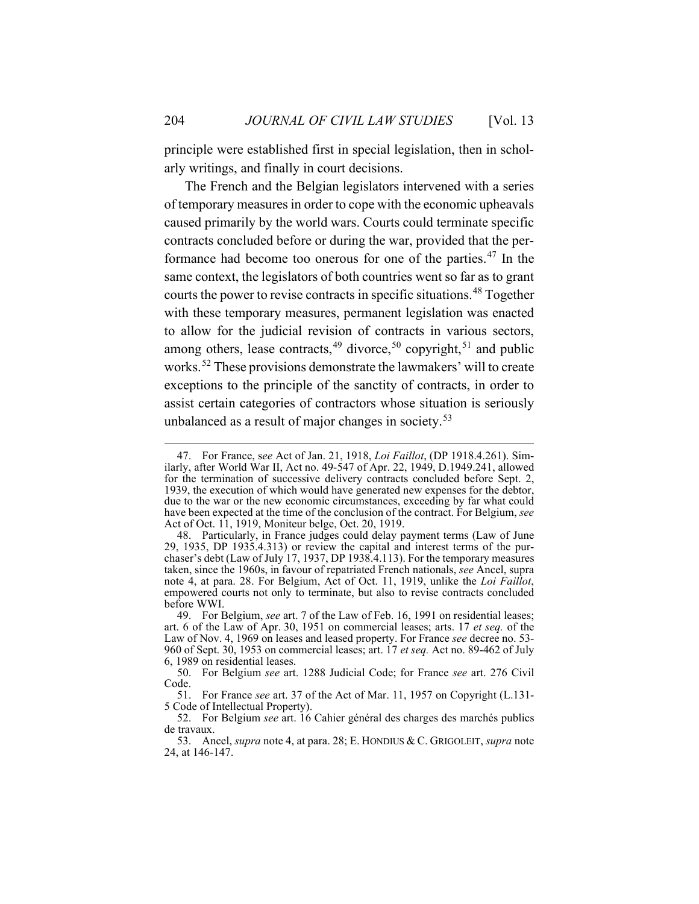principle were established first in special legislation, then in scholarly writings, and finally in court decisions.

The French and the Belgian legislators intervened with a series of temporary measures in order to cope with the economic upheavals caused primarily by the world wars. Courts could terminate specific contracts concluded before or during the war, provided that the performance had become too onerous for one of the parties.[47] In the same context, the legislators of both countries went so far as to grant courts the power to revise contracts in specific situations.[48] Together with these temporary measures, permanent legislation was enacted to allow for the judicial revision of contracts in various sectors, among others, lease contracts,[49] divorce,[50] copyright,[51] and public works.[52] These provisions demonstrate the lawmakers' will to create exceptions to the principle of the sanctity of contracts, in order to assist certain categories of contractors whose situation is seriously unbalanced as a result of major changes in society.[53]

---

47. For France, *see* Act of Jan. 21, 1918, *Loi Faillot*, (DP 1918.4.261). Similarly, after World War II, Act no. 49-547 of Apr. 22, 1949, D.1949.241, allowed for the termination of successive delivery contracts concluded before Sept. 2, 1939, the execution of which would have generated new expenses for the debtor, due to the war or the new economic circumstances, exceeding by far what could have been expected at the time of the conclusion of the contract. For Belgium, *see* Act of Oct. 11, 1919, Moniteur belge, Oct. 20, 1919.

48. Particularly, in France judges could delay payment terms (Law of June 29, 1935, DP 1935.4.313) or review the capital and interest terms of the purchaser's debt (Law of July 17, 1937, DP 1938.4.113). For the temporary measures taken, since the 1960s, in favour of repatriated French nationals, *see* Ancel, supra note 4, at para. 28. For Belgium, Act of Oct. 11, 1919, unlike the *Loi Faillot*, empowered courts not only to terminate, but also to revise contracts concluded before WWI.

49. For Belgium, *see* art. 7 of the Law of Feb. 16, 1991 on residential leases; art. 6 of the Law of Apr. 30, 1951 on commercial leases; arts. 17 *et seq.* of the Law of Nov. 4, 1969 on leases and leased property. For France *see* decree no. 53-960 of Sept. 30, 1953 on commercial leases; art. 17 *et seq.* Act no. 89-462 of July 6, 1989 on residential leases.

50. For Belgium *see* art. 1288 Judicial Code; for France *see* art. 276 Civil Code.

51. For France *see* art. 37 of the Act of Mar. 11, 1957 on Copyright (L.131-5 Code of Intellectual Property).

52. For Belgium *see* art. 16 Cahier général des charges des marchés publics de travaux.

53. Ancel, *supra* note 4, at para. 28; E. HONDIUS & C. GRIGOLEIT, *supra* note 24, at 146-147.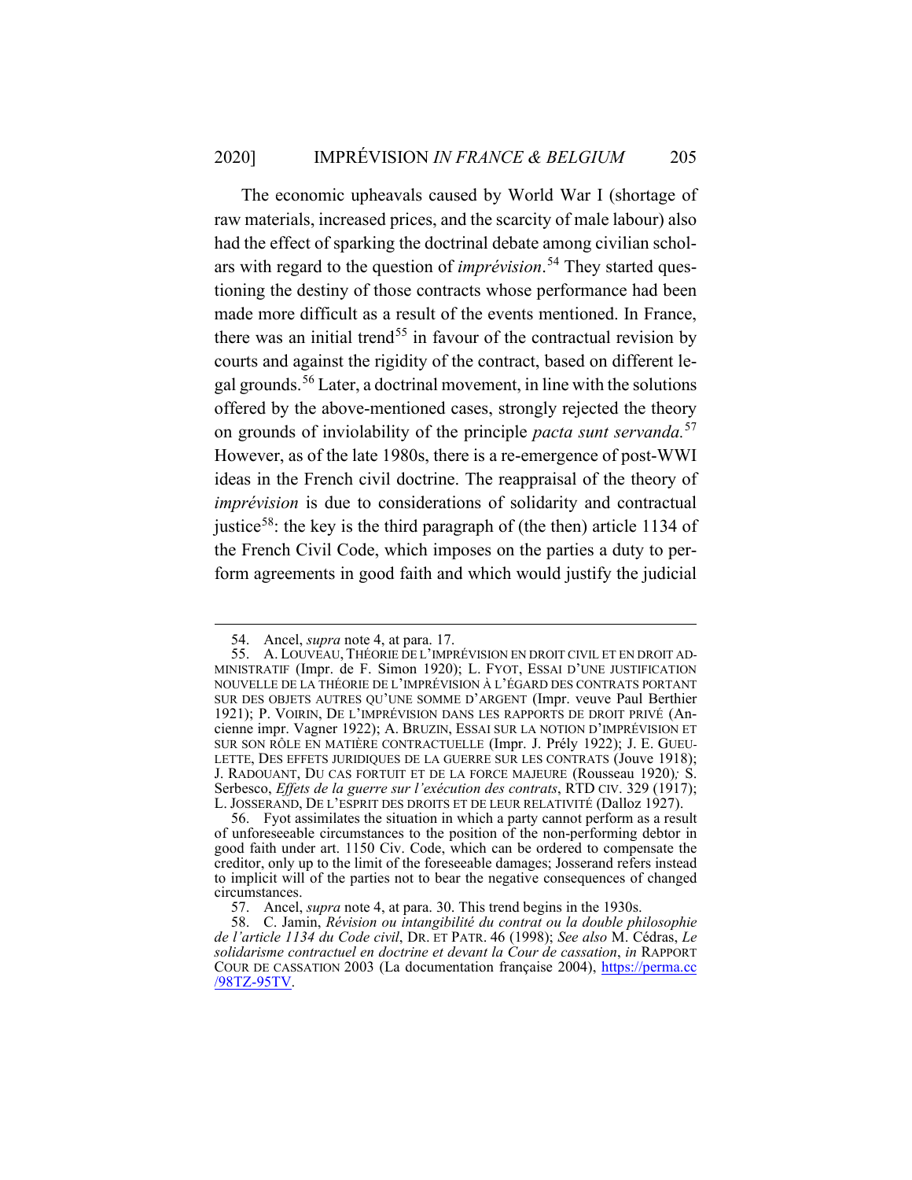The economic upheavals caused by World War I (shortage of raw materials, increased prices, and the scarcity of male labour) also had the effect of sparking the doctrinal debate among civilian scholars with regard to the question of *imprévision*.[54] They started questioning the destiny of those contracts whose performance had been made more difficult as a result of the events mentioned. In France, there was an initial trend[55] in favour of the contractual revision by courts and against the rigidity of the contract, based on different legal grounds.[56] Later, a doctrinal movement, in line with the solutions offered by the above-mentioned cases, strongly rejected the theory on grounds of inviolability of the principle *pacta sunt servanda.*[57] However, as of the late 1980s, there is a re-emergence of post-WWI ideas in the French civil doctrine. The reappraisal of the theory of *imprévision* is due to considerations of solidarity and contractual justice[58]: the key is the third paragraph of (the then) article 1134 of the French Civil Code, which imposes on the parties a duty to perform agreements in good faith and which would justify the judicial

---

54. Ancel, *supra* note 4, at para. 17.

55. A. LOUVEAU, THÉORIE DE L'IMPRÉVISION EN DROIT CIVIL ET EN DROIT ADMINISTRATIF (Impr. de F. Simon 1920); L. FYOT, ESSAI D'UNE JUSTIFICATION NOUVELLE DE LA THÉORIE DE L'IMPRÉVISION À L'ÉGARD DES CONTRATS PORTANT SUR DES OBJETS AUTRES QU'UNE SOMME D'ARGENT (Impr. veuve Paul Berthier 1921); P. VOIRIN, DE L'IMPRÉVISION DANS LES RAPPORTS DE DROIT PRIVÉ (Ancienne impr. Vagner 1922); A. BRUZIN, ESSAI SUR LA NOTION D'IMPRÉVISION ET SUR SON RÔLE EN MATIÈRE CONTRACTUELLE (Impr. J. Prély 1922); J. E. GUEULETTE, DES EFFETS JURIDIQUES DE LA GUERRE SUR LES CONTRATS (Jouve 1918); J. RADOUANT, DU CAS FORTUIT ET DE LA FORCE MAJEURE (Rousseau 1920)*;* S. Serbesco, *Effets de la guerre sur l'exécution des contrats*, RTD CIV. 329 (1917); L. JOSSERAND, DE L'ESPRIT DES DROITS ET DE LEUR RELATIVITÉ (Dalloz 1927).

56. Fyot assimilates the situation in which a party cannot perform as a result of unforeseeable circumstances to the position of the non-performing debtor in good faith under art. 1150 Civ. Code, which can be ordered to compensate the creditor, only up to the limit of the foreseeable damages; Josserand refers instead to implicit will of the parties not to bear the negative consequences of changed circumstances.

57. Ancel, *supra* note 4, at para. 30. This trend begins in the 1930s.

58. C. Jamin, *Révision ou intangibilité du contrat ou la double philosophie de l'article 1134 du Code civil*, DR. ET PATR. 46 (1998); *See also* M. Cédras, *Le solidarisme contractuel en doctrine et devant la Cour de cassation*, *in* RAPPORT COUR DE CASSATION 2003 (La documentation française 2004), https://perma.cc/98TZ-95TV.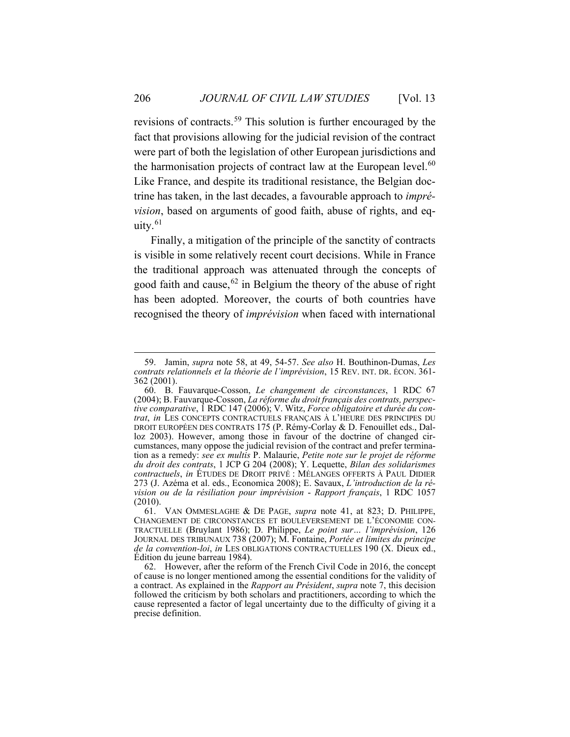revisions of contracts.[59] This solution is further encouraged by the fact that provisions allowing for the judicial revision of the contract were part of both the legislation of other European jurisdictions and the harmonisation projects of contract law at the European level.[60] Like France, and despite its traditional resistance, the Belgian doctrine has taken, in the last decades, a favourable approach to *imprévision*, based on arguments of good faith, abuse of rights, and equity.[61]

Finally, a mitigation of the principle of the sanctity of contracts is visible in some relatively recent court decisions. While in France the traditional approach was attenuated through the concepts of good faith and cause,[62] in Belgium the theory of the abuse of right has been adopted. Moreover, the courts of both countries have recognised the theory of *imprévision* when faced with international

---

59. Jamin, *supra* note 58, at 49, 54-57. *See also* H. Bouthinon-Dumas, *Les contrats relationnels et la théorie de l'imprévision*, 15 REV. INT. DR. ÉCON. 361-362 (2001).

60. B. Fauvarque-Cosson, *Le changement de circonstances*, 1 RDC 67 (2004); B. Fauvarque-Cosson, *La réforme du droit français des contrats, perspective comparative*, 1 RDC 147 (2006); V. Witz, *Force obligatoire et durée du contrat*, *in* LES CONCEPTS CONTRACTUELS FRANÇAIS À L'HEURE DES PRINCIPES DU DROIT EUROPÉEN DES CONTRATS 175 (P. Rémy-Corlay & D. Fenouillet eds., Dalloz 2003). However, among those in favour of the doctrine of changed circumstances, many oppose the judicial revision of the contract and prefer termination as a remedy: *see ex multis* P. Malaurie, *Petite note sur le projet de réforme du droit des contrats*, 1 JCP G 204 (2008); Y. Lequette, *Bilan des solidarismes contractuels*, *in* ÉTUDES DE DROIT PRIVÉ : MÉLANGES OFFERTS À PAUL DIDIER 273 (J. Azéma et al. eds., Economica 2008); E. Savaux, *L'introduction de la révision ou de la résiliation pour imprévision - Rapport français*, 1 RDC 1057 (2010).

61. VAN OMMESLAGHE & DE PAGE, *supra* note 41, at 823; D. PHILIPPE, CHANGEMENT DE CIRCONSTANCES ET BOULEVERSEMENT DE L'ÉCONOMIE CONTRACTUELLE (Bruylant 1986); D. Philippe, *Le point sur… l'imprévision*, 126 JOURNAL DES TRIBUNAUX 738 (2007); M. Fontaine, *Portée et limites du principe de la convention-loi*, *in* LES OBLIGATIONS CONTRACTUELLES 190 (X. Dieux ed., Édition du jeune barreau 1984).

62. However, after the reform of the French Civil Code in 2016, the concept of cause is no longer mentioned among the essential conditions for the validity of a contract. As explained in the *Rapport au Président*, *supra* note 7, this decision followed the criticism by both scholars and practitioners, according to which the cause represented a factor of legal uncertainty due to the difficulty of giving it a precise definition.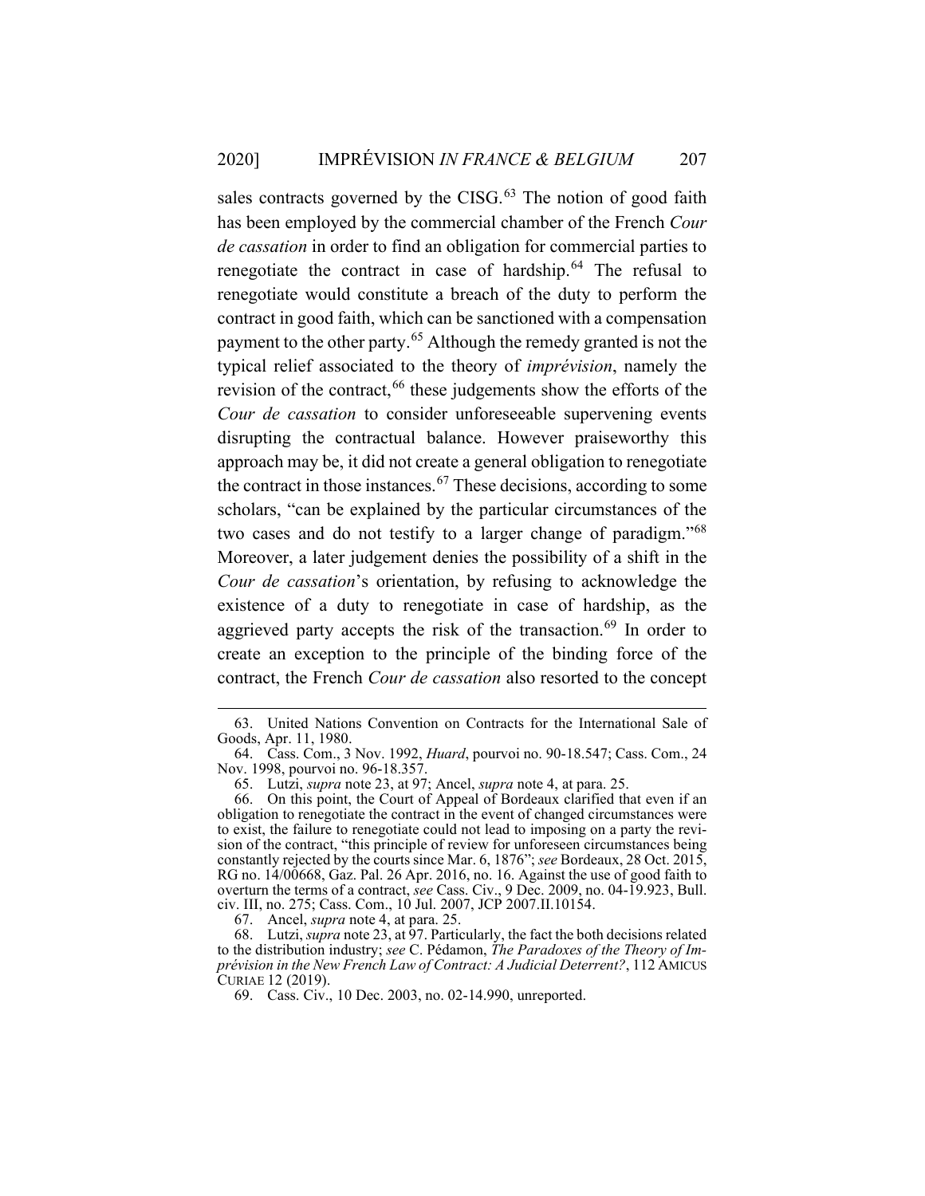sales contracts governed by the CISG.[63] The notion of good faith has been employed by the commercial chamber of the French *Cour de cassation* in order to find an obligation for commercial parties to renegotiate the contract in case of hardship.[64] The refusal to renegotiate would constitute a breach of the duty to perform the contract in good faith, which can be sanctioned with a compensation payment to the other party.[65] Although the remedy granted is not the typical relief associated to the theory of *imprévision*, namely the revision of the contract,[66] these judgements show the efforts of the *Cour de cassation* to consider unforeseeable supervening events disrupting the contractual balance. However praiseworthy this approach may be, it did not create a general obligation to renegotiate the contract in those instances.[67] These decisions, according to some scholars, "can be explained by the particular circumstances of the two cases and do not testify to a larger change of paradigm."[68] Moreover, a later judgement denies the possibility of a shift in the *Cour de cassation*'s orientation, by refusing to acknowledge the existence of a duty to renegotiate in case of hardship, as the aggrieved party accepts the risk of the transaction.[69] In order to create an exception to the principle of the binding force of the contract, the French *Cour de cassation* also resorted to the concept

---

63. United Nations Convention on Contracts for the International Sale of Goods, Apr. 11, 1980.

64. Cass. Com., 3 Nov. 1992, *Huard*, pourvoi no. 90-18.547; Cass. Com., 24 Nov. 1998, pourvoi no. 96-18.357.

65. Lutzi, *supra* note 23, at 97; Ancel, *supra* note 4, at para. 25.

66. On this point, the Court of Appeal of Bordeaux clarified that even if an obligation to renegotiate the contract in the event of changed circumstances were to exist, the failure to renegotiate could not lead to imposing on a party the revision of the contract, "this principle of review for unforeseen circumstances being constantly rejected by the courts since Mar. 6, 1876"; *see* Bordeaux, 28 Oct. 2015, RG no. 14/00668, Gaz. Pal. 26 Apr. 2016, no. 16. Against the use of good faith to overturn the terms of a contract, *see* Cass. Civ., 9 Dec. 2009, no. 04-19.923, Bull. civ. III, no. 275; Cass. Com., 10 Jul. 2007, JCP 2007.II.10154.

67. Ancel, *supra* note 4, at para. 25.

68. Lutzi, *supra* note 23, at 97. Particularly, the fact the both decisions related to the distribution industry; *see* C. Pédamon, *The Paradoxes of the Theory of Imprévision in the New French Law of Contract: A Judicial Deterrent?*, 112 AMICUS CURIAE 12 (2019).

69. Cass. Civ., 10 Dec. 2003, no. 02-14.990, unreported.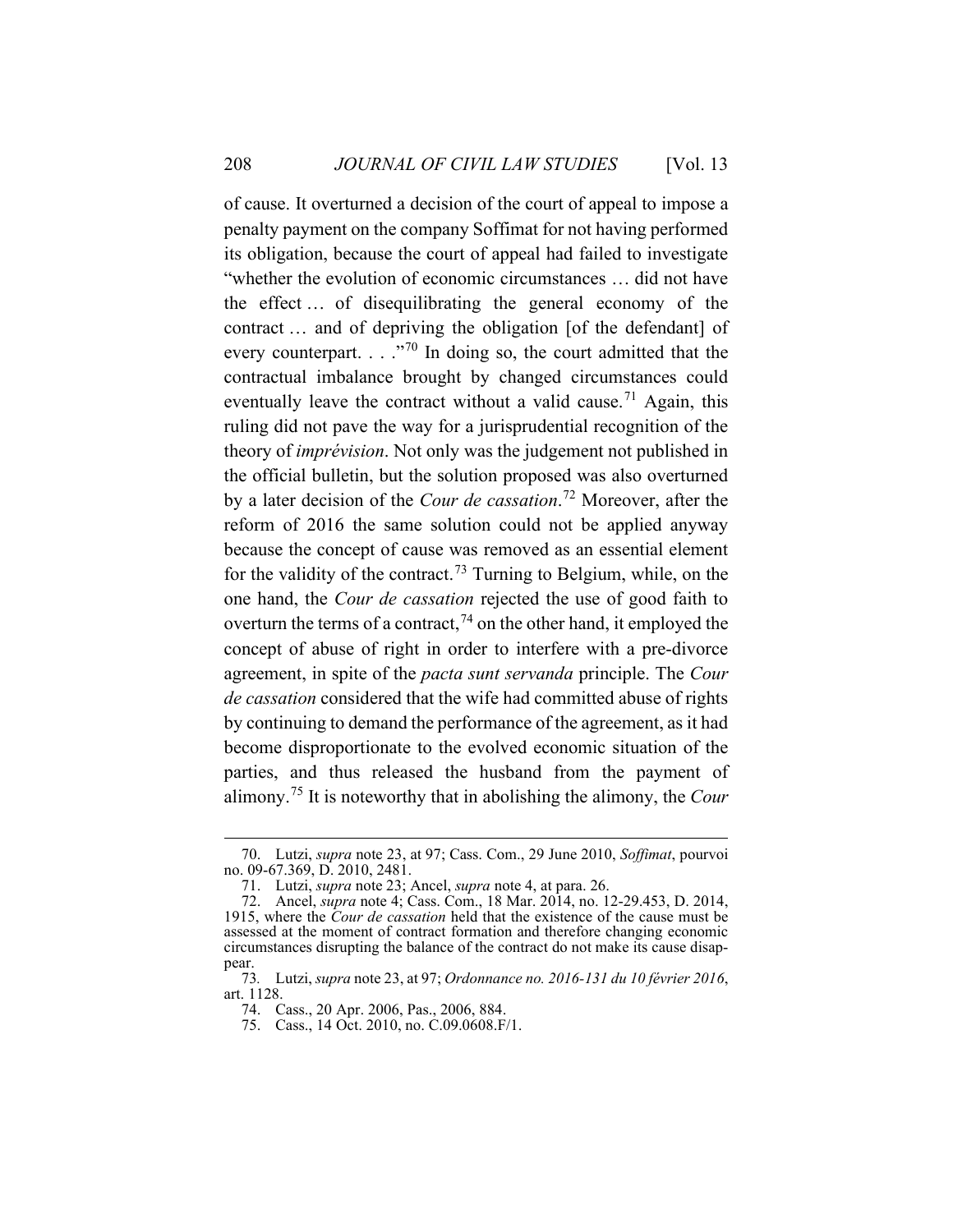of cause. It overturned a decision of the court of appeal to impose a penalty payment on the company Soffimat for not having performed its obligation, because the court of appeal had failed to investigate "whether the evolution of economic circumstances … did not have the effect … of disequilibrating the general economy of the contract … and of depriving the obligation [of the defendant] of every counterpart. . . ."[70] In doing so, the court admitted that the contractual imbalance brought by changed circumstances could eventually leave the contract without a valid cause.[71] Again, this ruling did not pave the way for a jurisprudential recognition of the theory of *imprévision*. Not only was the judgement not published in the official bulletin, but the solution proposed was also overturned by a later decision of the *Cour de cassation*.[72] Moreover, after the reform of 2016 the same solution could not be applied anyway because the concept of cause was removed as an essential element for the validity of the contract.[73] Turning to Belgium, while, on the one hand, the *Cour de cassation* rejected the use of good faith to overturn the terms of a contract,[74] on the other hand, it employed the concept of abuse of right in order to interfere with a pre-divorce agreement, in spite of the *pacta sunt servanda* principle. The *Cour de cassation* considered that the wife had committed abuse of rights by continuing to demand the performance of the agreement, as it had become disproportionate to the evolved economic situation of the parties, and thus released the husband from the payment of alimony.[75] It is noteworthy that in abolishing the alimony, the *Cour*

---

70. Lutzi, *supra* note 23, at 97; Cass. Com., 29 June 2010, *Soffimat*, pourvoi no. 09-67.369, D. 2010, 2481.

71. Lutzi, *supra* note 23; Ancel, *supra* note 4, at para. 26.

72. Ancel, *supra* note 4; Cass. Com., 18 Mar. 2014, no. 12-29.453, D. 2014, 1915, where the *Cour de cassation* held that the existence of the cause must be assessed at the moment of contract formation and therefore changing economic circumstances disrupting the balance of the contract do not make its cause disappear.

73. Lutzi, *supra* note 23, at 97; *Ordonnance no. 2016-131 du 10 février 2016*, art. 1128.

74. Cass., 20 Apr. 2006, Pas., 2006, 884.

75. Cass., 14 Oct. 2010, no. C.09.0608.F/1.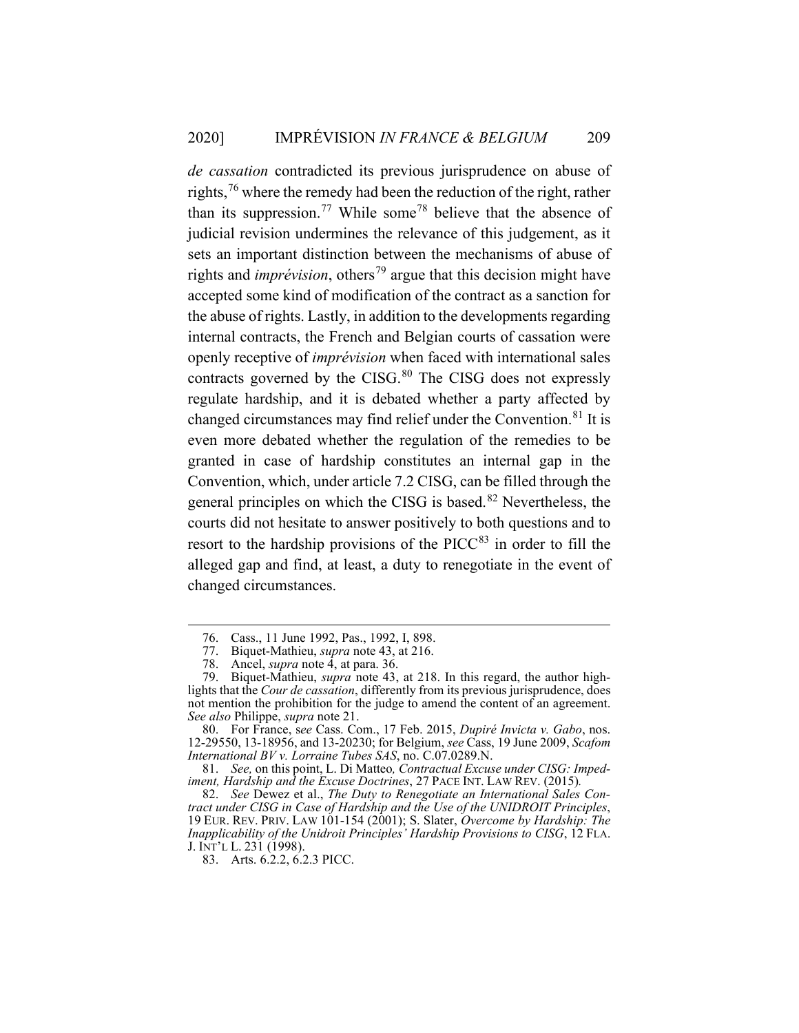*de cassation* contradicted its previous jurisprudence on abuse of rights,[76] where the remedy had been the reduction of the right, rather than its suppression.[77] While some[78] believe that the absence of judicial revision undermines the relevance of this judgement, as it sets an important distinction between the mechanisms of abuse of rights and *imprévision*, others[79] argue that this decision might have accepted some kind of modification of the contract as a sanction for the abuse of rights. Lastly, in addition to the developments regarding internal contracts, the French and Belgian courts of cassation were openly receptive of *imprévision* when faced with international sales contracts governed by the CISG.[80] The CISG does not expressly regulate hardship, and it is debated whether a party affected by changed circumstances may find relief under the Convention.[81] It is even more debated whether the regulation of the remedies to be granted in case of hardship constitutes an internal gap in the Convention, which, under article 7.2 CISG, can be filled through the general principles on which the CISG is based.[82] Nevertheless, the courts did not hesitate to answer positively to both questions and to resort to the hardship provisions of the PICC[83] in order to fill the alleged gap and find, at least, a duty to renegotiate in the event of changed circumstances.

---

76. Cass., 11 June 1992, Pas., 1992, I, 898.

77. Biquet-Mathieu, *supra* note 43, at 216.

78. Ancel, *supra* note 4, at para. 36.

79. Biquet-Mathieu, *supra* note 43, at 218. In this regard, the author highlights that the *Cour de cassation*, differently from its previous jurisprudence, does not mention the prohibition for the judge to amend the content of an agreement. *See also* Philippe, *supra* note 21.

80. For France, s*ee* Cass. Com., 17 Feb. 2015, *Dupiré Invicta v. Gabo*, nos. 12-29550, 13-18956, and 13-20230; for Belgium, *see* Cass, 19 June 2009, *Scafom International BV v. Lorraine Tubes SAS*, no. C.07.0289.N.

81. *See,* on this point, L. Di Matteo*, Contractual Excuse under CISG: Impediment, Hardship and the Excuse Doctrines*, 27 PACE INT. LAW REV. (2015)*.*

82. *See* Dewez et al., *The Duty to Renegotiate an International Sales Contract under CISG in Case of Hardship and the Use of the UNIDROIT Principles*, 19 EUR. REV. PRIV. LAW 101-154 (2001); S. Slater, *Overcome by Hardship: The Inapplicability of the Unidroit Principles' Hardship Provisions to CISG*, 12 FLA. J. INT'L L. 231 (1998).

83. Arts. 6.2.2, 6.2.3 PICC.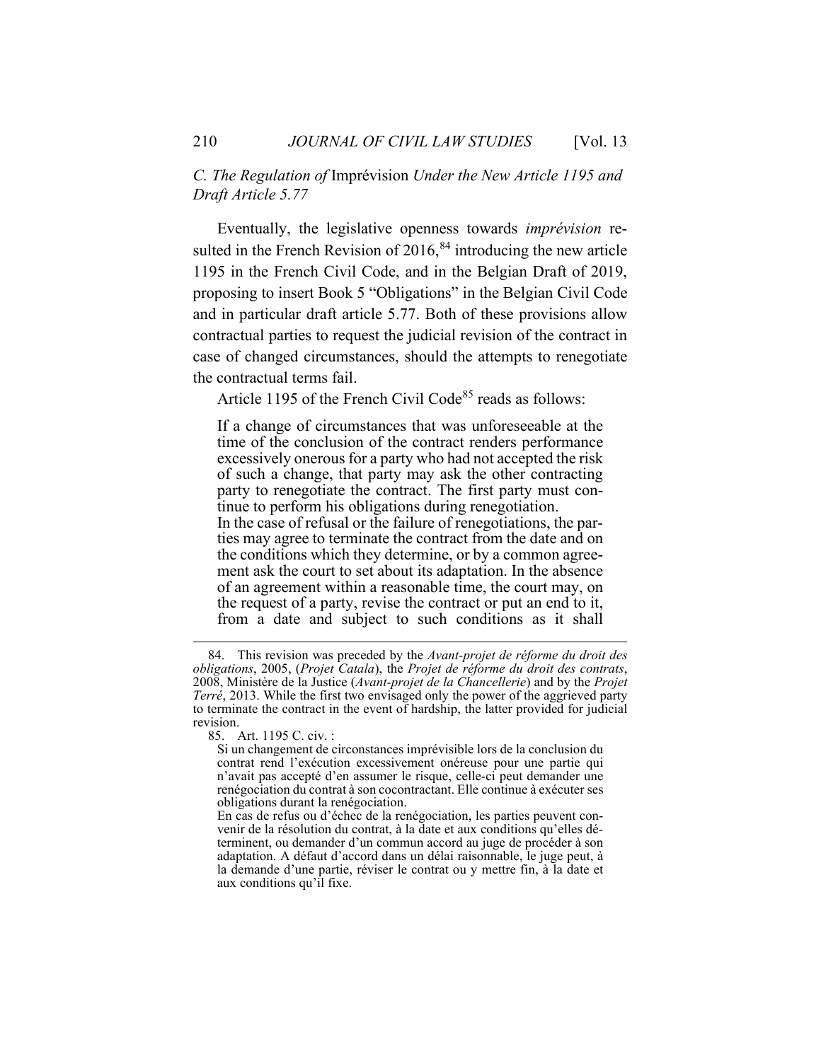### *C. The Regulation of* Imprévision *Under the New Article 1195 and Draft Article 5.77*

Eventually, the legislative openness towards *imprévision* resulted in the French Revision of 2016,[84] introducing the new article 1195 in the French Civil Code, and in the Belgian Draft of 2019, proposing to insert Book 5 "Obligations" in the Belgian Civil Code and in particular draft article 5.77. Both of these provisions allow contractual parties to request the judicial revision of the contract in case of changed circumstances, should the attempts to renegotiate the contractual terms fail.

Article 1195 of the French Civil Code[85] reads as follows:

> If a change of circumstances that was unforeseeable at the time of the conclusion of the contract renders performance excessively onerous for a party who had not accepted the risk of such a change, that party may ask the other contracting party to renegotiate the contract. The first party must continue to perform his obligations during renegotiation.
> In the case of refusal or the failure of renegotiations, the parties may agree to terminate the contract from the date and on the conditions which they determine, or by a common agreement ask the court to set about its adaptation. In the absence of an agreement within a reasonable time, the court may, on the request of a party, revise the contract or put an end to it, from a date and subject to such conditions as it shall

---

84. This revision was preceded by the *Avant-projet de réforme du droit des obligations*, 2005, (*Projet Catala*), the *Projet de réforme du droit des contrats*, 2008, Ministère de la Justice (*Avant-projet de la Chancellerie*) and by the *Projet Terré*, 2013. While the first two envisaged only the power of the aggrieved party to terminate the contract in the event of hardship, the latter provided for judicial revision.

85. Art. 1195 C. civ. :

> Si un changement de circonstances imprévisible lors de la conclusion du contrat rend l'exécution excessivement onéreuse pour une partie qui n'avait pas accepté d'en assumer le risque, celle-ci peut demander une renégociation du contrat à son cocontractant. Elle continue à exécuter ses obligations durant la renégociation.
> En cas de refus ou d'échec de la renégociation, les parties peuvent convenir de la résolution du contrat, à la date et aux conditions qu'elles déterminent, ou demander d'un commun accord au juge de procéder à son adaptation. A défaut d'accord dans un délai raisonnable, le juge peut, à la demande d'une partie, réviser le contrat ou y mettre fin, à la date et aux conditions qu'il fixe.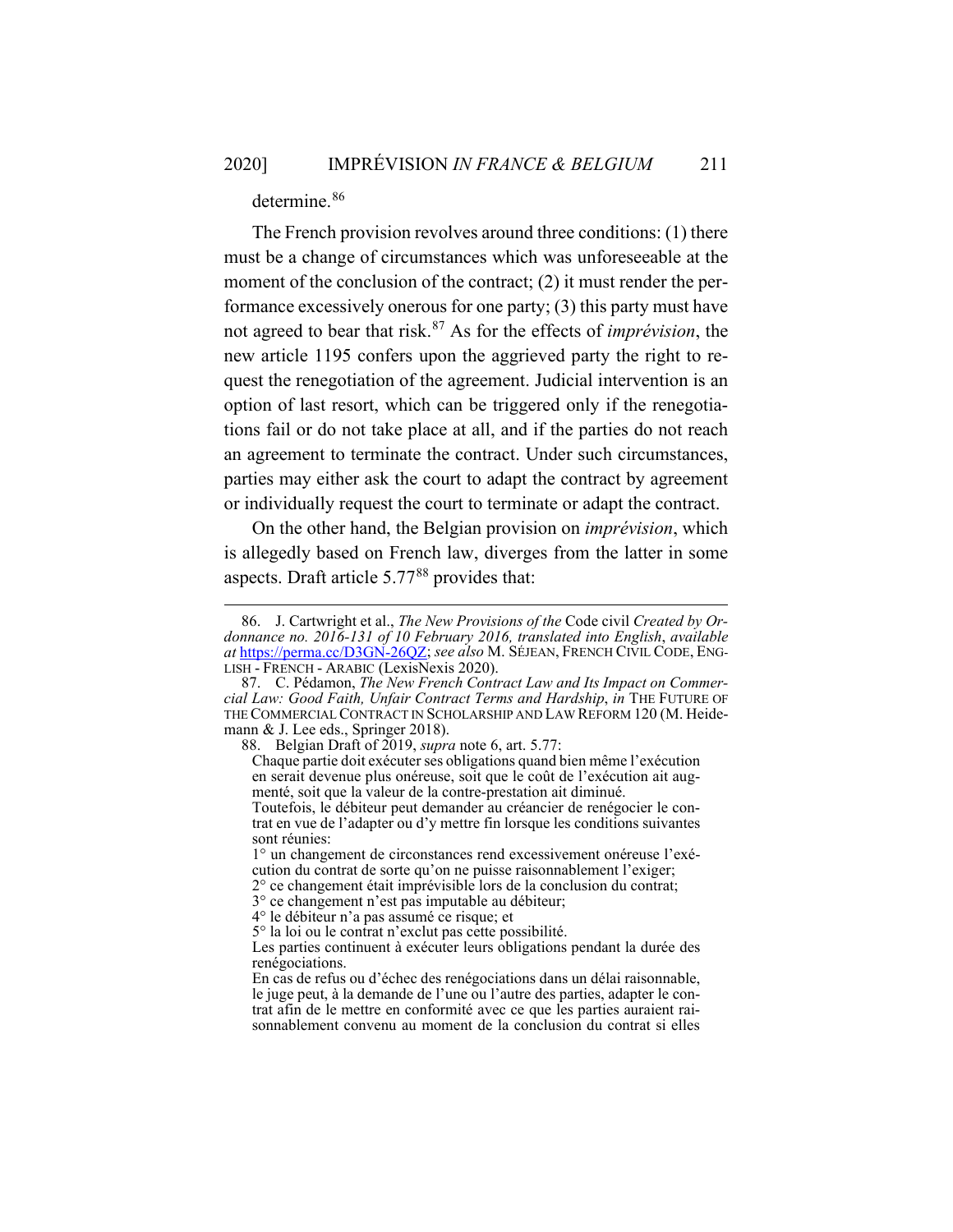determine.[86]

The French provision revolves around three conditions: (1) there must be a change of circumstances which was unforeseeable at the moment of the conclusion of the contract; (2) it must render the performance excessively onerous for one party; (3) this party must have not agreed to bear that risk.[87] As for the effects of *imprévision*, the new article 1195 confers upon the aggrieved party the right to request the renegotiation of the agreement. Judicial intervention is an option of last resort, which can be triggered only if the renegotiations fail or do not take place at all, and if the parties do not reach an agreement to terminate the contract. Under such circumstances, parties may either ask the court to adapt the contract by agreement or individually request the court to terminate or adapt the contract.

On the other hand, the Belgian provision on *imprévision*, which is allegedly based on French law, diverges from the latter in some aspects. Draft article 5.77[88] provides that:

---

86. J. Cartwright et al., *The New Provisions of the* Code civil *Created by Ordonnance no. 2016-131 of 10 February 2016, translated into English*, *available at* https://perma.cc/D3GN-26QZ; *see also* M. SÉJEAN, FRENCH CIVIL CODE, ENGLISH - FRENCH - ARABIC (LexisNexis 2020).

87. C. Pédamon, *The New French Contract Law and Its Impact on Commercial Law: Good Faith, Unfair Contract Terms and Hardship*, *in* THE FUTURE OF THE COMMERCIAL CONTRACT IN SCHOLARSHIP AND LAW REFORM 120 (M. Heidemann & J. Lee eds., Springer 2018).

88. Belgian Draft of 2019, *supra* note 6, art. 5.77:

> Chaque partie doit exécuter ses obligations quand bien même l'exécution en serait devenue plus onéreuse, soit que le coût de l'exécution ait augmenté, soit que la valeur de la contre-prestation ait diminué.
>
> Toutefois, le débiteur peut demander au créancier de renégocier le contrat en vue de l'adapter ou d'y mettre fin lorsque les conditions suivantes sont réunies:
>
> 1° un changement de circonstances rend excessivement onéreuse l'exécution du contrat de sorte qu'on ne puisse raisonnablement l'exiger;
> 2° ce changement était imprévisible lors de la conclusion du contrat;
> 3° ce changement n'est pas imputable au débiteur;
> 4° le débiteur n'a pas assumé ce risque; et
> 5° la loi ou le contrat n'exclut pas cette possibilité.
>
> Les parties continuent à exécuter leurs obligations pendant la durée des renégociations.
>
> En cas de refus ou d'échec des renégociations dans un délai raisonnable, le juge peut, à la demande de l'une ou l'autre des parties, adapter le contrat afin de le mettre en conformité avec ce que les parties auraient raisonnablement convenu au moment de la conclusion du contrat si elles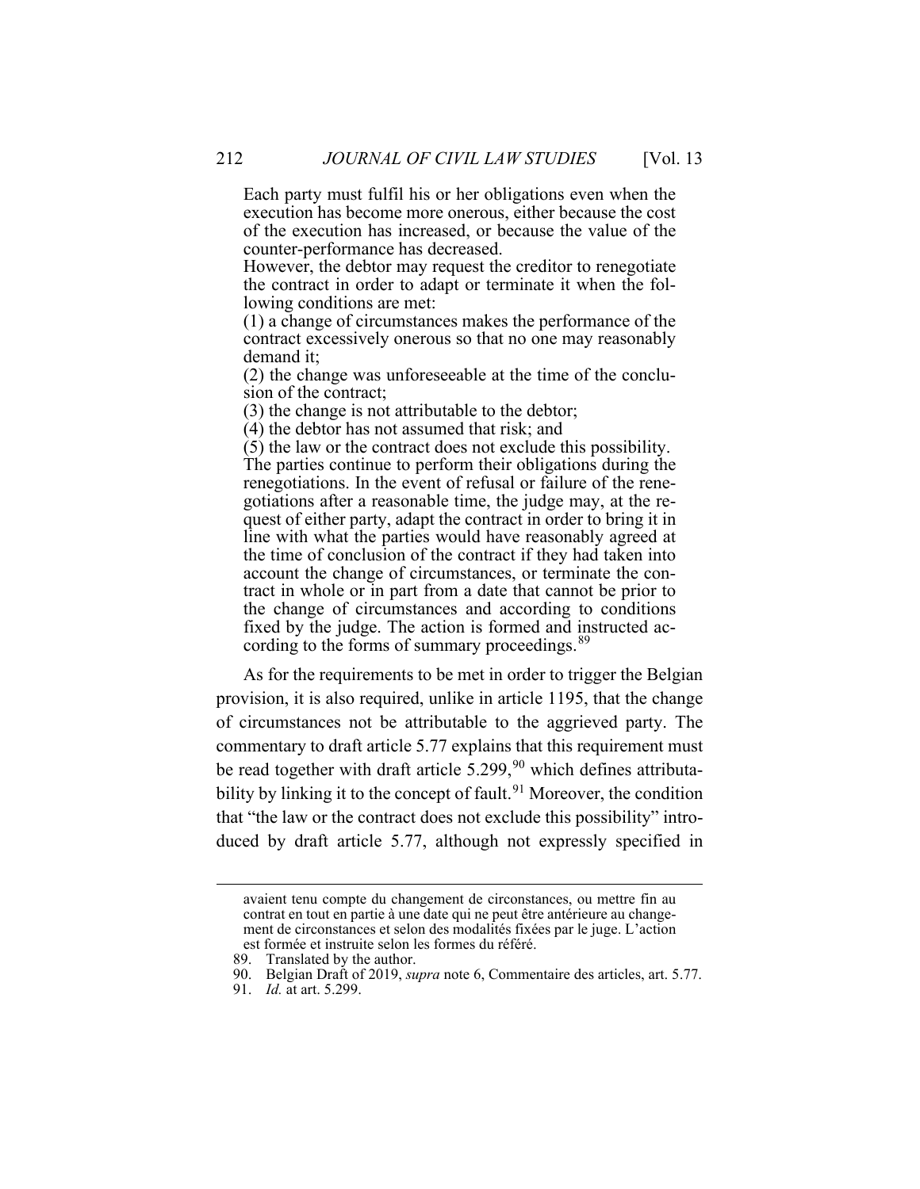> Each party must fulfil his or her obligations even when the execution has become more onerous, either because the cost of the execution has increased, or because the value of the counter-performance has decreased.
>
> However, the debtor may request the creditor to renegotiate the contract in order to adapt or terminate it when the following conditions are met:
>
> (1) a change of circumstances makes the performance of the contract excessively onerous so that no one may reasonably demand it;
>
> (2) the change was unforeseeable at the time of the conclusion of the contract;
>
> (3) the change is not attributable to the debtor;
>
> (4) the debtor has not assumed that risk; and
>
> (5) the law or the contract does not exclude this possibility.
>
> The parties continue to perform their obligations during the renegotiations. In the event of refusal or failure of the renegotiations after a reasonable time, the judge may, at the request of either party, adapt the contract in order to bring it in line with what the parties would have reasonably agreed at the time of conclusion of the contract if they had taken into account the change of circumstances, or terminate the contract in whole or in part from a date that cannot be prior to the change of circumstances and according to conditions fixed by the judge. The action is formed and instructed according to the forms of summary proceedings.[89]

As for the requirements to be met in order to trigger the Belgian provision, it is also required, unlike in article 1195, that the change of circumstances not be attributable to the aggrieved party. The commentary to draft article 5.77 explains that this requirement must be read together with draft article 5.299,[90] which defines attributability by linking it to the concept of fault.[91] Moreover, the condition that "the law or the contract does not exclude this possibility" introduced by draft article 5.77, although not expressly specified in

---

avaient tenu compte du changement de circonstances, ou mettre fin au contrat en tout en partie à une date qui ne peut être antérieure au changement de circonstances et selon des modalités fixées par le juge. L'action est formée et instruite selon les formes du référé.

89. Translated by the author.

90. Belgian Draft of 2019, *supra* note 6, Commentaire des articles, art. 5.77.

91. *Id.* at art. 5.299.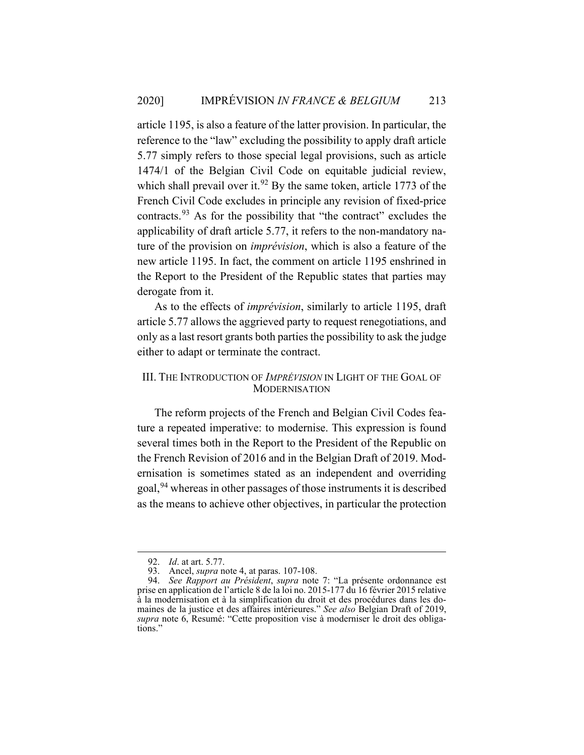article 1195, is also a feature of the latter provision. In particular, the reference to the "law" excluding the possibility to apply draft article 5.77 simply refers to those special legal provisions, such as article 1474/1 of the Belgian Civil Code on equitable judicial review, which shall prevail over it.[92] By the same token, article 1773 of the French Civil Code excludes in principle any revision of fixed-price contracts.[93] As for the possibility that "the contract" excludes the applicability of draft article 5.77, it refers to the non-mandatory nature of the provision on *imprévision*, which is also a feature of the new article 1195. In fact, the comment on article 1195 enshrined in the Report to the President of the Republic states that parties may derogate from it.

As to the effects of *imprévision*, similarly to article 1195, draft article 5.77 allows the aggrieved party to request renegotiations, and only as a last resort grants both parties the possibility to ask the judge either to adapt or terminate the contract.

## III. The Introduction of *Imprévision* in Light of the Goal of Modernisation

The reform projects of the French and Belgian Civil Codes feature a repeated imperative: to modernise. This expression is found several times both in the Report to the President of the Republic on the French Revision of 2016 and in the Belgian Draft of 2019. Modernisation is sometimes stated as an independent and overriding goal,[94] whereas in other passages of those instruments it is described as the means to achieve other objectives, in particular the protection

---

92. *Id*. at art. 5.77.

93. Ancel, *supra* note 4, at paras. 107-108.

94. *See Rapport au Président*, *supra* note 7: "La présente ordonnance est prise en application de l'article 8 de la loi no. 2015-177 du 16 février 2015 relative à la modernisation et à la simplification du droit et des procédures dans les domaines de la justice et des affaires intérieures." *See also* Belgian Draft of 2019, *supra* note 6, Resumé: "Cette proposition vise à moderniser le droit des obligations."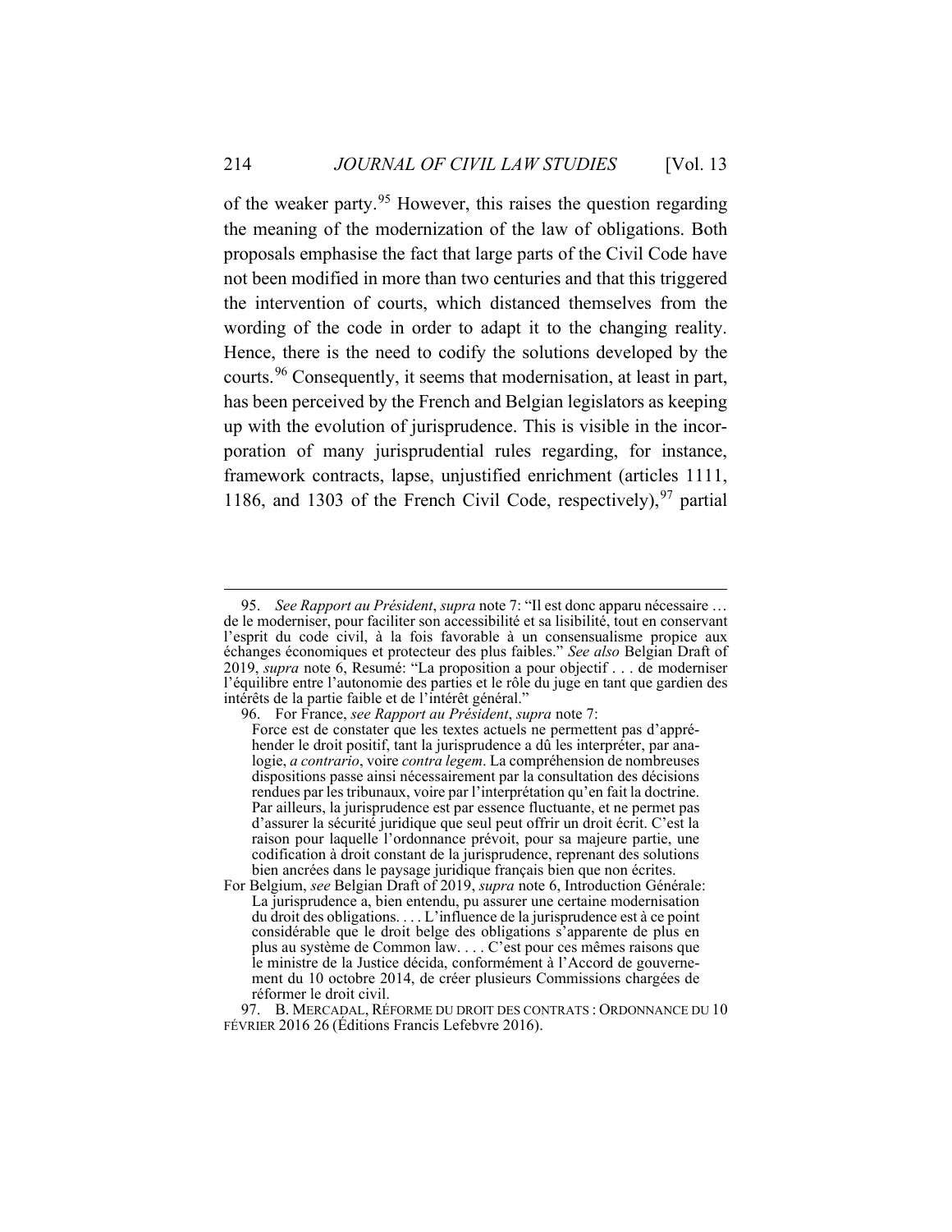of the weaker party.[95] However, this raises the question regarding the meaning of the modernization of the law of obligations. Both proposals emphasise the fact that large parts of the Civil Code have not been modified in more than two centuries and that this triggered the intervention of courts, which distanced themselves from the wording of the code in order to adapt it to the changing reality. Hence, there is the need to codify the solutions developed by the courts.[96] Consequently, it seems that modernisation, at least in part, has been perceived by the French and Belgian legislators as keeping up with the evolution of jurisprudence. This is visible in the incorporation of many jurisprudential rules regarding, for instance, framework contracts, lapse, unjustified enrichment (articles 1111, 1186, and 1303 of the French Civil Code, respectively),[97] partial

---

95. *See Rapport au Président*, *supra* note 7: "Il est donc apparu nécessaire … de le moderniser, pour faciliter son accessibilité et sa lisibilité, tout en conservant l'esprit du code civil, à la fois favorable à un consensualisme propice aux échanges économiques et protecteur des plus faibles." *See also* Belgian Draft of 2019, *supra* note 6, Resumé: "La proposition a pour objectif . . . de moderniser l'équilibre entre l'autonomie des parties et le rôle du juge en tant que gardien des intérêts de la partie faible et de l'intérêt général."

96. For France, *see Rapport au Président*, *supra* note 7:

> Force est de constater que les textes actuels ne permettent pas d'appréhender le droit positif, tant la jurisprudence a dû les interpréter, par analogie, *a contrario*, voire *contra legem*. La compréhension de nombreuses dispositions passe ainsi nécessairement par la consultation des décisions rendues par les tribunaux, voire par l'interprétation qu'en fait la doctrine. Par ailleurs, la jurisprudence est par essence fluctuante, et ne permet pas d'assurer la sécurité juridique que seul peut offrir un droit écrit. C'est la raison pour laquelle l'ordonnance prévoit, pour sa majeure partie, une codification à droit constant de la jurisprudence, reprenant des solutions bien ancrées dans le paysage juridique français bien que non écrites.

For Belgium, *see* Belgian Draft of 2019, *supra* note 6, Introduction Générale:

> La jurisprudence a, bien entendu, pu assurer une certaine modernisation du droit des obligations. . . . L'influence de la jurisprudence est à ce point considérable que le droit belge des obligations s'apparente de plus en plus au système de Common law. . . . C'est pour ces mêmes raisons que le ministre de la Justice décida, conformément à l'Accord de gouvernement du 10 octobre 2014, de créer plusieurs Commissions chargées de réformer le droit civil.

97. B. MERCADAL, RÉFORME DU DROIT DES CONTRATS : ORDONNANCE DU 10 FÉVRIER 2016 26 (Éditions Francis Lefebvre 2016).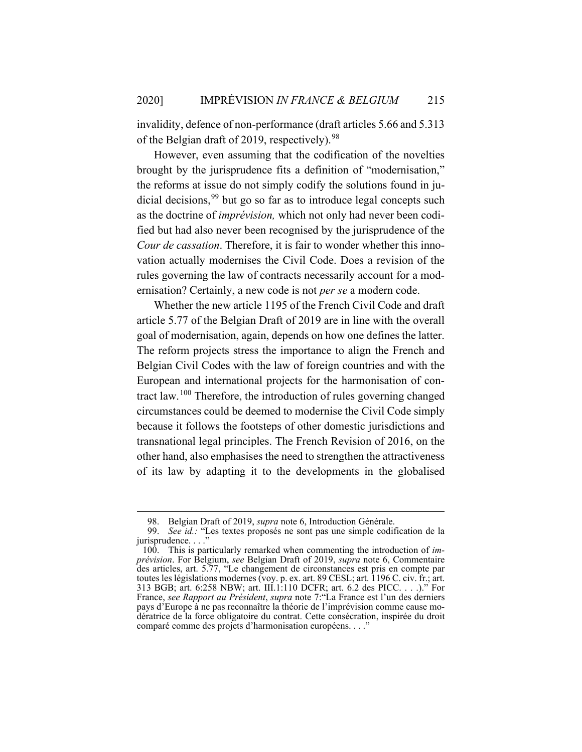invalidity, defence of non-performance (draft articles 5.66 and 5.313 of the Belgian draft of 2019, respectively).[98]

However, even assuming that the codification of the novelties brought by the jurisprudence fits a definition of "modernisation," the reforms at issue do not simply codify the solutions found in judicial decisions,[99] but go so far as to introduce legal concepts such as the doctrine of *imprévision,* which not only had never been codified but had also never been recognised by the jurisprudence of the *Cour de cassation*. Therefore, it is fair to wonder whether this innovation actually modernises the Civil Code. Does a revision of the rules governing the law of contracts necessarily account for a modernisation? Certainly, a new code is not *per se* a modern code.

Whether the new article 1195 of the French Civil Code and draft article 5.77 of the Belgian Draft of 2019 are in line with the overall goal of modernisation, again, depends on how one defines the latter. The reform projects stress the importance to align the French and Belgian Civil Codes with the law of foreign countries and with the European and international projects for the harmonisation of contract law.[100] Therefore, the introduction of rules governing changed circumstances could be deemed to modernise the Civil Code simply because it follows the footsteps of other domestic jurisdictions and transnational legal principles. The French Revision of 2016, on the other hand, also emphasises the need to strengthen the attractiveness of its law by adapting it to the developments in the globalised

---

98. Belgian Draft of 2019, *supra* note 6, Introduction Générale.

99. *See id.:* "Les textes proposés ne sont pas une simple codification de la jurisprudence. . . ."

100. This is particularly remarked when commenting the introduction of *imprévision*. For Belgium, *see* Belgian Draft of 2019, *supra* note 6, Commentaire des articles, art. 5.77, "Le changement de circonstances est pris en compte par toutes les législations modernes (voy. p. ex. art. 89 CESL; art. 1196 C. civ. fr.; art. 313 BGB; art. 6:258 NBW; art. III.1:110 DCFR; art. 6.2 des PICC. . . .)." For France, *see Rapport au Président*, *supra* note 7:"La France est l'un des derniers pays d'Europe à ne pas reconnaître la théorie de l'imprévision comme cause modératrice de la force obligatoire du contrat. Cette consécration, inspirée du droit comparé comme des projets d'harmonisation européens. . . ."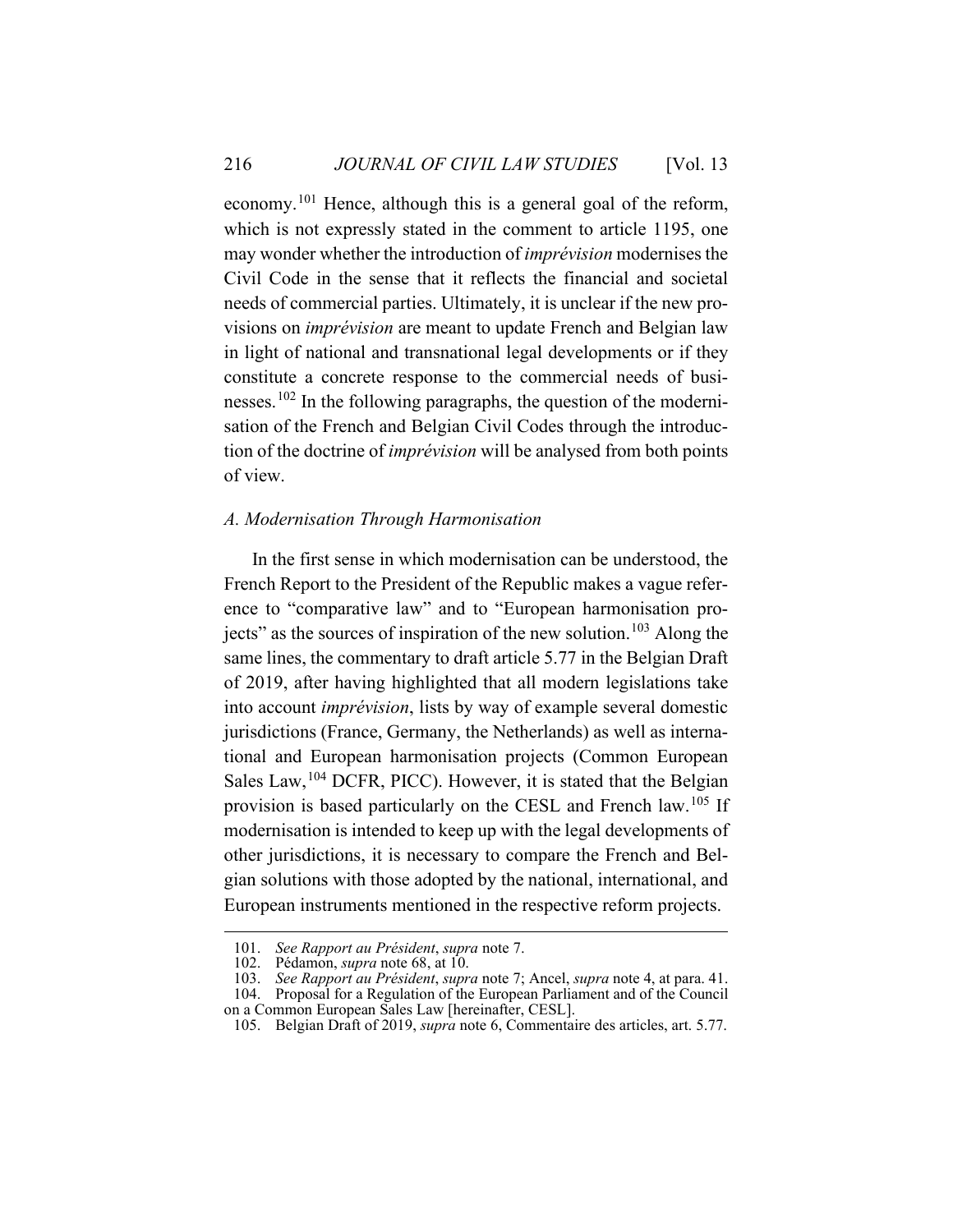economy.[101] Hence, although this is a general goal of the reform, which is not expressly stated in the comment to article 1195, one may wonder whether the introduction of *imprévision* modernises the Civil Code in the sense that it reflects the financial and societal needs of commercial parties. Ultimately, it is unclear if the new provisions on *imprévision* are meant to update French and Belgian law in light of national and transnational legal developments or if they constitute a concrete response to the commercial needs of businesses.[102] In the following paragraphs, the question of the modernisation of the French and Belgian Civil Codes through the introduction of the doctrine of *imprévision* will be analysed from both points of view.

### *A. Modernisation Through Harmonisation*

In the first sense in which modernisation can be understood, the French Report to the President of the Republic makes a vague reference to "comparative law" and to "European harmonisation projects" as the sources of inspiration of the new solution.[103] Along the same lines, the commentary to draft article 5.77 in the Belgian Draft of 2019, after having highlighted that all modern legislations take into account *imprévision*, lists by way of example several domestic jurisdictions (France, Germany, the Netherlands) as well as international and European harmonisation projects (Common European Sales Law,[104] DCFR, PICC). However, it is stated that the Belgian provision is based particularly on the CESL and French law.[105] If modernisation is intended to keep up with the legal developments of other jurisdictions, it is necessary to compare the French and Belgian solutions with those adopted by the national, international, and European instruments mentioned in the respective reform projects.

---

101. *See Rapport au Président*, *supra* note 7.

102. Pédamon, *supra* note 68, at 10.

103. *See Rapport au Président*, *supra* note 7; Ancel, *supra* note 4, at para. 41.

104. Proposal for a Regulation of the European Parliament and of the Council on a Common European Sales Law [hereinafter, CESL].

105. Belgian Draft of 2019, *supra* note 6, Commentaire des articles, art. 5.77.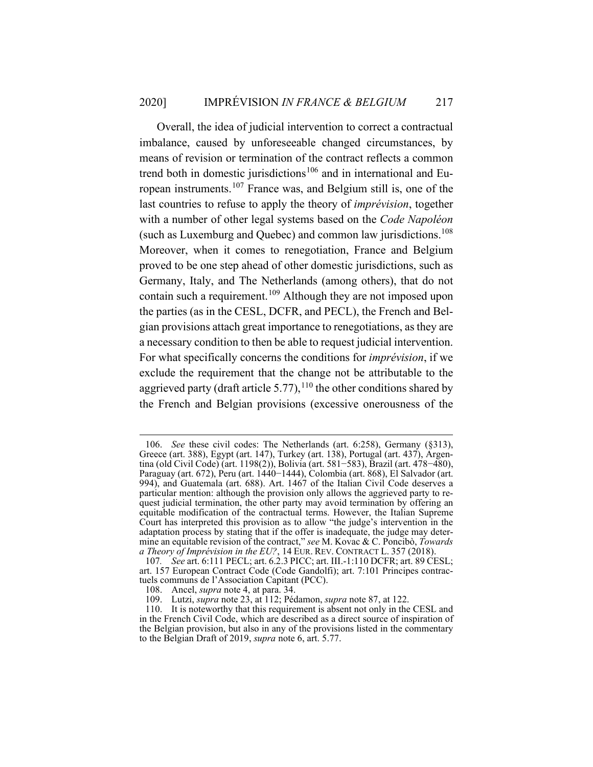Overall, the idea of judicial intervention to correct a contractual imbalance, caused by unforeseeable changed circumstances, by means of revision or termination of the contract reflects a common trend both in domestic jurisdictions[106] and in international and European instruments.[107] France was, and Belgium still is, one of the last countries to refuse to apply the theory of *imprévision*, together with a number of other legal systems based on the *Code Napoléon* (such as Luxemburg and Quebec) and common law jurisdictions.[108] Moreover, when it comes to renegotiation, France and Belgium proved to be one step ahead of other domestic jurisdictions, such as Germany, Italy, and The Netherlands (among others), that do not contain such a requirement.[109] Although they are not imposed upon the parties (as in the CESL, DCFR, and PECL), the French and Belgian provisions attach great importance to renegotiations, as they are a necessary condition to then be able to request judicial intervention. For what specifically concerns the conditions for *imprévision*, if we exclude the requirement that the change not be attributable to the aggrieved party (draft article 5.77),[110] the other conditions shared by the French and Belgian provisions (excessive onerousness of the

---

106. *See* these civil codes: The Netherlands (art. 6:258), Germany (§313), Greece (art. 388), Egypt (art. 147), Turkey (art. 138), Portugal (art. 437), Argentina (old Civil Code) (art. 1198(2)), Bolivia (art. 581−583), Brazil (art. 478−480), Paraguay (art. 672), Peru (art. 1440−1444), Colombia (art. 868), El Salvador (art. 994), and Guatemala (art. 688). Art. 1467 of the Italian Civil Code deserves a particular mention: although the provision only allows the aggrieved party to request judicial termination, the other party may avoid termination by offering an equitable modification of the contractual terms. However, the Italian Supreme Court has interpreted this provision as to allow "the judge's intervention in the adaptation process by stating that if the offer is inadequate, the judge may determine an equitable revision of the contract," *see* M. Kovac & C. Poncibò, *Towards a Theory of Imprévision in the EU?*, 14 EUR. REV. CONTRACT L. 357 (2018).

107. *See* art. 6:111 PECL; art. 6.2.3 PICC; art. III.-1:110 DCFR; art. 89 CESL; art. 157 European Contract Code (Code Gandolfi); art. 7:101 Principes contractuels communs de l'Association Capitant (PCC).

108. Ancel, *supra* note 4, at para. 34.

109. Lutzi, *supra* note 23, at 112; Pédamon, *supra* note 87, at 122.

110. It is noteworthy that this requirement is absent not only in the CESL and in the French Civil Code, which are described as a direct source of inspiration of the Belgian provision, but also in any of the provisions listed in the commentary to the Belgian Draft of 2019, *supra* note 6, art. 5.77.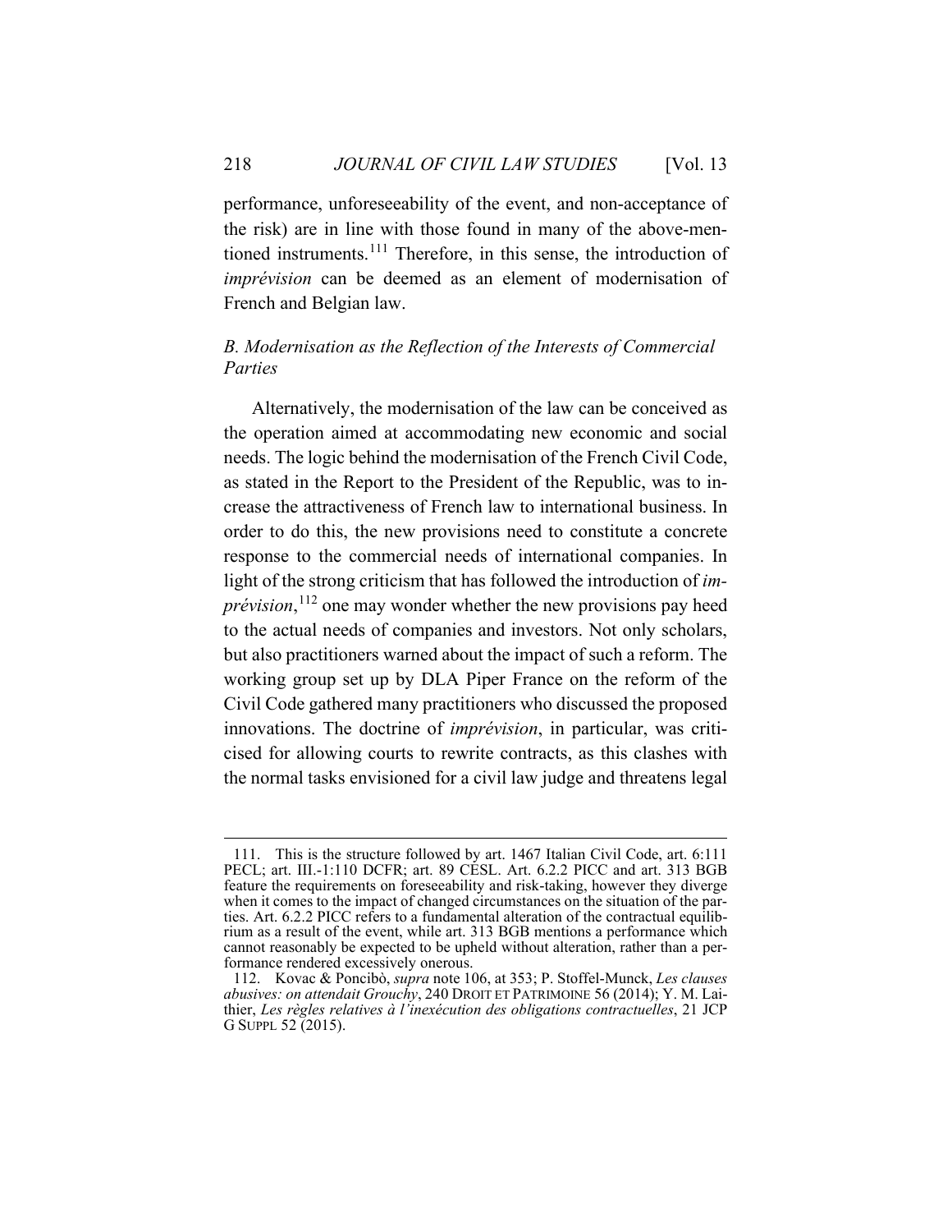performance, unforeseeability of the event, and non-acceptance of the risk) are in line with those found in many of the above-mentioned instruments.[111] Therefore, in this sense, the introduction of *imprévision* can be deemed as an element of modernisation of French and Belgian law.

### *B. Modernisation as the Reflection of the Interests of Commercial Parties*

Alternatively, the modernisation of the law can be conceived as the operation aimed at accommodating new economic and social needs. The logic behind the modernisation of the French Civil Code, as stated in the Report to the President of the Republic, was to increase the attractiveness of French law to international business. In order to do this, the new provisions need to constitute a concrete response to the commercial needs of international companies. In light of the strong criticism that has followed the introduction of *imprévision*,[112] one may wonder whether the new provisions pay heed to the actual needs of companies and investors. Not only scholars, but also practitioners warned about the impact of such a reform. The working group set up by DLA Piper France on the reform of the Civil Code gathered many practitioners who discussed the proposed innovations. The doctrine of *imprévision*, in particular, was criticised for allowing courts to rewrite contracts, as this clashes with the normal tasks envisioned for a civil law judge and threatens legal

---

111. This is the structure followed by art. 1467 Italian Civil Code, art. 6:111 PECL; art. III.-1:110 DCFR; art. 89 CESL. Art. 6.2.2 PICC and art. 313 BGB feature the requirements on foreseeability and risk-taking, however they diverge when it comes to the impact of changed circumstances on the situation of the parties. Art. 6.2.2 PICC refers to a fundamental alteration of the contractual equilibrium as a result of the event, while art. 313 BGB mentions a performance which cannot reasonably be expected to be upheld without alteration, rather than a performance rendered excessively onerous.

112. Kovac & Poncibò, *supra* note 106, at 353; P. Stoffel-Munck, *Les clauses abusives: on attendait Grouchy*, 240 DROIT ET PATRIMOINE 56 (2014); Y. M. Laithier, *Les règles relatives à l'inexécution des obligations contractuelles*, 21 JCP G SUPPL 52 (2015).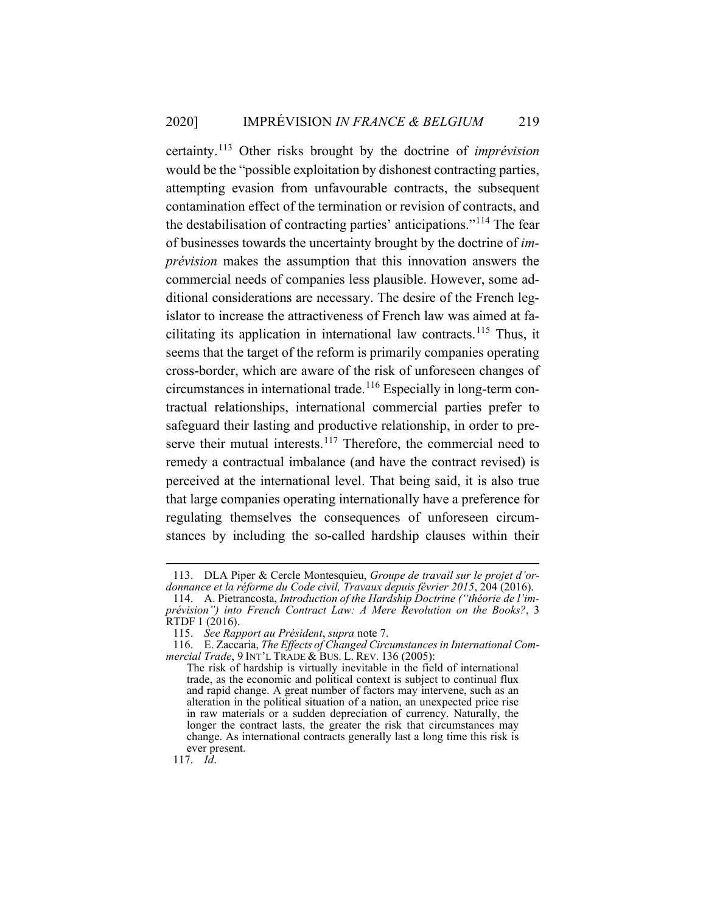certainty.[113] Other risks brought by the doctrine of *imprévision* would be the "possible exploitation by dishonest contracting parties, attempting evasion from unfavourable contracts, the subsequent contamination effect of the termination or revision of contracts, and the destabilisation of contracting parties' anticipations."[114] The fear of businesses towards the uncertainty brought by the doctrine of *imprévision* makes the assumption that this innovation answers the commercial needs of companies less plausible. However, some additional considerations are necessary. The desire of the French legislator to increase the attractiveness of French law was aimed at facilitating its application in international law contracts.[115] Thus, it seems that the target of the reform is primarily companies operating cross-border, which are aware of the risk of unforeseen changes of circumstances in international trade.[116] Especially in long-term contractual relationships, international commercial parties prefer to safeguard their lasting and productive relationship, in order to preserve their mutual interests.[117] Therefore, the commercial need to remedy a contractual imbalance (and have the contract revised) is perceived at the international level. That being said, it is also true that large companies operating internationally have a preference for regulating themselves the consequences of unforeseen circumstances by including the so-called hardship clauses within their

---

113. DLA Piper & Cercle Montesquieu, *Groupe de travail sur le projet d'ordonnance et la réforme du Code civil, Travaux depuis février 2015*, 204 (2016).

114. A. Pietrancosta, *Introduction of the Hardship Doctrine ("théorie de l'imprévision") into French Contract Law: A Mere Revolution on the Books?*, 3 RTDF 1 (2016).

115. *See Rapport au Président*, *supra* note 7.

116. E. Zaccaria, *The Effects of Changed Circumstances in International Commercial Trade*, 9 INT'L TRADE & BUS. L. REV. 136 (2005):

> The risk of hardship is virtually inevitable in the field of international trade, as the economic and political context is subject to continual flux and rapid change. A great number of factors may intervene, such as an alteration in the political situation of a nation, an unexpected price rise in raw materials or a sudden depreciation of currency. Naturally, the longer the contract lasts, the greater the risk that circumstances may change. As international contracts generally last a long time this risk is ever present.

117. *Id*.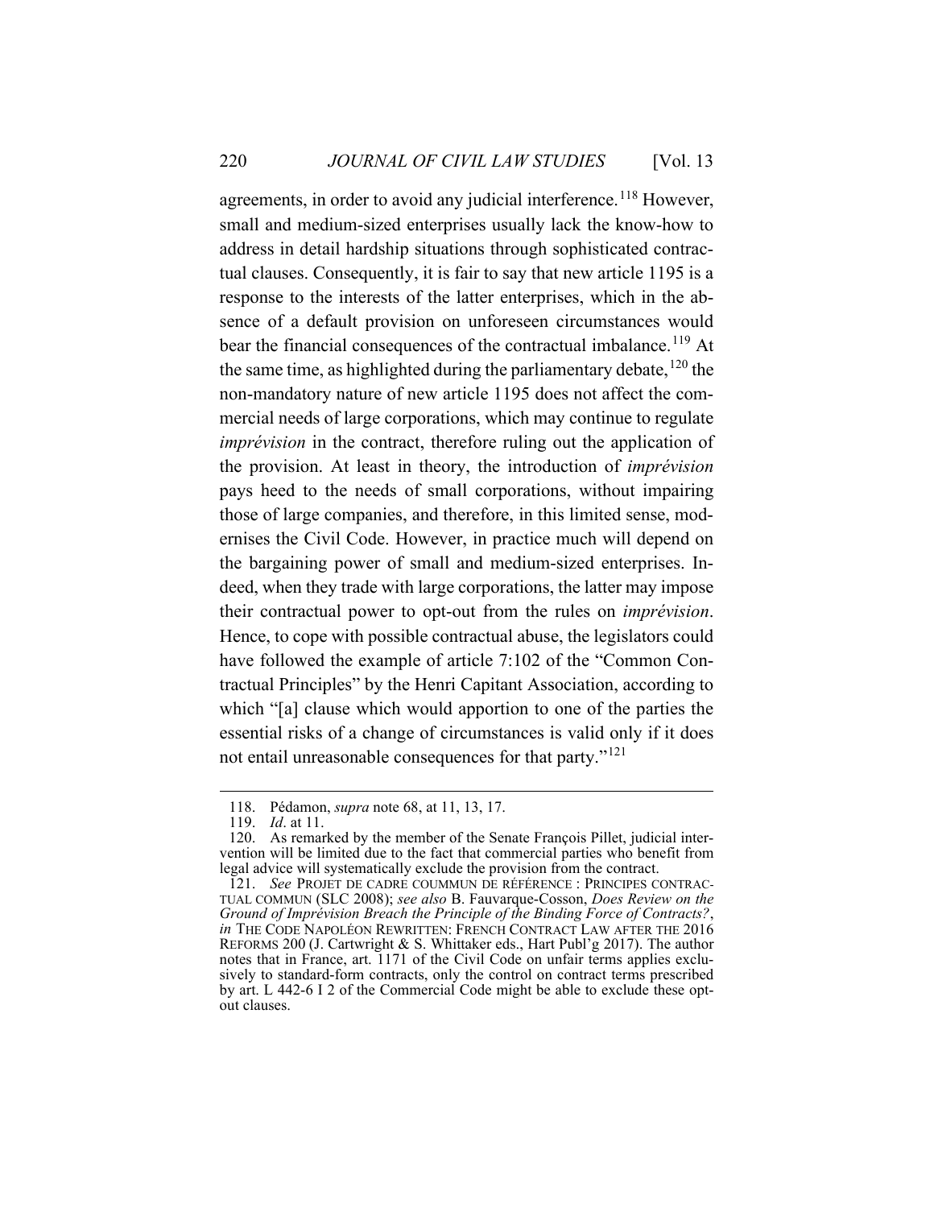agreements, in order to avoid any judicial interference.[118] However, small and medium-sized enterprises usually lack the know-how to address in detail hardship situations through sophisticated contractual clauses. Consequently, it is fair to say that new article 1195 is a response to the interests of the latter enterprises, which in the absence of a default provision on unforeseen circumstances would bear the financial consequences of the contractual imbalance.[119] At the same time, as highlighted during the parliamentary debate,[120] the non-mandatory nature of new article 1195 does not affect the commercial needs of large corporations, which may continue to regulate *imprévision* in the contract, therefore ruling out the application of the provision. At least in theory, the introduction of *imprévision* pays heed to the needs of small corporations, without impairing those of large companies, and therefore, in this limited sense, modernises the Civil Code. However, in practice much will depend on the bargaining power of small and medium-sized enterprises. Indeed, when they trade with large corporations, the latter may impose their contractual power to opt-out from the rules on *imprévision*. Hence, to cope with possible contractual abuse, the legislators could have followed the example of article 7:102 of the "Common Contractual Principles" by the Henri Capitant Association, according to which "[a] clause which would apportion to one of the parties the essential risks of a change of circumstances is valid only if it does not entail unreasonable consequences for that party."[121]

---

118. Pédamon, *supra* note 68, at 11, 13, 17.

119. *Id*. at 11.

120. As remarked by the member of the Senate François Pillet, judicial intervention will be limited due to the fact that commercial parties who benefit from legal advice will systematically exclude the provision from the contract.

121. *See* PROJET DE CADRE COUMMUN DE RÉFÉRENCE : PRINCIPES CONTRACTUAL COMMUN (SLC 2008); *see also* B. Fauvarque-Cosson, *Does Review on the Ground of Imprévision Breach the Principle of the Binding Force of Contracts?*, *in* THE CODE NAPOLÉON REWRITTEN: FRENCH CONTRACT LAW AFTER THE 2016 REFORMS 200 (J. Cartwright & S. Whittaker eds., Hart Publ'g 2017). The author notes that in France, art. 1171 of the Civil Code on unfair terms applies exclusively to standard-form contracts, only the control on contract terms prescribed by art. L 442-6 I 2 of the Commercial Code might be able to exclude these opt-out clauses.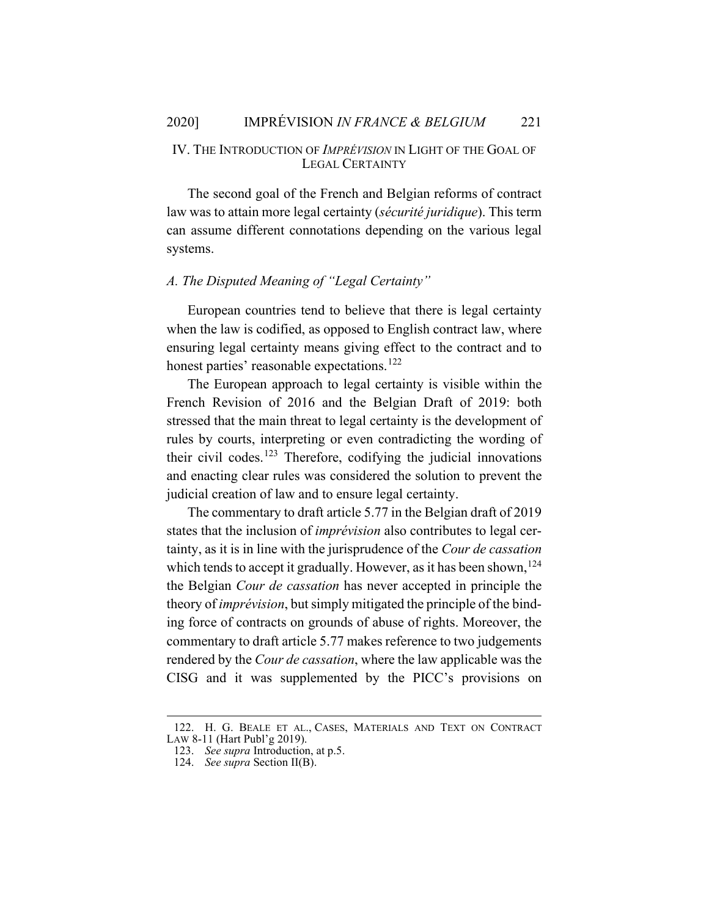## IV. The Introduction of *Imprévision* in Light of the Goal of Legal Certainty

The second goal of the French and Belgian reforms of contract law was to attain more legal certainty (*sécurité juridique*). This term can assume different connotations depending on the various legal systems.

### *A. The Disputed Meaning of "Legal Certainty"*

European countries tend to believe that there is legal certainty when the law is codified, as opposed to English contract law, where ensuring legal certainty means giving effect to the contract and to honest parties' reasonable expectations.[122]

The European approach to legal certainty is visible within the French Revision of 2016 and the Belgian Draft of 2019: both stressed that the main threat to legal certainty is the development of rules by courts, interpreting or even contradicting the wording of their civil codes.[123] Therefore, codifying the judicial innovations and enacting clear rules was considered the solution to prevent the judicial creation of law and to ensure legal certainty.

The commentary to draft article 5.77 in the Belgian draft of 2019 states that the inclusion of *imprévision* also contributes to legal certainty, as it is in line with the jurisprudence of the *Cour de cassation* which tends to accept it gradually. However, as it has been shown,[124] the Belgian *Cour de cassation* has never accepted in principle the theory of *imprévision*, but simply mitigated the principle of the binding force of contracts on grounds of abuse of rights. Moreover, the commentary to draft article 5.77 makes reference to two judgements rendered by the *Cour de cassation*, where the law applicable was the CISG and it was supplemented by the PICC's provisions on

---

122. H. G. Beale et al., Cases, Materials and Text on Contract Law 8-11 (Hart Publ'g 2019).

123. *See supra* Introduction, at p.5.

124. *See supra* Section II(B).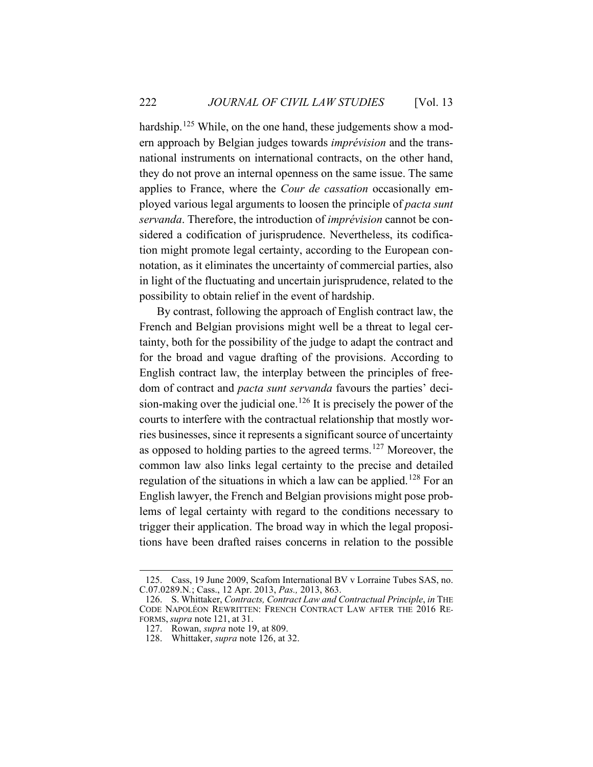hardship.[125] While, on the one hand, these judgements show a modern approach by Belgian judges towards *imprévision* and the transnational instruments on international contracts, on the other hand, they do not prove an internal openness on the same issue. The same applies to France, where the *Cour de cassation* occasionally employed various legal arguments to loosen the principle of *pacta sunt servanda*. Therefore, the introduction of *imprévision* cannot be considered a codification of jurisprudence. Nevertheless, its codification might promote legal certainty, according to the European connotation, as it eliminates the uncertainty of commercial parties, also in light of the fluctuating and uncertain jurisprudence, related to the possibility to obtain relief in the event of hardship.

By contrast, following the approach of English contract law, the French and Belgian provisions might well be a threat to legal certainty, both for the possibility of the judge to adapt the contract and for the broad and vague drafting of the provisions. According to English contract law, the interplay between the principles of freedom of contract and *pacta sunt servanda* favours the parties' decision-making over the judicial one.[126] It is precisely the power of the courts to interfere with the contractual relationship that mostly worries businesses, since it represents a significant source of uncertainty as opposed to holding parties to the agreed terms.[127] Moreover, the common law also links legal certainty to the precise and detailed regulation of the situations in which a law can be applied.[128] For an English lawyer, the French and Belgian provisions might pose problems of legal certainty with regard to the conditions necessary to trigger their application. The broad way in which the legal propositions have been drafted raises concerns in relation to the possible

---

125. Cass, 19 June 2009, Scafom International BV v Lorraine Tubes SAS, no. C.07.0289.N.; Cass., 12 Apr. 2013, *Pas.,* 2013, 863.

126. S. Whittaker, *Contracts, Contract Law and Contractual Principle*, *in* THE CODE NAPOLÉON REWRITTEN: FRENCH CONTRACT LAW AFTER THE 2016 REFORMS, *supra* note 121, at 31.

127. Rowan, *supra* note 19, at 809.

128. Whittaker, *supra* note 126, at 32.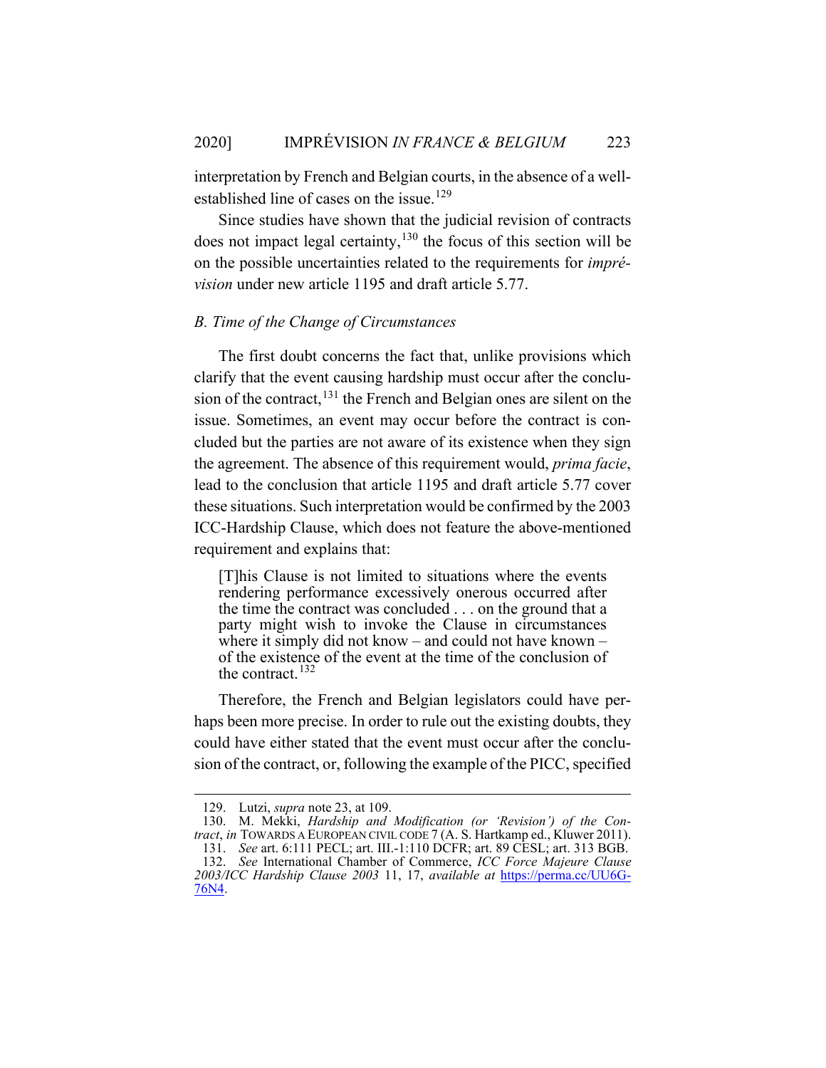interpretation by French and Belgian courts, in the absence of a well-established line of cases on the issue.[129]

Since studies have shown that the judicial revision of contracts does not impact legal certainty,[130] the focus of this section will be on the possible uncertainties related to the requirements for *imprévision* under new article 1195 and draft article 5.77.

### *B. Time of the Change of Circumstances*

The first doubt concerns the fact that, unlike provisions which clarify that the event causing hardship must occur after the conclusion of the contract,[131] the French and Belgian ones are silent on the issue. Sometimes, an event may occur before the contract is concluded but the parties are not aware of its existence when they sign the agreement. The absence of this requirement would, *prima facie*, lead to the conclusion that article 1195 and draft article 5.77 cover these situations. Such interpretation would be confirmed by the 2003 ICC-Hardship Clause, which does not feature the above-mentioned requirement and explains that:

> [T]his Clause is not limited to situations where the events rendering performance excessively onerous occurred after the time the contract was concluded . . . on the ground that a party might wish to invoke the Clause in circumstances where it simply did not know – and could not have known – of the existence of the event at the time of the conclusion of the contract.[132]

Therefore, the French and Belgian legislators could have perhaps been more precise. In order to rule out the existing doubts, they could have either stated that the event must occur after the conclusion of the contract, or, following the example of the PICC, specified

---

129. Lutzi, *supra* note 23, at 109.

130. M. Mekki, *Hardship and Modification (or 'Revision') of the Contract*, *in* TOWARDS A EUROPEAN CIVIL CODE 7 (A. S. Hartkamp ed., Kluwer 2011).

131. *See* art. 6:111 PECL; art. III.-1:110 DCFR; art. 89 CESL; art. 313 BGB.

132. *See* International Chamber of Commerce, *ICC Force Majeure Clause 2003/ICC Hardship Clause 2003* 11, 17, *available at* https://perma.cc/UU6G-76N4.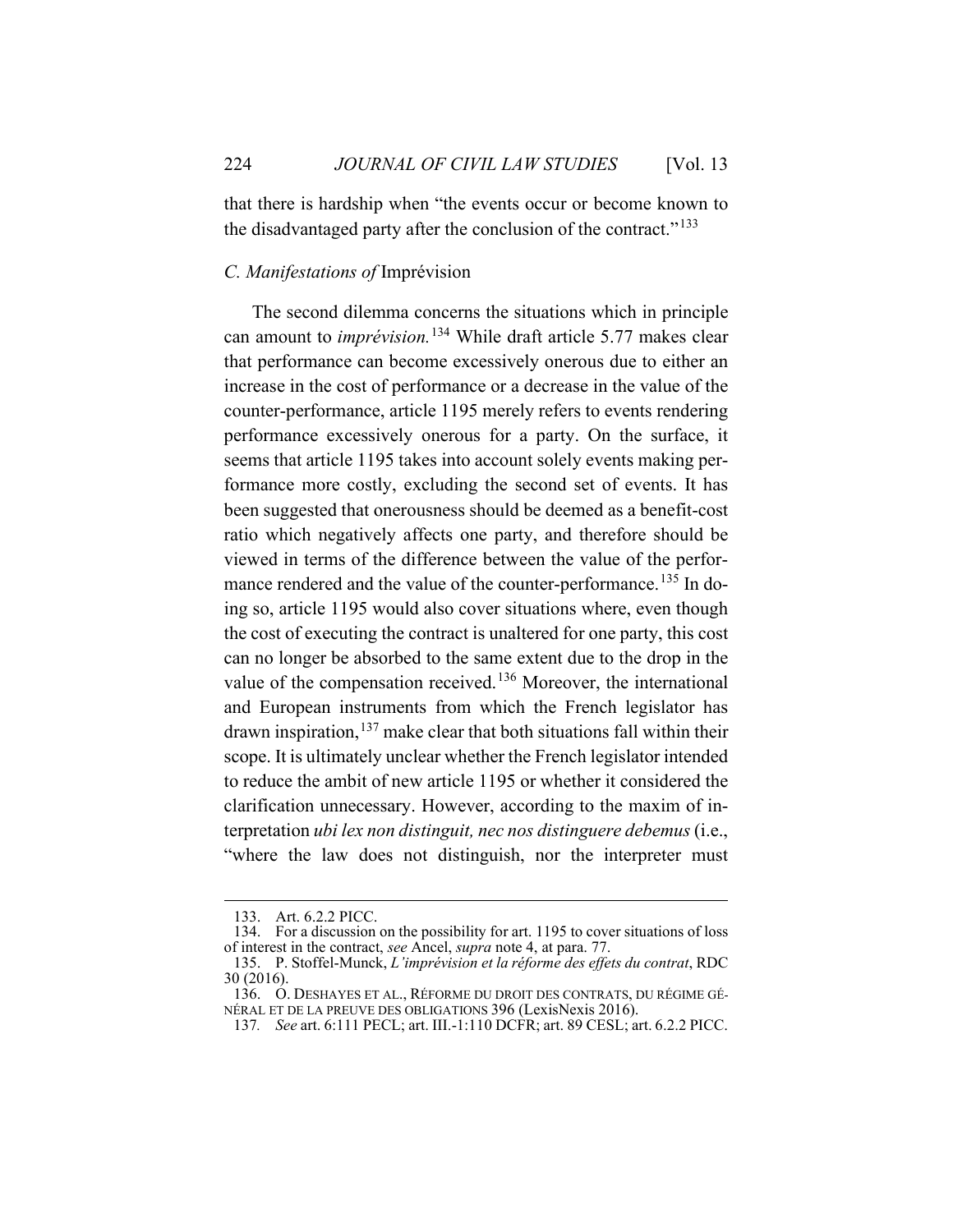that there is hardship when "the events occur or become known to the disadvantaged party after the conclusion of the contract."[133]

### *C. Manifestations of* Imprévision

The second dilemma concerns the situations which in principle can amount to *imprévision.*[134] While draft article 5.77 makes clear that performance can become excessively onerous due to either an increase in the cost of performance or a decrease in the value of the counter-performance, article 1195 merely refers to events rendering performance excessively onerous for a party. On the surface, it seems that article 1195 takes into account solely events making performance more costly, excluding the second set of events. It has been suggested that onerousness should be deemed as a benefit-cost ratio which negatively affects one party, and therefore should be viewed in terms of the difference between the value of the performance rendered and the value of the counter-performance.[135] In doing so, article 1195 would also cover situations where, even though the cost of executing the contract is unaltered for one party, this cost can no longer be absorbed to the same extent due to the drop in the value of the compensation received.[136] Moreover, the international and European instruments from which the French legislator has drawn inspiration,[137] make clear that both situations fall within their scope. It is ultimately unclear whether the French legislator intended to reduce the ambit of new article 1195 or whether it considered the clarification unnecessary. However, according to the maxim of interpretation *ubi lex non distinguit, nec nos distinguere debemus* (i.e., "where the law does not distinguish, nor the interpreter must

---

133. Art. 6.2.2 PICC.

134. For a discussion on the possibility for art. 1195 to cover situations of loss of interest in the contract, *see* Ancel, *supra* note 4, at para. 77.

135. P. Stoffel-Munck, *L'imprévision et la réforme des effets du contrat*, RDC 30 (2016).

136. O. DESHAYES ET AL., RÉFORME DU DROIT DES CONTRATS, DU RÉGIME GÉNÉRAL ET DE LA PREUVE DES OBLIGATIONS 396 (LexisNexis 2016).

137. *See* art. 6:111 PECL; art. III.-1:110 DCFR; art. 89 CESL; art. 6.2.2 PICC.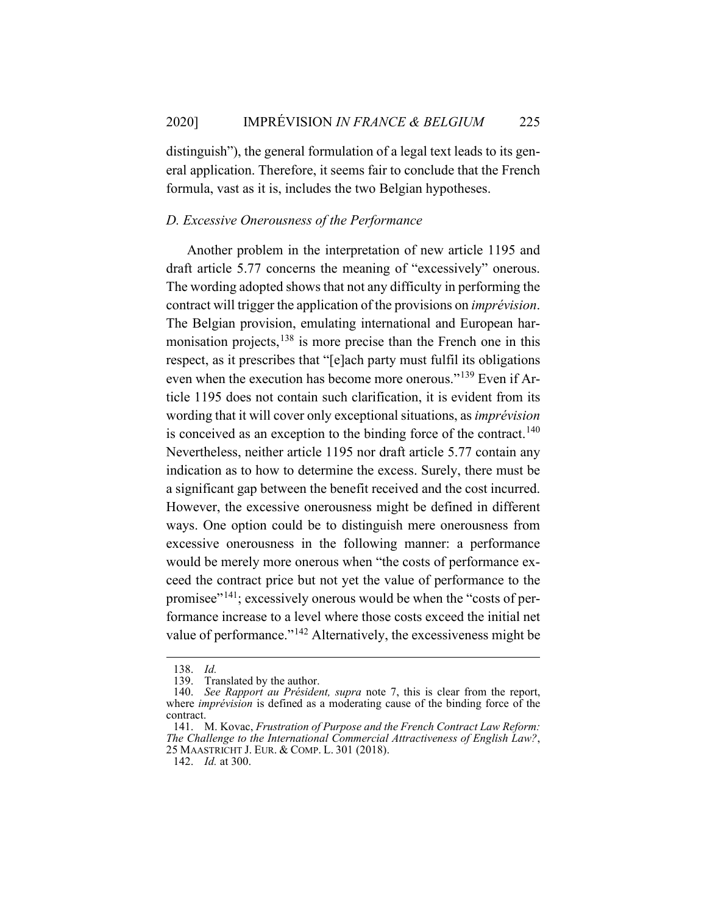distinguish"), the general formulation of a legal text leads to its general application. Therefore, it seems fair to conclude that the French formula, vast as it is, includes the two Belgian hypotheses.

*D. Excessive Onerousness of the Performance*

Another problem in the interpretation of new article 1195 and draft article 5.77 concerns the meaning of "excessively" onerous. The wording adopted shows that not any difficulty in performing the contract will trigger the application of the provisions on *imprévision*. The Belgian provision, emulating international and European harmonisation projects,[138] is more precise than the French one in this respect, as it prescribes that "[e]ach party must fulfil its obligations even when the execution has become more onerous."[139] Even if Article 1195 does not contain such clarification, it is evident from its wording that it will cover only exceptional situations, as *imprévision* is conceived as an exception to the binding force of the contract.[140] Nevertheless, neither article 1195 nor draft article 5.77 contain any indication as to how to determine the excess. Surely, there must be a significant gap between the benefit received and the cost incurred. However, the excessive onerousness might be defined in different ways. One option could be to distinguish mere onerousness from excessive onerousness in the following manner: a performance would be merely more onerous when "the costs of performance exceed the contract price but not yet the value of performance to the promisee"[141]; excessively onerous would be when the "costs of performance increase to a level where those costs exceed the initial net value of performance."[142] Alternatively, the excessiveness might be

---

138. *Id.*

139. Translated by the author.

140. *See Rapport au Président, supra* note 7, this is clear from the report, where *imprévision* is defined as a moderating cause of the binding force of the contract.

141. M. Kovac, *Frustration of Purpose and the French Contract Law Reform: The Challenge to the International Commercial Attractiveness of English Law?*, 25 MAASTRICHT J. EUR. & COMP. L. 301 (2018).

142. *Id.* at 300.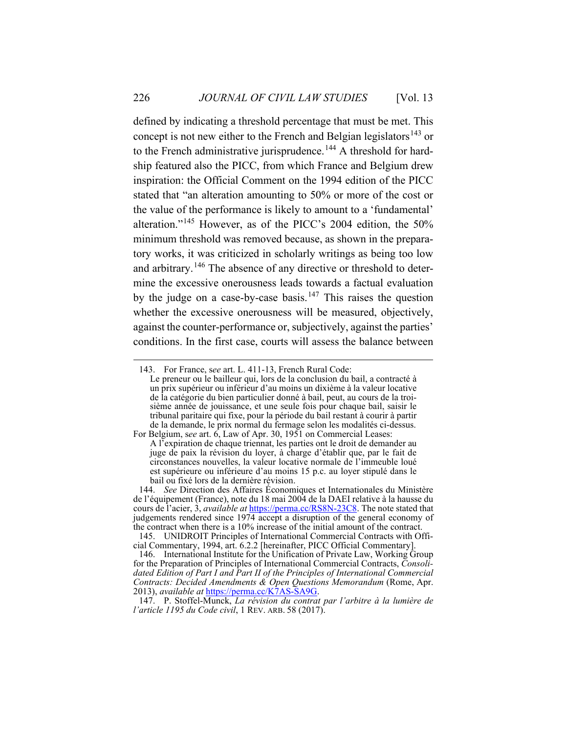defined by indicating a threshold percentage that must be met. This concept is not new either to the French and Belgian legislators[143] or to the French administrative jurisprudence.[144] A threshold for hardship featured also the PICC, from which France and Belgium drew inspiration: the Official Comment on the 1994 edition of the PICC stated that "an alteration amounting to 50% or more of the cost or the value of the performance is likely to amount to a 'fundamental' alteration."[145] However, as of the PICC's 2004 edition, the 50% minimum threshold was removed because, as shown in the preparatory works, it was criticized in scholarly writings as being too low and arbitrary.[146] The absence of any directive or threshold to determine the excessive onerousness leads towards a factual evaluation by the judge on a case-by-case basis.[147] This raises the question whether the excessive onerousness will be measured, objectively, against the counter-performance or, subjectively, against the parties' conditions. In the first case, courts will assess the balance between

---

143. For France, *see* art. L. 411-13, French Rural Code:

> Le preneur ou le bailleur qui, lors de la conclusion du bail, a contracté à un prix supérieur ou inférieur d'au moins un dixième à la valeur locative de la catégorie du bien particulier donné à bail, peut, au cours de la troisième année de jouissance, et une seule fois pour chaque bail, saisir le tribunal paritaire qui fixe, pour la période du bail restant à courir à partir de la demande, le prix normal du fermage selon les modalités ci-dessus.

For Belgium, *see* art. 6, Law of Apr. 30, 1951 on Commercial Leases:

> A l'expiration de chaque triennat, les parties ont le droit de demander au juge de paix la révision du loyer, à charge d'établir que, par le fait de circonstances nouvelles, la valeur locative normale de l'immeuble loué est supérieure ou inférieure d'au moins 15 p.c. au loyer stipulé dans le bail ou fixé lors de la dernière révision.

144. *See* Direction des Affaires Économiques et Internationales du Ministère de l'équipement (France), note du 18 mai 2004 de la DAEI relative à la hausse du cours de l'acier, 3, *available at* https://perma.cc/RS8N-23C8. The note stated that judgements rendered since 1974 accept a disruption of the general economy of the contract when there is a 10% increase of the initial amount of the contract.

145. UNIDROIT Principles of International Commercial Contracts with Official Commentary, 1994, art. 6.2.2 [hereinafter, PICC Official Commentary].

146. International Institute for the Unification of Private Law, Working Group for the Preparation of Principles of International Commercial Contracts, *Consolidated Edition of Part I and Part II of the Principles of International Commercial Contracts: Decided Amendments & Open Questions Memorandum* (Rome, Apr. 2013), *available at* https://perma.cc/K7AS-SA9G.

147. P. Stoffel-Munck, *La révision du contrat par l'arbitre à la lumière de l'article 1195 du Code civil*, 1 REV. ARB. 58 (2017).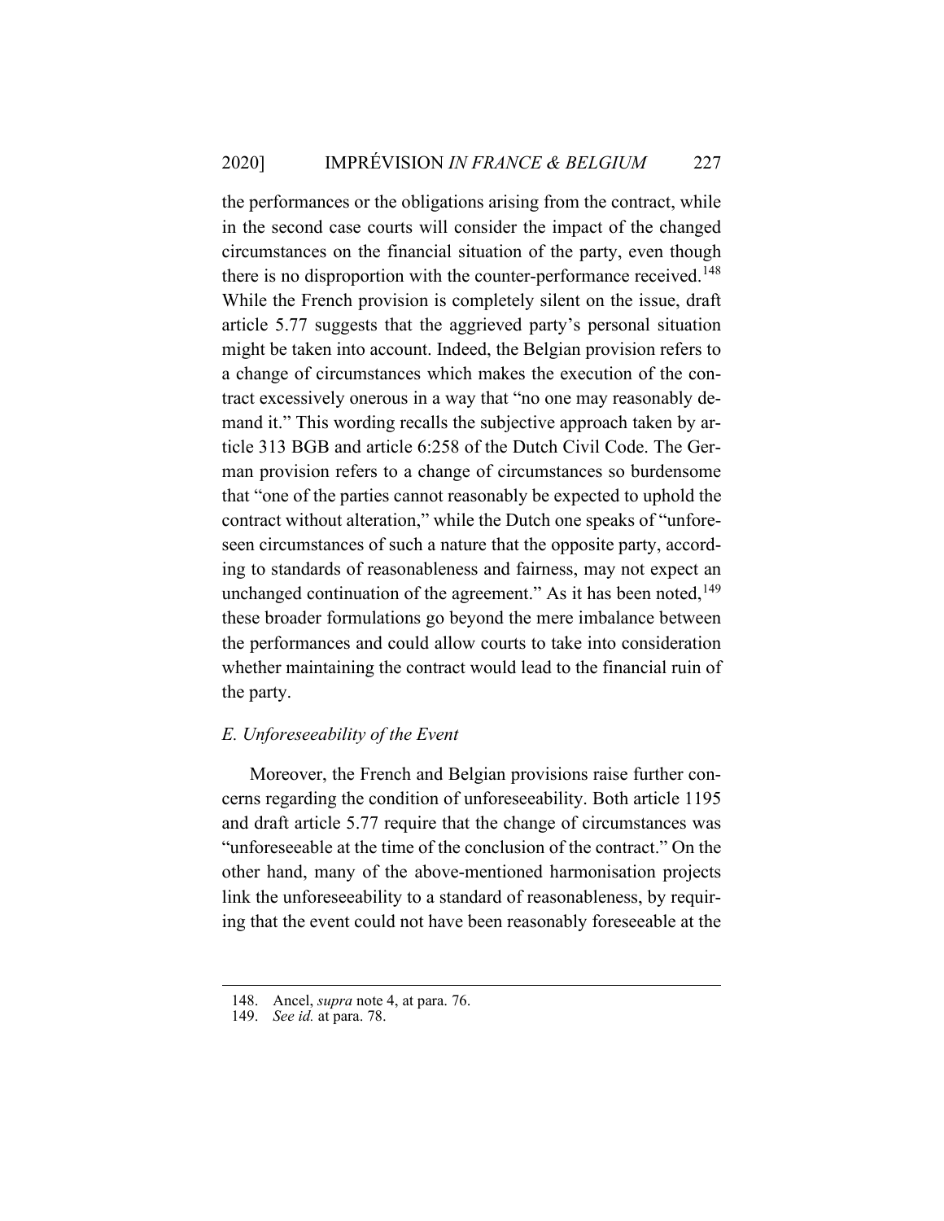the performances or the obligations arising from the contract, while in the second case courts will consider the impact of the changed circumstances on the financial situation of the party, even though there is no disproportion with the counter-performance received.[148] While the French provision is completely silent on the issue, draft article 5.77 suggests that the aggrieved party's personal situation might be taken into account. Indeed, the Belgian provision refers to a change of circumstances which makes the execution of the contract excessively onerous in a way that "no one may reasonably demand it." This wording recalls the subjective approach taken by article 313 BGB and article 6:258 of the Dutch Civil Code. The German provision refers to a change of circumstances so burdensome that "one of the parties cannot reasonably be expected to uphold the contract without alteration," while the Dutch one speaks of "unforeseen circumstances of such a nature that the opposite party, according to standards of reasonableness and fairness, may not expect an unchanged continuation of the agreement." As it has been noted,[149] these broader formulations go beyond the mere imbalance between the performances and could allow courts to take into consideration whether maintaining the contract would lead to the financial ruin of the party.

### *E. Unforeseeability of the Event*

Moreover, the French and Belgian provisions raise further concerns regarding the condition of unforeseeability. Both article 1195 and draft article 5.77 require that the change of circumstances was "unforeseeable at the time of the conclusion of the contract." On the other hand, many of the above-mentioned harmonisation projects link the unforeseeability to a standard of reasonableness, by requiring that the event could not have been reasonably foreseeable at the

---

148. Ancel, *supra* note 4, at para. 76.

149. *See id.* at para. 78.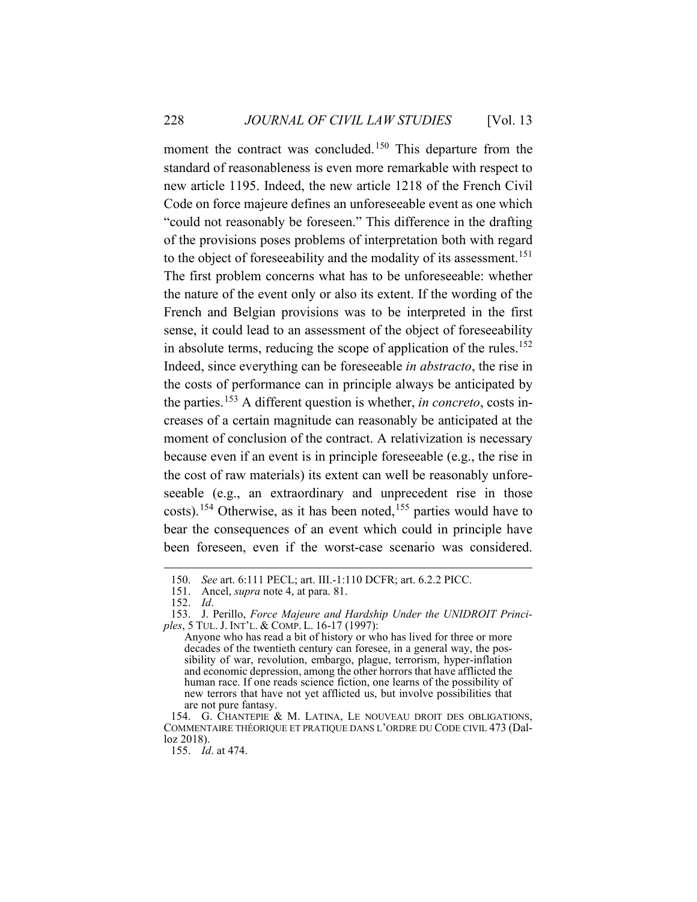moment the contract was concluded.[150] This departure from the standard of reasonableness is even more remarkable with respect to new article 1195. Indeed, the new article 1218 of the French Civil Code on force majeure defines an unforeseeable event as one which "could not reasonably be foreseen." This difference in the drafting of the provisions poses problems of interpretation both with regard to the object of foreseeability and the modality of its assessment.[151] The first problem concerns what has to be unforeseeable: whether the nature of the event only or also its extent. If the wording of the French and Belgian provisions was to be interpreted in the first sense, it could lead to an assessment of the object of foreseeability in absolute terms, reducing the scope of application of the rules.[152] Indeed, since everything can be foreseeable *in abstracto*, the rise in the costs of performance can in principle always be anticipated by the parties.[153] A different question is whether, *in concreto*, costs increases of a certain magnitude can reasonably be anticipated at the moment of conclusion of the contract. A relativization is necessary because even if an event is in principle foreseeable (e.g., the rise in the cost of raw materials) its extent can well be reasonably unforeseeable (e.g., an extraordinary and unprecedent rise in those costs).[154] Otherwise, as it has been noted,[155] parties would have to bear the consequences of an event which could in principle have been foreseen, even if the worst-case scenario was considered.

---

150. *See* art. 6:111 PECL; art. III.-1:110 DCFR; art. 6.2.2 PICC.

151. Ancel, *supra* note 4, at para. 81.

152. *Id*.

153. J. Perillo, *Force Majeure and Hardship Under the UNIDROIT Principles*, 5 TUL. J. INT'L. & COMP. L. 16-17 (1997):

> Anyone who has read a bit of history or who has lived for three or more decades of the twentieth century can foresee, in a general way, the possibility of war, revolution, embargo, plague, terrorism, hyper-inflation and economic depression, among the other horrors that have afflicted the human race. If one reads science fiction, one learns of the possibility of new terrors that have not yet afflicted us, but involve possibilities that are not pure fantasy.

154. G. CHANTEPIE & M. LATINA, LE NOUVEAU DROIT DES OBLIGATIONS, COMMENTAIRE THÉORIQUE ET PRATIQUE DANS L'ORDRE DU CODE CIVIL 473 (Dalloz 2018).

155. *Id*. at 474.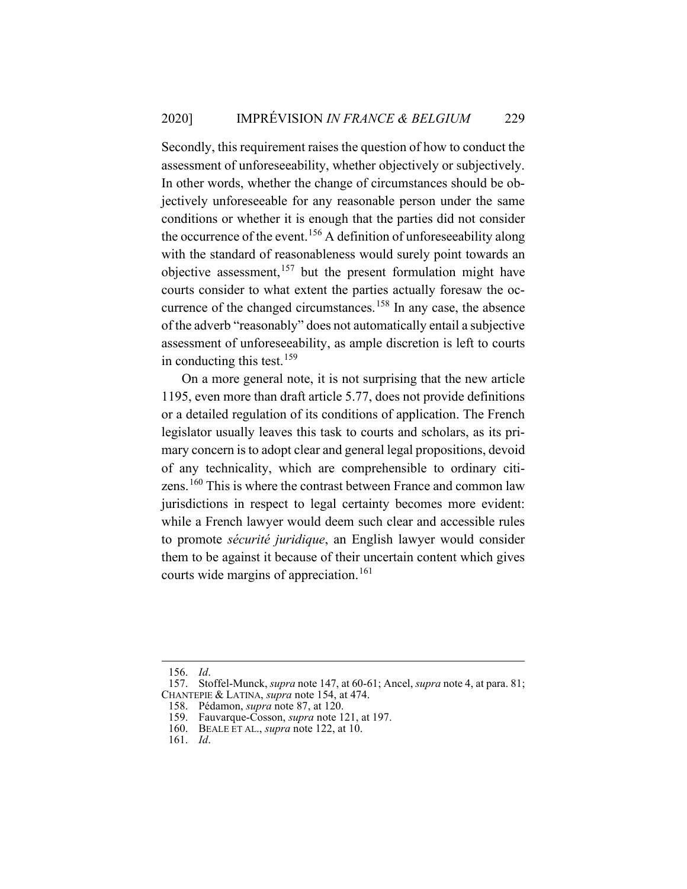Secondly, this requirement raises the question of how to conduct the assessment of unforeseeability, whether objectively or subjectively. In other words, whether the change of circumstances should be objectively unforeseeable for any reasonable person under the same conditions or whether it is enough that the parties did not consider the occurrence of the event.[156] A definition of unforeseeability along with the standard of reasonableness would surely point towards an objective assessment,[157] but the present formulation might have courts consider to what extent the parties actually foresaw the occurrence of the changed circumstances.[158] In any case, the absence of the adverb "reasonably" does not automatically entail a subjective assessment of unforeseeability, as ample discretion is left to courts in conducting this test.[159]

On a more general note, it is not surprising that the new article 1195, even more than draft article 5.77, does not provide definitions or a detailed regulation of its conditions of application. The French legislator usually leaves this task to courts and scholars, as its primary concern is to adopt clear and general legal propositions, devoid of any technicality, which are comprehensible to ordinary citizens.[160] This is where the contrast between France and common law jurisdictions in respect to legal certainty becomes more evident: while a French lawyer would deem such clear and accessible rules to promote *sécurité juridique*, an English lawyer would consider them to be against it because of their uncertain content which gives courts wide margins of appreciation.[161]

---

156. *Id*.
157. Stoffel-Munck, *supra* note 147, at 60-61; Ancel, *supra* note 4, at para. 81; CHANTEPIE & LATINA, *supra* note 154, at 474.
158. Pédamon, *supra* note 87, at 120.
159. Fauvarque-Cosson, *supra* note 121, at 197.
160. BEALE ET AL., *supra* note 122, at 10.
161. *Id*.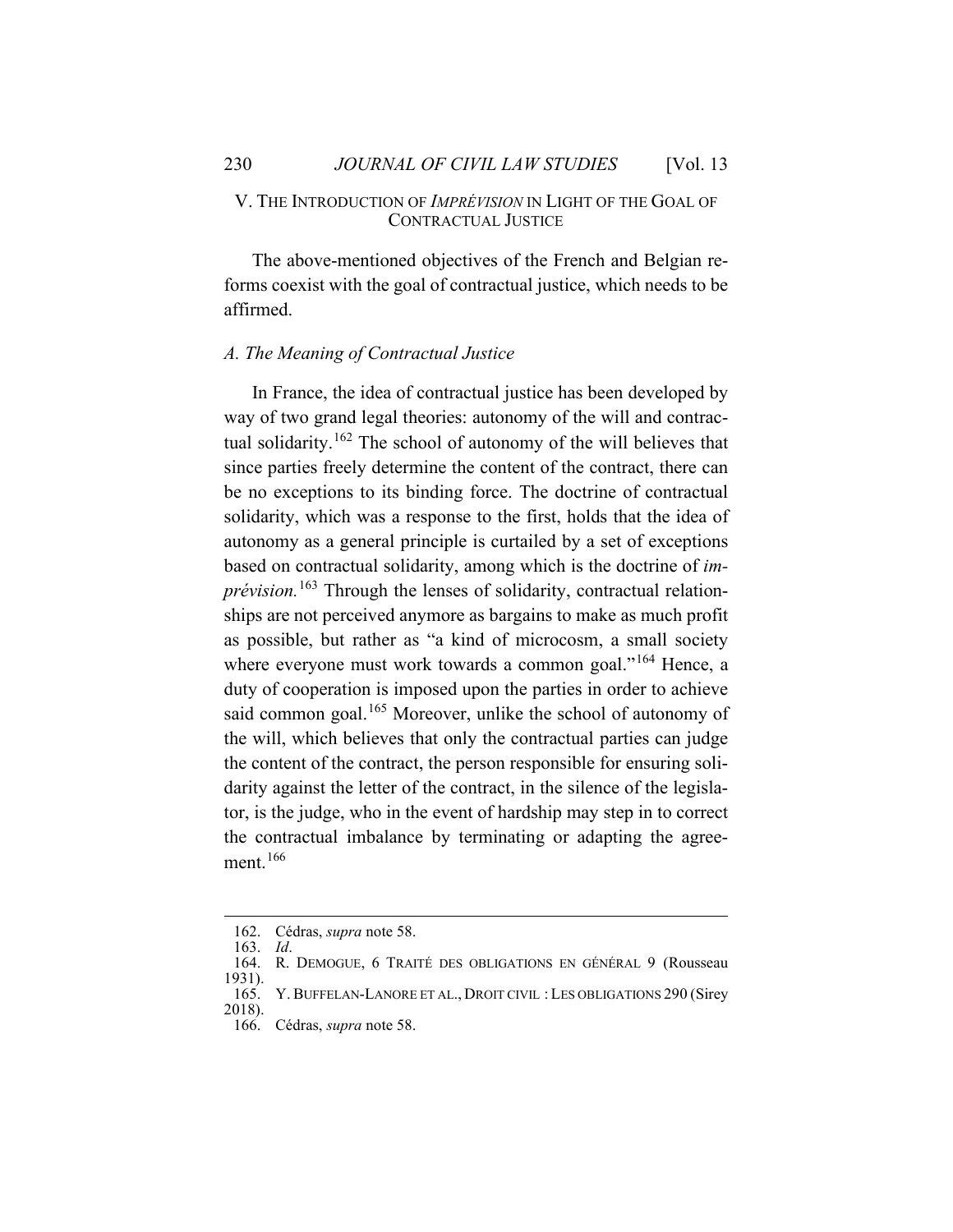## V. THE INTRODUCTION OF *IMPRÉVISION* IN LIGHT OF THE GOAL OF CONTRACTUAL JUSTICE

The above-mentioned objectives of the French and Belgian reforms coexist with the goal of contractual justice, which needs to be affirmed.

### *A. The Meaning of Contractual Justice*

In France, the idea of contractual justice has been developed by way of two grand legal theories: autonomy of the will and contractual solidarity.[162] The school of autonomy of the will believes that since parties freely determine the content of the contract, there can be no exceptions to its binding force. The doctrine of contractual solidarity, which was a response to the first, holds that the idea of autonomy as a general principle is curtailed by a set of exceptions based on contractual solidarity, among which is the doctrine of *imprévision.*[163] Through the lenses of solidarity, contractual relationships are not perceived anymore as bargains to make as much profit as possible, but rather as "a kind of microcosm, a small society where everyone must work towards a common goal."[164] Hence, a duty of cooperation is imposed upon the parties in order to achieve said common goal.[165] Moreover, unlike the school of autonomy of the will, which believes that only the contractual parties can judge the content of the contract, the person responsible for ensuring solidarity against the letter of the contract, in the silence of the legislator, is the judge, who in the event of hardship may step in to correct the contractual imbalance by terminating or adapting the agreement.[166]

---

162. Cédras, *supra* note 58.
163. *Id*.
164. R. DEMOGUE, 6 TRAITÉ DES OBLIGATIONS EN GÉNÉRAL 9 (Rousseau 1931).
165. Y. BUFFELAN-LANORE ET AL., DROIT CIVIL : LES OBLIGATIONS 290 (Sirey 2018).
166. Cédras, *supra* note 58.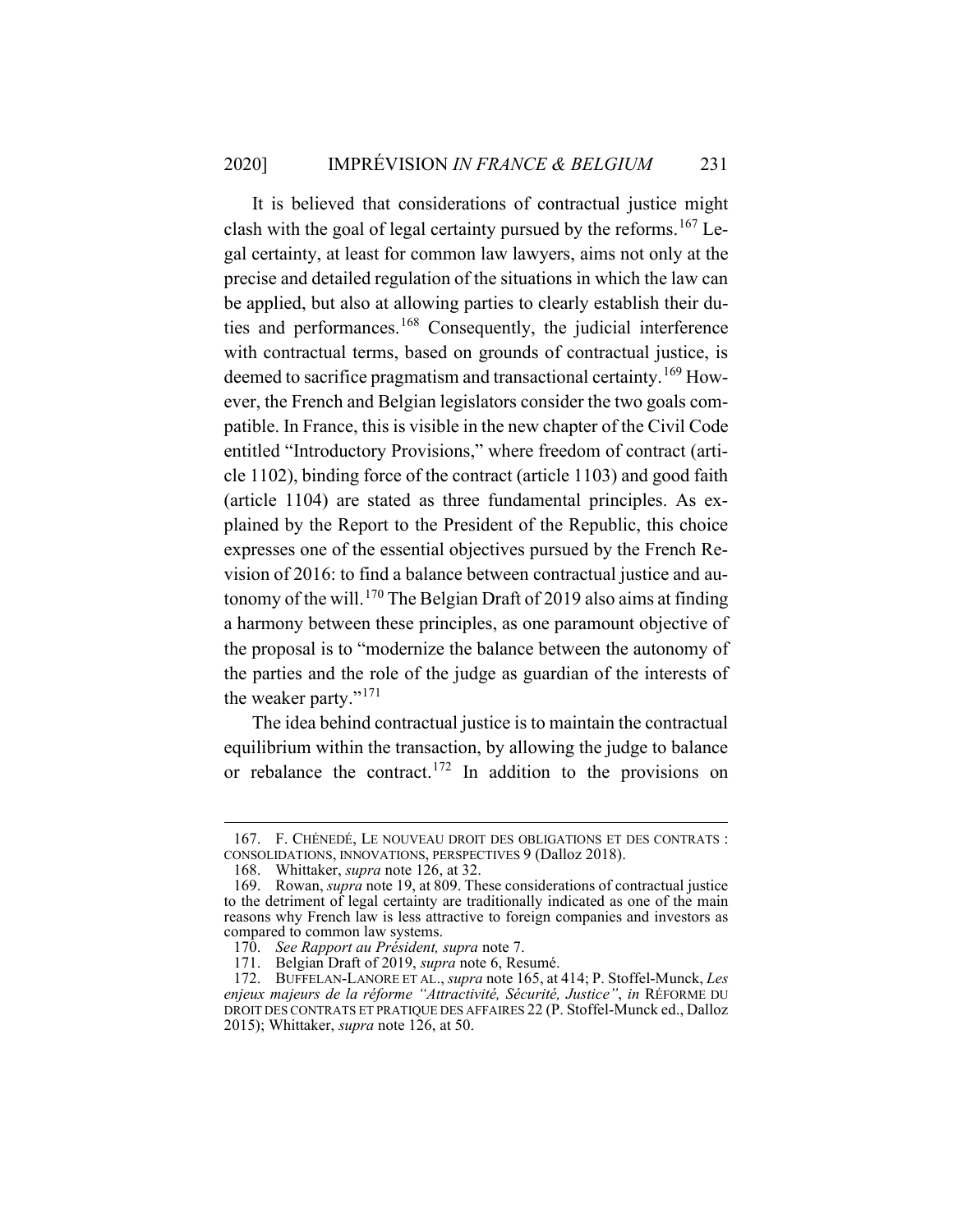It is believed that considerations of contractual justice might clash with the goal of legal certainty pursued by the reforms.[167] Legal certainty, at least for common law lawyers, aims not only at the precise and detailed regulation of the situations in which the law can be applied, but also at allowing parties to clearly establish their duties and performances.[168] Consequently, the judicial interference with contractual terms, based on grounds of contractual justice, is deemed to sacrifice pragmatism and transactional certainty.[169] However, the French and Belgian legislators consider the two goals compatible. In France, this is visible in the new chapter of the Civil Code entitled "Introductory Provisions," where freedom of contract (article 1102), binding force of the contract (article 1103) and good faith (article 1104) are stated as three fundamental principles. As explained by the Report to the President of the Republic, this choice expresses one of the essential objectives pursued by the French Revision of 2016: to find a balance between contractual justice and autonomy of the will.[170] The Belgian Draft of 2019 also aims at finding a harmony between these principles, as one paramount objective of the proposal is to "modernize the balance between the autonomy of the parties and the role of the judge as guardian of the interests of the weaker party."[171]

The idea behind contractual justice is to maintain the contractual equilibrium within the transaction, by allowing the judge to balance or rebalance the contract.[172] In addition to the provisions on

---

167. F. CHÉNEDÉ, LE NOUVEAU DROIT DES OBLIGATIONS ET DES CONTRATS : CONSOLIDATIONS, INNOVATIONS, PERSPECTIVES 9 (Dalloz 2018).

168. Whittaker, *supra* note 126, at 32.

169. Rowan, *supra* note 19, at 809. These considerations of contractual justice to the detriment of legal certainty are traditionally indicated as one of the main reasons why French law is less attractive to foreign companies and investors as compared to common law systems.

170. *See Rapport au Président, supra* note 7.

171. Belgian Draft of 2019, *supra* note 6, Resumé.

172. BUFFELAN-LANORE ET AL., *supra* note 165, at 414; P. Stoffel-Munck, *Les enjeux majeurs de la réforme "Attractivité, Sécurité, Justice"*, *in* RÉFORME DU DROIT DES CONTRATS ET PRATIQUE DES AFFAIRES 22 (P. Stoffel-Munck ed., Dalloz 2015); Whittaker, *supra* note 126, at 50.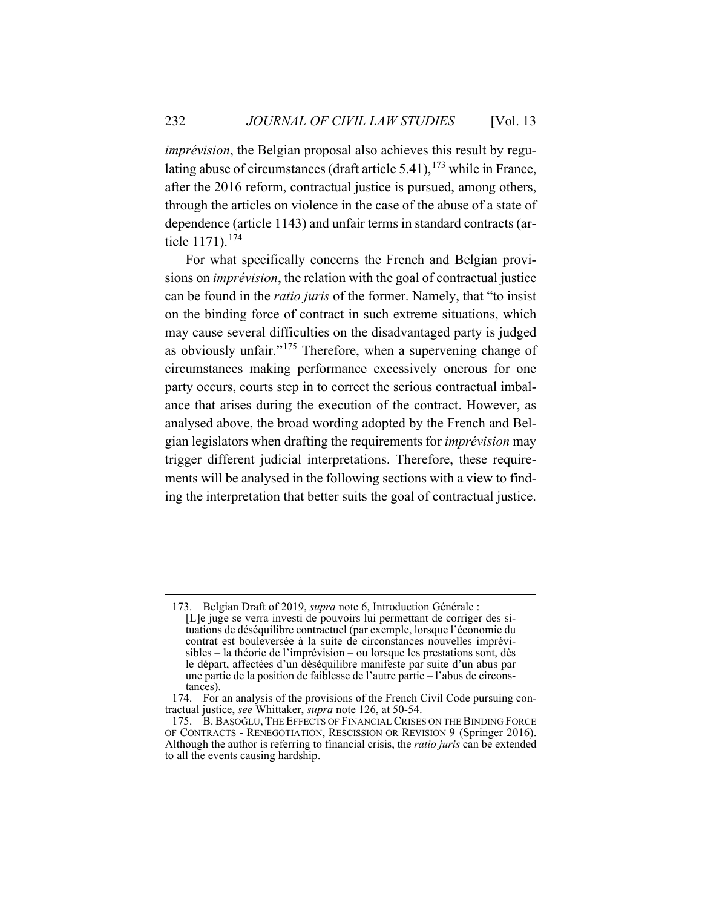*imprévision*, the Belgian proposal also achieves this result by regulating abuse of circumstances (draft article 5.41),[173] while in France, after the 2016 reform, contractual justice is pursued, among others, through the articles on violence in the case of the abuse of a state of dependence (article 1143) and unfair terms in standard contracts (article 1171).[174]

For what specifically concerns the French and Belgian provisions on *imprévision*, the relation with the goal of contractual justice can be found in the *ratio juris* of the former. Namely, that "to insist on the binding force of contract in such extreme situations, which may cause several difficulties on the disadvantaged party is judged as obviously unfair."[175] Therefore, when a supervening change of circumstances making performance excessively onerous for one party occurs, courts step in to correct the serious contractual imbalance that arises during the execution of the contract. However, as analysed above, the broad wording adopted by the French and Belgian legislators when drafting the requirements for *imprévision* may trigger different judicial interpretations. Therefore, these requirements will be analysed in the following sections with a view to finding the interpretation that better suits the goal of contractual justice.

---

173. Belgian Draft of 2019, *supra* note 6, Introduction Générale :

> [L]e juge se verra investi de pouvoirs lui permettant de corriger des situations de déséquilibre contractuel (par exemple, lorsque l'économie du contrat est bouleversée à la suite de circonstances nouvelles imprévisibles – la théorie de l'imprévision – ou lorsque les prestations sont, dès le départ, affectées d'un déséquilibre manifeste par suite d'un abus par une partie de la position de faiblesse de l'autre partie – l'abus de circonstances).

174. For an analysis of the provisions of the French Civil Code pursuing contractual justice, *see* Whittaker, *supra* note 126, at 50-54.

175. B. BAŞOĞLU, THE EFFECTS OF FINANCIAL CRISES ON THE BINDING FORCE OF CONTRACTS - RENEGOTIATION, RESCISSION OR REVISION 9 (Springer 2016). Although the author is referring to financial crisis, the *ratio juris* can be extended to all the events causing hardship.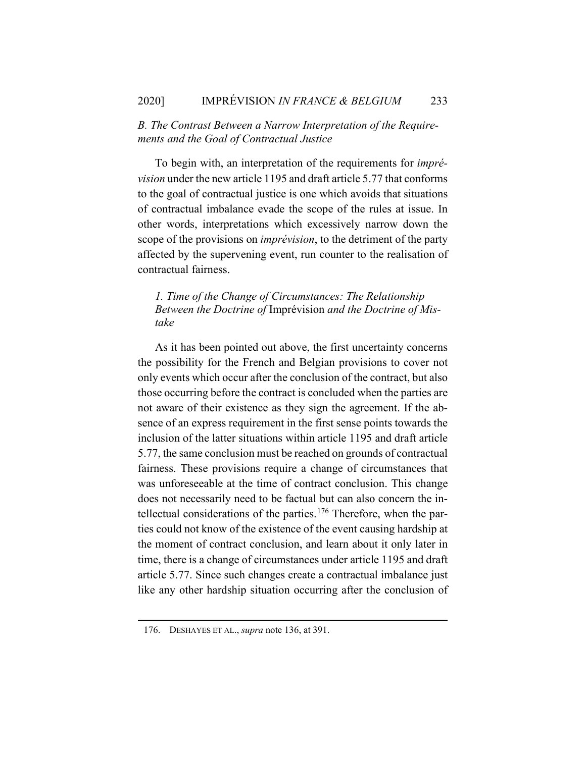### *B. The Contrast Between a Narrow Interpretation of the Requirements and the Goal of Contractual Justice*

To begin with, an interpretation of the requirements for *imprévision* under the new article 1195 and draft article 5.77 that conforms to the goal of contractual justice is one which avoids that situations of contractual imbalance evade the scope of the rules at issue. In other words, interpretations which excessively narrow down the scope of the provisions on *imprévision*, to the detriment of the party affected by the supervening event, run counter to the realisation of contractual fairness.

#### *1. Time of the Change of Circumstances: The Relationship Between the Doctrine of* Imprévision *and the Doctrine of Mistake*

As it has been pointed out above, the first uncertainty concerns the possibility for the French and Belgian provisions to cover not only events which occur after the conclusion of the contract, but also those occurring before the contract is concluded when the parties are not aware of their existence as they sign the agreement. If the absence of an express requirement in the first sense points towards the inclusion of the latter situations within article 1195 and draft article 5.77, the same conclusion must be reached on grounds of contractual fairness. These provisions require a change of circumstances that was unforeseeable at the time of contract conclusion. This change does not necessarily need to be factual but can also concern the intellectual considerations of the parties.[176] Therefore, when the parties could not know of the existence of the event causing hardship at the moment of contract conclusion, and learn about it only later in time, there is a change of circumstances under article 1195 and draft article 5.77. Since such changes create a contractual imbalance just like any other hardship situation occurring after the conclusion of

176. DESHAYES ET AL., *supra* note 136, at 391.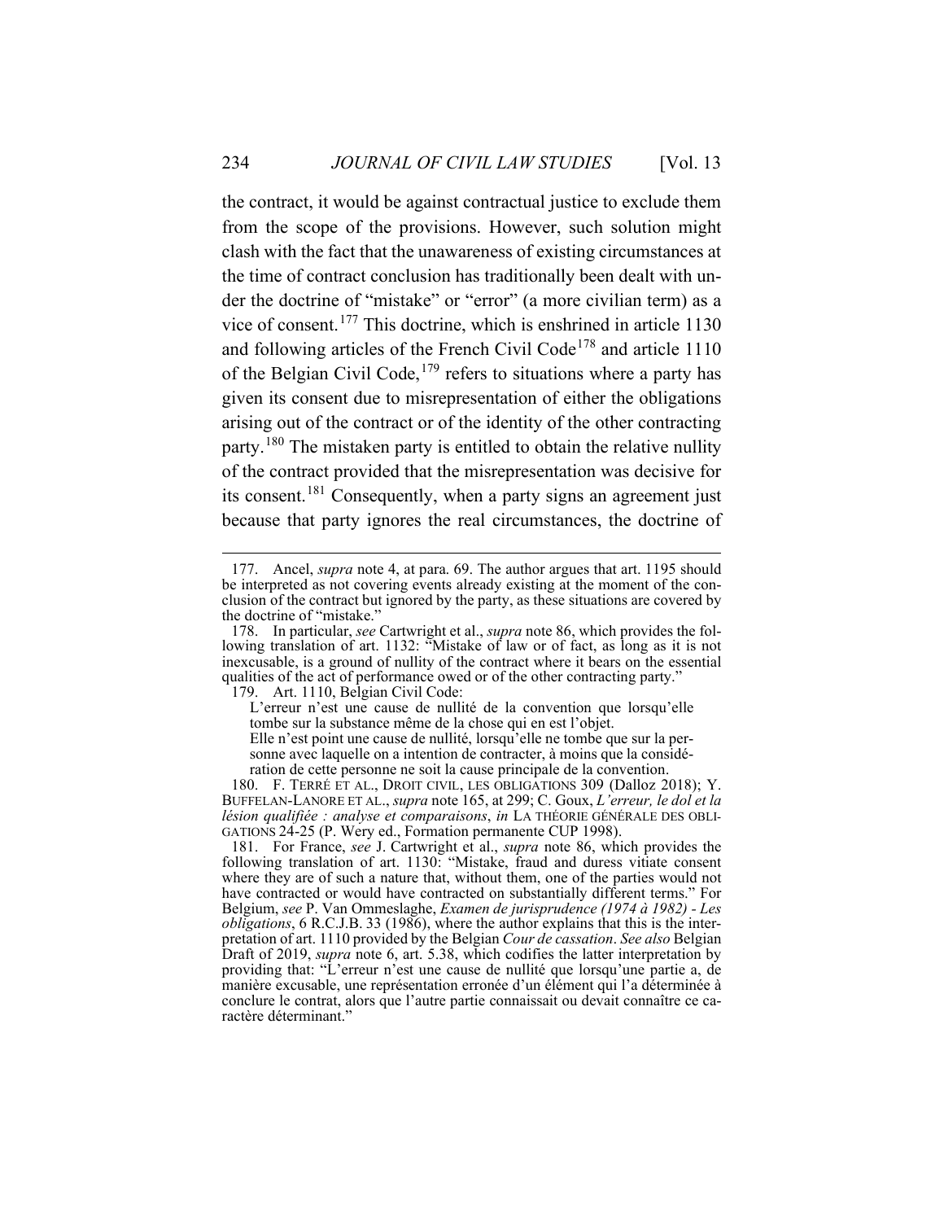the contract, it would be against contractual justice to exclude them from the scope of the provisions. However, such solution might clash with the fact that the unawareness of existing circumstances at the time of contract conclusion has traditionally been dealt with under the doctrine of "mistake" or "error" (a more civilian term) as a vice of consent.[177] This doctrine, which is enshrined in article 1130 and following articles of the French Civil Code[178] and article 1110 of the Belgian Civil Code,[179] refers to situations where a party has given its consent due to misrepresentation of either the obligations arising out of the contract or of the identity of the other contracting party.[180] The mistaken party is entitled to obtain the relative nullity of the contract provided that the misrepresentation was decisive for its consent.[181] Consequently, when a party signs an agreement just because that party ignores the real circumstances, the doctrine of

---

177. Ancel, *supra* note 4, at para. 69. The author argues that art. 1195 should be interpreted as not covering events already existing at the moment of the conclusion of the contract but ignored by the party, as these situations are covered by the doctrine of "mistake."

178. In particular, *see* Cartwright et al., *supra* note 86, which provides the following translation of art. 1132: "Mistake of law or of fact, as long as it is not inexcusable, is a ground of nullity of the contract where it bears on the essential qualities of the act of performance owed or of the other contracting party."

179. Art. 1110, Belgian Civil Code:

> L'erreur n'est une cause de nullité de la convention que lorsqu'elle tombe sur la substance même de la chose qui en est l'objet.
> Elle n'est point une cause de nullité, lorsqu'elle ne tombe que sur la personne avec laquelle on a intention de contracter, à moins que la considération de cette personne ne soit la cause principale de la convention.

180. F. TERRÉ ET AL., DROIT CIVIL, LES OBLIGATIONS 309 (Dalloz 2018); Y. BUFFELAN-LANORE ET AL., *supra* note 165, at 299; C. Goux, *L'erreur, le dol et la lésion qualifiée : analyse et comparaisons*, *in* LA THÉORIE GÉNÉRALE DES OBLIGATIONS 24-25 (P. Wery ed., Formation permanente CUP 1998).

181. For France, *see* J. Cartwright et al., *supra* note 86, which provides the following translation of art. 1130: "Mistake, fraud and duress vitiate consent where they are of such a nature that, without them, one of the parties would not have contracted or would have contracted on substantially different terms." For Belgium, *see* P. Van Ommeslaghe, *Examen de jurisprudence (1974 à 1982) - Les obligations*, 6 R.C.J.B. 33 (1986), where the author explains that this is the interpretation of art. 1110 provided by the Belgian *Cour de cassation*. *See also* Belgian Draft of 2019, *supra* note 6, art. 5.38, which codifies the latter interpretation by providing that: "L'erreur n'est une cause de nullité que lorsqu'une partie a, de manière excusable, une représentation erronée d'un élément qui l'a déterminée à conclure le contrat, alors que l'autre partie connaissait ou devait connaître ce caractère déterminant."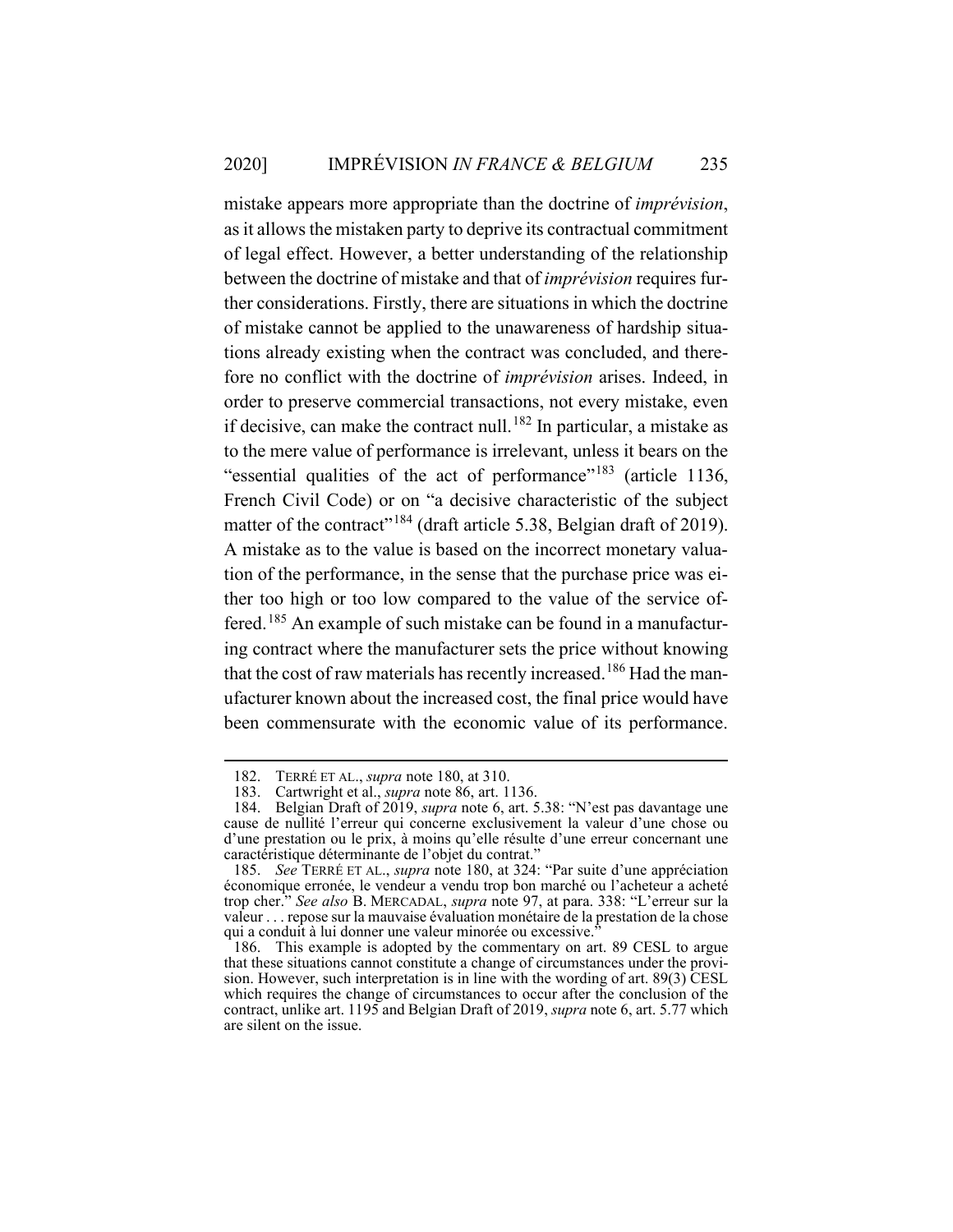mistake appears more appropriate than the doctrine of *imprévision*, as it allows the mistaken party to deprive its contractual commitment of legal effect. However, a better understanding of the relationship between the doctrine of mistake and that of *imprévision* requires further considerations. Firstly, there are situations in which the doctrine of mistake cannot be applied to the unawareness of hardship situations already existing when the contract was concluded, and therefore no conflict with the doctrine of *imprévision* arises. Indeed, in order to preserve commercial transactions, not every mistake, even if decisive, can make the contract null.[182] In particular, a mistake as to the mere value of performance is irrelevant, unless it bears on the "essential qualities of the act of performance"[183] (article 1136, French Civil Code) or on "a decisive characteristic of the subject matter of the contract"[184] (draft article 5.38, Belgian draft of 2019). A mistake as to the value is based on the incorrect monetary valuation of the performance, in the sense that the purchase price was either too high or too low compared to the value of the service offered.[185] An example of such mistake can be found in a manufacturing contract where the manufacturer sets the price without knowing that the cost of raw materials has recently increased.[186] Had the manufacturer known about the increased cost, the final price would have been commensurate with the economic value of its performance.

---

182. TERRÉ ET AL., *supra* note 180, at 310.

183. Cartwright et al., *supra* note 86, art. 1136.

184. Belgian Draft of 2019, *supra* note 6, art. 5.38: "N'est pas davantage une cause de nullité l'erreur qui concerne exclusivement la valeur d'une chose ou d'une prestation ou le prix, à moins qu'elle résulte d'une erreur concernant une caractéristique déterminante de l'objet du contrat."

185. *See* TERRÉ ET AL., *supra* note 180, at 324: "Par suite d'une appréciation économique erronée, le vendeur a vendu trop bon marché ou l'acheteur a acheté trop cher." *See also* B. MERCADAL, *supra* note 97, at para. 338: "L'erreur sur la valeur . . . repose sur la mauvaise évaluation monétaire de la prestation de la chose qui a conduit à lui donner une valeur minorée ou excessive."

186. This example is adopted by the commentary on art. 89 CESL to argue that these situations cannot constitute a change of circumstances under the provision. However, such interpretation is in line with the wording of art. 89(3) CESL which requires the change of circumstances to occur after the conclusion of the contract, unlike art. 1195 and Belgian Draft of 2019, *supra* note 6, art. 5.77 which are silent on the issue.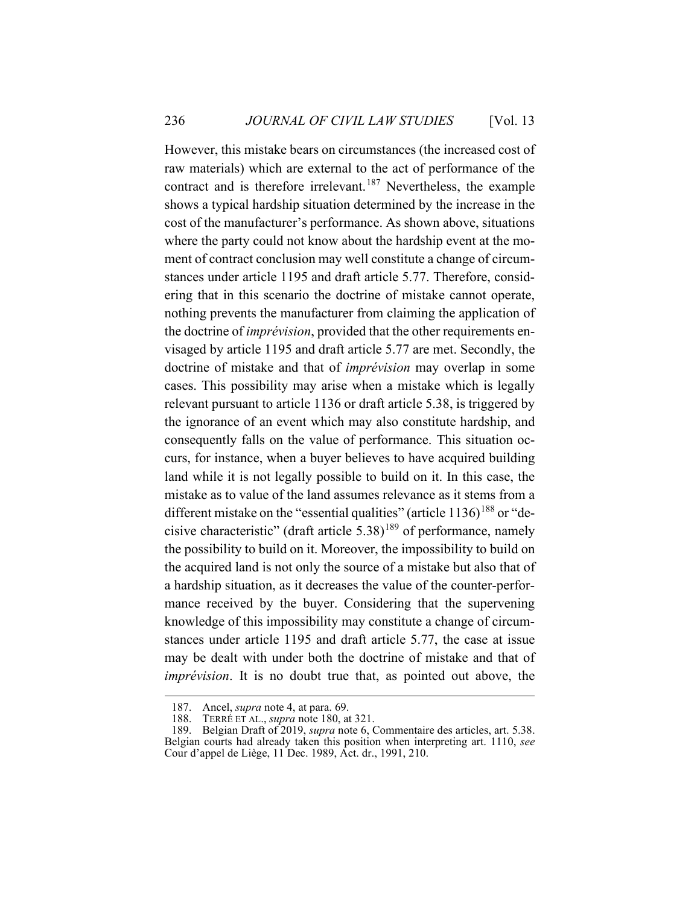However, this mistake bears on circumstances (the increased cost of raw materials) which are external to the act of performance of the contract and is therefore irrelevant.[187] Nevertheless, the example shows a typical hardship situation determined by the increase in the cost of the manufacturer's performance. As shown above, situations where the party could not know about the hardship event at the moment of contract conclusion may well constitute a change of circumstances under article 1195 and draft article 5.77. Therefore, considering that in this scenario the doctrine of mistake cannot operate, nothing prevents the manufacturer from claiming the application of the doctrine of *imprévision*, provided that the other requirements envisaged by article 1195 and draft article 5.77 are met. Secondly, the doctrine of mistake and that of *imprévision* may overlap in some cases. This possibility may arise when a mistake which is legally relevant pursuant to article 1136 or draft article 5.38, is triggered by the ignorance of an event which may also constitute hardship, and consequently falls on the value of performance. This situation occurs, for instance, when a buyer believes to have acquired building land while it is not legally possible to build on it. In this case, the mistake as to value of the land assumes relevance as it stems from a different mistake on the "essential qualities" (article 1136)[188] or "decisive characteristic" (draft article 5.38)[189] of performance, namely the possibility to build on it. Moreover, the impossibility to build on the acquired land is not only the source of a mistake but also that of a hardship situation, as it decreases the value of the counter-performance received by the buyer. Considering that the supervening knowledge of this impossibility may constitute a change of circumstances under article 1195 and draft article 5.77, the case at issue may be dealt with under both the doctrine of mistake and that of *imprévision*. It is no doubt true that, as pointed out above, the

187. Ancel, *supra* note 4, at para. 69.

188. TERRÉ ET AL., *supra* note 180, at 321.

189. Belgian Draft of 2019, *supra* note 6, Commentaire des articles, art. 5.38. Belgian courts had already taken this position when interpreting art. 1110, *see* Cour d'appel de Liège, 11 Dec. 1989, Act. dr., 1991, 210.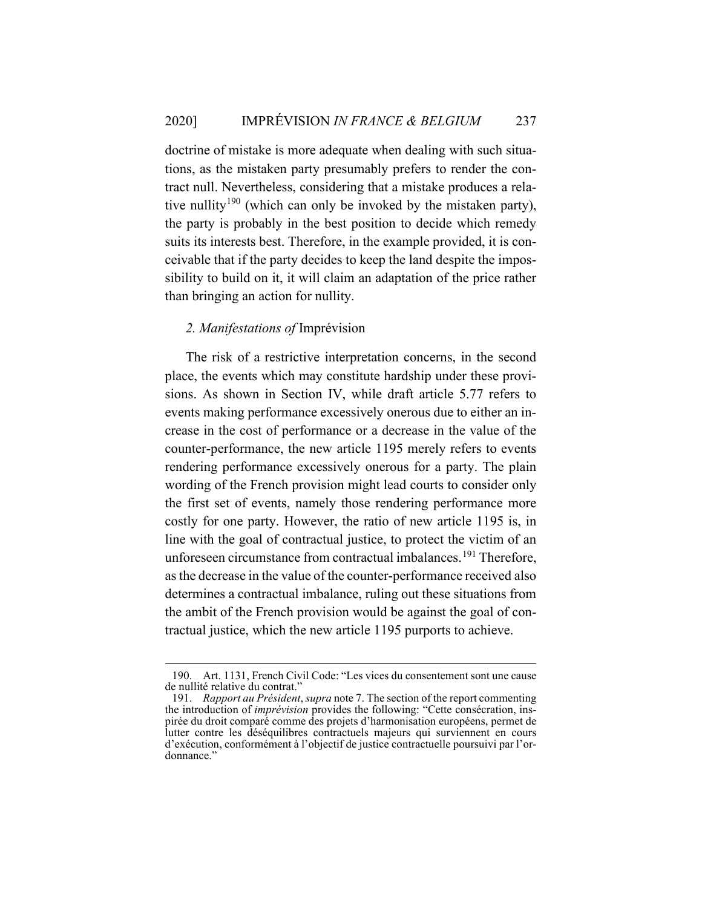doctrine of mistake is more adequate when dealing with such situations, as the mistaken party presumably prefers to render the contract null. Nevertheless, considering that a mistake produces a relative nullity[190] (which can only be invoked by the mistaken party), the party is probably in the best position to decide which remedy suits its interests best. Therefore, in the example provided, it is conceivable that if the party decides to keep the land despite the impossibility to build on it, it will claim an adaptation of the price rather than bringing an action for nullity.

### *2. Manifestations of* Imprévision

The risk of a restrictive interpretation concerns, in the second place, the events which may constitute hardship under these provisions. As shown in Section IV, while draft article 5.77 refers to events making performance excessively onerous due to either an increase in the cost of performance or a decrease in the value of the counter-performance, the new article 1195 merely refers to events rendering performance excessively onerous for a party. The plain wording of the French provision might lead courts to consider only the first set of events, namely those rendering performance more costly for one party. However, the ratio of new article 1195 is, in line with the goal of contractual justice, to protect the victim of an unforeseen circumstance from contractual imbalances.[191] Therefore, as the decrease in the value of the counter-performance received also determines a contractual imbalance, ruling out these situations from the ambit of the French provision would be against the goal of contractual justice, which the new article 1195 purports to achieve.

---

190. Art. 1131, French Civil Code: "Les vices du consentement sont une cause de nullité relative du contrat."

191. *Rapport au Président*, *supra* note 7. The section of the report commenting the introduction of *imprévision* provides the following: "Cette consécration, inspirée du droit comparé comme des projets d'harmonisation européens, permet de lutter contre les déséquilibres contractuels majeurs qui surviennent en cours d'exécution, conformément à l'objectif de justice contractuelle poursuivi par l'ordonnance."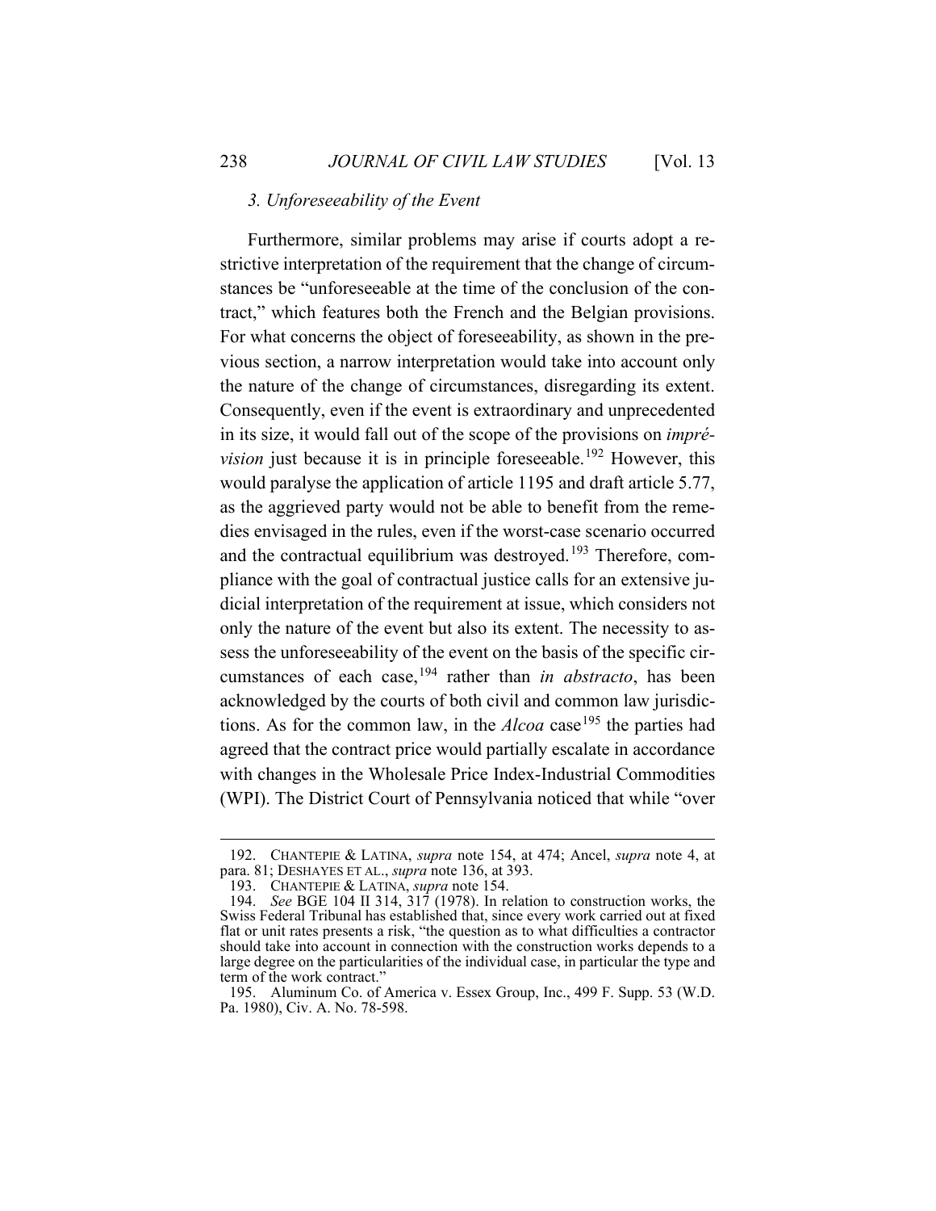### *3. Unforeseeability of the Event*

Furthermore, similar problems may arise if courts adopt a restrictive interpretation of the requirement that the change of circumstances be "unforeseeable at the time of the conclusion of the contract," which features both the French and the Belgian provisions. For what concerns the object of foreseeability, as shown in the previous section, a narrow interpretation would take into account only the nature of the change of circumstances, disregarding its extent. Consequently, even if the event is extraordinary and unprecedented in its size, it would fall out of the scope of the provisions on *imprévision* just because it is in principle foreseeable.[192] However, this would paralyse the application of article 1195 and draft article 5.77, as the aggrieved party would not be able to benefit from the remedies envisaged in the rules, even if the worst-case scenario occurred and the contractual equilibrium was destroyed.[193] Therefore, compliance with the goal of contractual justice calls for an extensive judicial interpretation of the requirement at issue, which considers not only the nature of the event but also its extent. The necessity to assess the unforeseeability of the event on the basis of the specific circumstances of each case,[194] rather than *in abstracto*, has been acknowledged by the courts of both civil and common law jurisdictions. As for the common law, in the *Alcoa* case[195] the parties had agreed that the contract price would partially escalate in accordance with changes in the Wholesale Price Index-Industrial Commodities (WPI). The District Court of Pennsylvania noticed that while "over

---

192. CHANTEPIE & LATINA, *supra* note 154, at 474; Ancel, *supra* note 4, at para. 81; DESHAYES ET AL., *supra* note 136, at 393.

193. CHANTEPIE & LATINA, *supra* note 154.

194. *See* BGE 104 II 314, 317 (1978). In relation to construction works, the Swiss Federal Tribunal has established that, since every work carried out at fixed flat or unit rates presents a risk, "the question as to what difficulties a contractor should take into account in connection with the construction works depends to a large degree on the particularities of the individual case, in particular the type and term of the work contract."

195. Aluminum Co. of America v. Essex Group, Inc., 499 F. Supp. 53 (W.D. Pa. 1980), Civ. A. No. 78-598.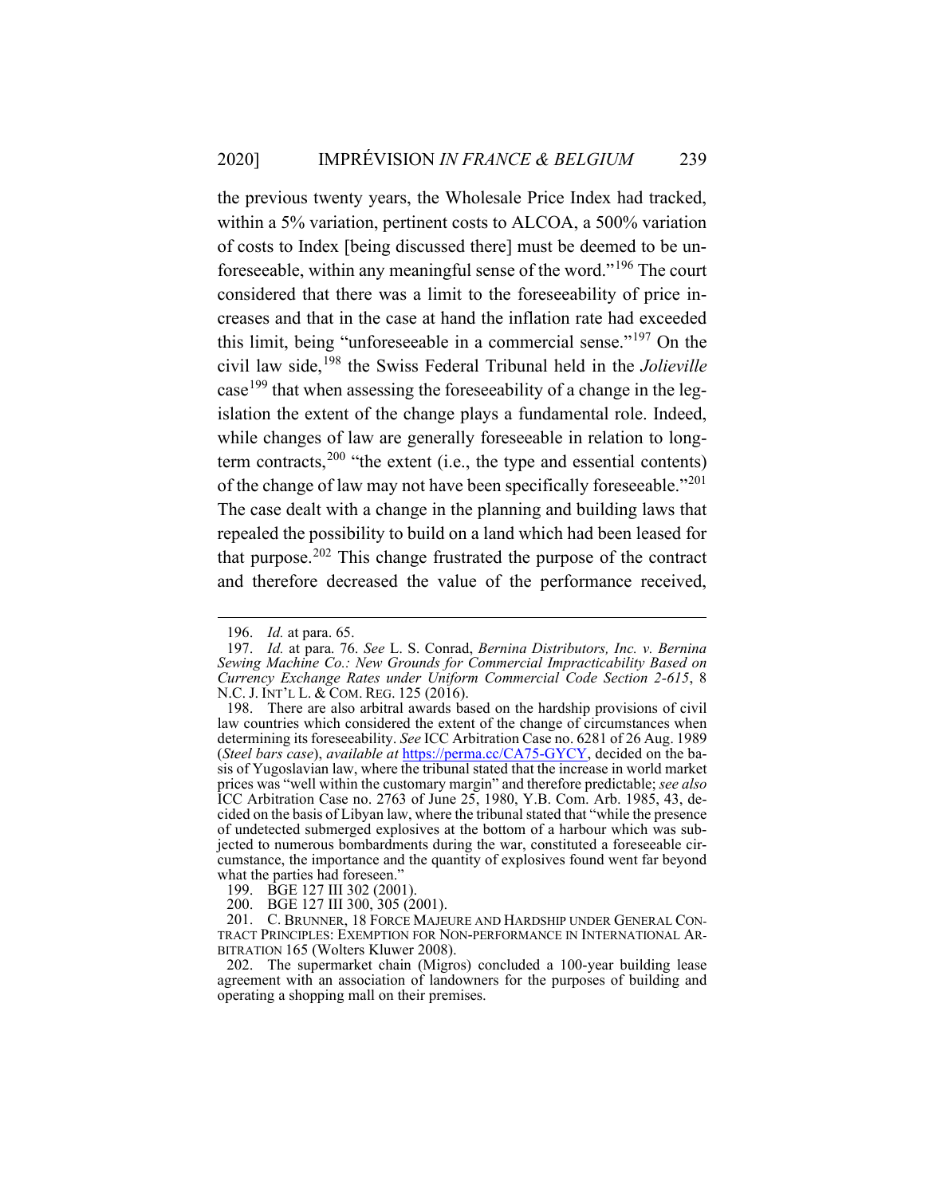the previous twenty years, the Wholesale Price Index had tracked, within a 5% variation, pertinent costs to ALCOA, a 500% variation of costs to Index [being discussed there] must be deemed to be unforeseeable, within any meaningful sense of the word."[196] The court considered that there was a limit to the foreseeability of price increases and that in the case at hand the inflation rate had exceeded this limit, being "unforeseeable in a commercial sense."[197] On the civil law side,[198] the Swiss Federal Tribunal held in the *Jolieville* case[199] that when assessing the foreseeability of a change in the legislation the extent of the change plays a fundamental role. Indeed, while changes of law are generally foreseeable in relation to long-term contracts,[200] "the extent (i.e., the type and essential contents) of the change of law may not have been specifically foreseeable."[201] The case dealt with a change in the planning and building laws that repealed the possibility to build on a land which had been leased for that purpose.[202] This change frustrated the purpose of the contract and therefore decreased the value of the performance received,

---

196. *Id.* at para. 65.

197. *Id.* at para. 76. *See* L. S. Conrad, *Bernina Distributors, Inc. v. Bernina Sewing Machine Co.: New Grounds for Commercial Impracticability Based on Currency Exchange Rates under Uniform Commercial Code Section 2-615*, 8 N.C. J. INT'L L. & COM. REG. 125 (2016).

198. There are also arbitral awards based on the hardship provisions of civil law countries which considered the extent of the change of circumstances when determining its foreseeability. *See* ICC Arbitration Case no. 6281 of 26 Aug. 1989 (*Steel bars case*), *available at* https://perma.cc/CA75-GYCY, decided on the basis of Yugoslavian law, where the tribunal stated that the increase in world market prices was "well within the customary margin" and therefore predictable; *see also* ICC Arbitration Case no. 2763 of June 25, 1980, Y.B. Com. Arb. 1985, 43, decided on the basis of Libyan law, where the tribunal stated that "while the presence of undetected submerged explosives at the bottom of a harbour which was subjected to numerous bombardments during the war, constituted a foreseeable circumstance, the importance and the quantity of explosives found went far beyond what the parties had foreseen."

199. BGE 127 III 302 (2001).

200. BGE 127 III 300, 305 (2001).

201. C. BRUNNER, 18 FORCE MAJEURE AND HARDSHIP UNDER GENERAL CONTRACT PRINCIPLES: EXEMPTION FOR NON-PERFORMANCE IN INTERNATIONAL ARBITRATION 165 (Wolters Kluwer 2008).

202. The supermarket chain (Migros) concluded a 100-year building lease agreement with an association of landowners for the purposes of building and operating a shopping mall on their premises.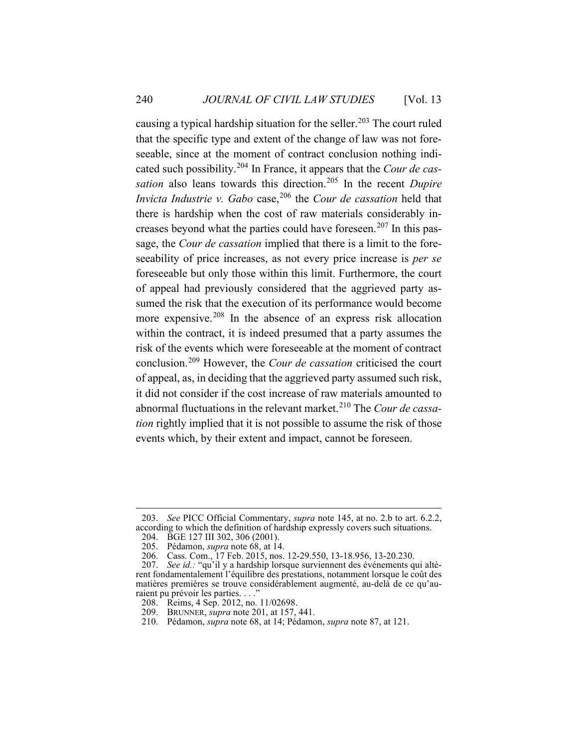causing a typical hardship situation for the seller.[203] The court ruled that the specific type and extent of the change of law was not foreseeable, since at the moment of contract conclusion nothing indicated such possibility.[204] In France, it appears that the *Cour de cassation* also leans towards this direction.[205] In the recent *Dupire Invicta Industrie v. Gabo* case,[206] the *Cour de cassation* held that there is hardship when the cost of raw materials considerably increases beyond what the parties could have foreseen.[207] In this passage, the *Cour de cassation* implied that there is a limit to the foreseeability of price increases, as not every price increase is *per se* foreseeable but only those within this limit. Furthermore, the court of appeal had previously considered that the aggrieved party assumed the risk that the execution of its performance would become more expensive.[208] In the absence of an express risk allocation within the contract, it is indeed presumed that a party assumes the risk of the events which were foreseeable at the moment of contract conclusion.[209] However, the *Cour de cassation* criticised the court of appeal, as, in deciding that the aggrieved party assumed such risk, it did not consider if the cost increase of raw materials amounted to abnormal fluctuations in the relevant market.[210] The *Cour de cassation* rightly implied that it is not possible to assume the risk of those events which, by their extent and impact, cannot be foreseen.

---

203. *See* PICC Official Commentary, *supra* note 145, at no. 2.b to art. 6.2.2, according to which the definition of hardship expressly covers such situations.

204. BGE 127 III 302, 306 (2001).

205. Pédamon, *supra* note 68, at 14.

206. Cass. Com., 17 Feb. 2015, nos. 12-29.550, 13-18.956, 13-20.230.

207. *See id.:* "qu'il y a hardship lorsque surviennent des événements qui altèrent fondamentalement l'équilibre des prestations, notamment lorsque le coût des matières premières se trouve considérablement augmenté, au-delà de ce qu'auraient pu prévoir les parties. . . ."

208. Reims, 4 Sep. 2012, no. 11/02698.

209. BRUNNER, *supra* note 201, at 157, 441.

210. Pédamon, *supra* note 68, at 14; Pédamon, *supra* note 87, at 121.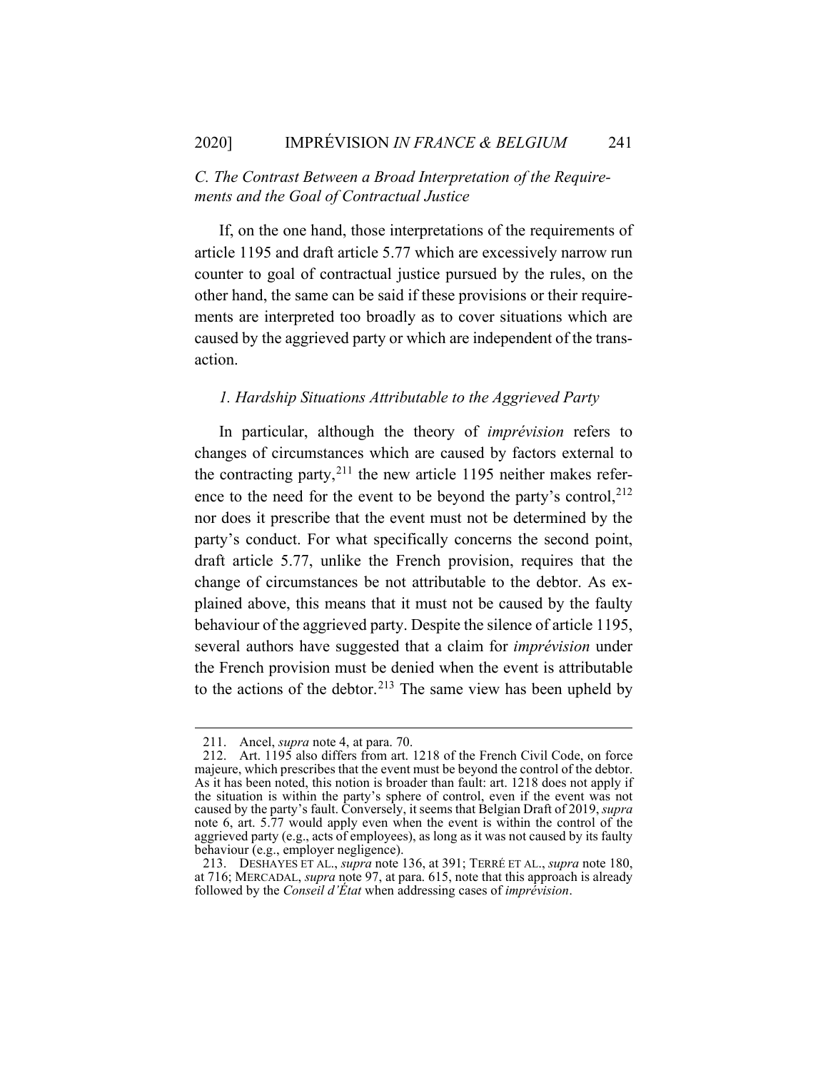### *C. The Contrast Between a Broad Interpretation of the Requirements and the Goal of Contractual Justice*

If, on the one hand, those interpretations of the requirements of article 1195 and draft article 5.77 which are excessively narrow run counter to goal of contractual justice pursued by the rules, on the other hand, the same can be said if these provisions or their requirements are interpreted too broadly as to cover situations which are caused by the aggrieved party or which are independent of the transaction.

#### *1. Hardship Situations Attributable to the Aggrieved Party*

In particular, although the theory of *imprévision* refers to changes of circumstances which are caused by factors external to the contracting party,[211] the new article 1195 neither makes reference to the need for the event to be beyond the party's control,[212] nor does it prescribe that the event must not be determined by the party's conduct. For what specifically concerns the second point, draft article 5.77, unlike the French provision, requires that the change of circumstances be not attributable to the debtor. As explained above, this means that it must not be caused by the faulty behaviour of the aggrieved party. Despite the silence of article 1195, several authors have suggested that a claim for *imprévision* under the French provision must be denied when the event is attributable to the actions of the debtor.[213] The same view has been upheld by

---

211. Ancel, *supra* note 4, at para. 70.

212. Art. 1195 also differs from art. 1218 of the French Civil Code, on force majeure, which prescribes that the event must be beyond the control of the debtor. As it has been noted, this notion is broader than fault: art. 1218 does not apply if the situation is within the party's sphere of control, even if the event was not caused by the party's fault. Conversely, it seems that Belgian Draft of 2019, *supra* note 6, art. 5.77 would apply even when the event is within the control of the aggrieved party (e.g., acts of employees), as long as it was not caused by its faulty behaviour (e.g., employer negligence).

213. DESHAYES ET AL., *supra* note 136, at 391; TERRÉ ET AL., *supra* note 180, at 716; MERCADAL, *supra* note 97, at para. 615, note that this approach is already followed by the *Conseil d'État* when addressing cases of *imprévision*.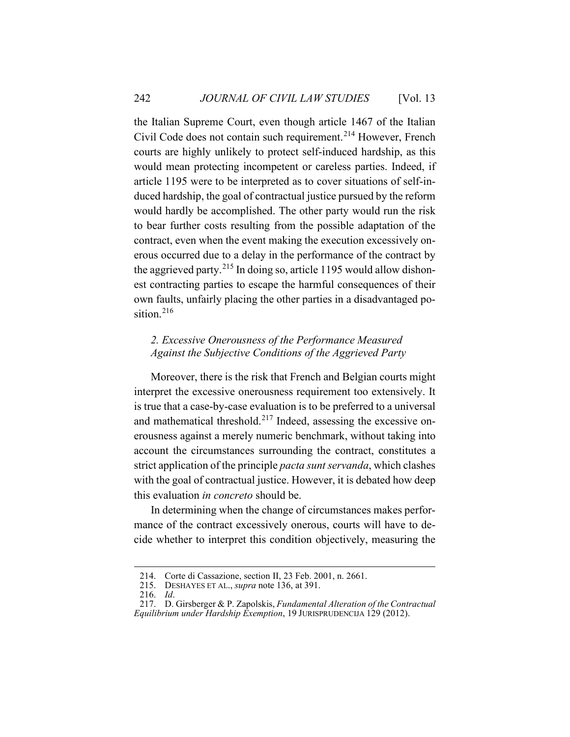the Italian Supreme Court, even though article 1467 of the Italian Civil Code does not contain such requirement.[214] However, French courts are highly unlikely to protect self-induced hardship, as this would mean protecting incompetent or careless parties. Indeed, if article 1195 were to be interpreted as to cover situations of self-induced hardship, the goal of contractual justice pursued by the reform would hardly be accomplished. The other party would run the risk to bear further costs resulting from the possible adaptation of the contract, even when the event making the execution excessively onerous occurred due to a delay in the performance of the contract by the aggrieved party.[215] In doing so, article 1195 would allow dishonest contracting parties to escape the harmful consequences of their own faults, unfairly placing the other parties in a disadvantaged position.[216]

### *2. Excessive Onerousness of the Performance Measured Against the Subjective Conditions of the Aggrieved Party*

Moreover, there is the risk that French and Belgian courts might interpret the excessive onerousness requirement too extensively. It is true that a case-by-case evaluation is to be preferred to a universal and mathematical threshold.[217] Indeed, assessing the excessive onerousness against a merely numeric benchmark, without taking into account the circumstances surrounding the contract, constitutes a strict application of the principle *pacta sunt servanda*, which clashes with the goal of contractual justice. However, it is debated how deep this evaluation *in concreto* should be.

In determining when the change of circumstances makes performance of the contract excessively onerous, courts will have to decide whether to interpret this condition objectively, measuring the

---

214. Corte di Cassazione, section II, 23 Feb. 2001, n. 2661.

215. DESHAYES ET AL., *supra* note 136, at 391.

216. *Id*.

217. D. Girsberger & P. Zapolskis, *Fundamental Alteration of the Contractual Equilibrium under Hardship Exemption*, 19 JURISPRUDENCIJA 129 (2012).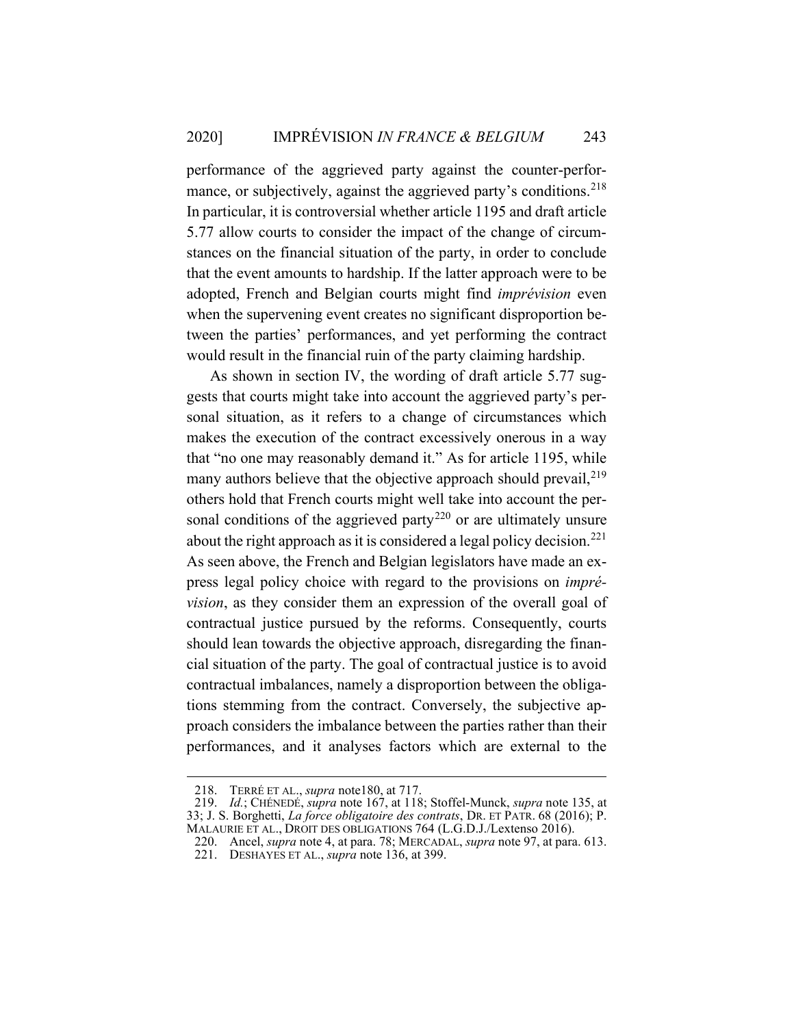performance of the aggrieved party against the counter-performance, or subjectively, against the aggrieved party's conditions.[218] In particular, it is controversial whether article 1195 and draft article 5.77 allow courts to consider the impact of the change of circumstances on the financial situation of the party, in order to conclude that the event amounts to hardship. If the latter approach were to be adopted, French and Belgian courts might find *imprévision* even when the supervening event creates no significant disproportion between the parties' performances, and yet performing the contract would result in the financial ruin of the party claiming hardship.

As shown in section IV, the wording of draft article 5.77 suggests that courts might take into account the aggrieved party's personal situation, as it refers to a change of circumstances which makes the execution of the contract excessively onerous in a way that "no one may reasonably demand it." As for article 1195, while many authors believe that the objective approach should prevail,[219] others hold that French courts might well take into account the personal conditions of the aggrieved party[220] or are ultimately unsure about the right approach as it is considered a legal policy decision.[221] As seen above, the French and Belgian legislators have made an express legal policy choice with regard to the provisions on *imprévision*, as they consider them an expression of the overall goal of contractual justice pursued by the reforms. Consequently, courts should lean towards the objective approach, disregarding the financial situation of the party. The goal of contractual justice is to avoid contractual imbalances, namely a disproportion between the obligations stemming from the contract. Conversely, the subjective approach considers the imbalance between the parties rather than their performances, and it analyses factors which are external to the

---

218. TERRÉ ET AL., *supra* note180, at 717.

219. *Id.*; CHÉNEDÉ, *supra* note 167, at 118; Stoffel-Munck, *supra* note 135, at 33; J. S. Borghetti, *La force obligatoire des contrats*, DR. ET PATR. 68 (2016); P. MALAURIE ET AL., DROIT DES OBLIGATIONS 764 (L.G.D.J./Lextenso 2016).

220. Ancel, *supra* note 4, at para. 78; MERCADAL, *supra* note 97, at para. 613.

221. DESHAYES ET AL., *supra* note 136, at 399.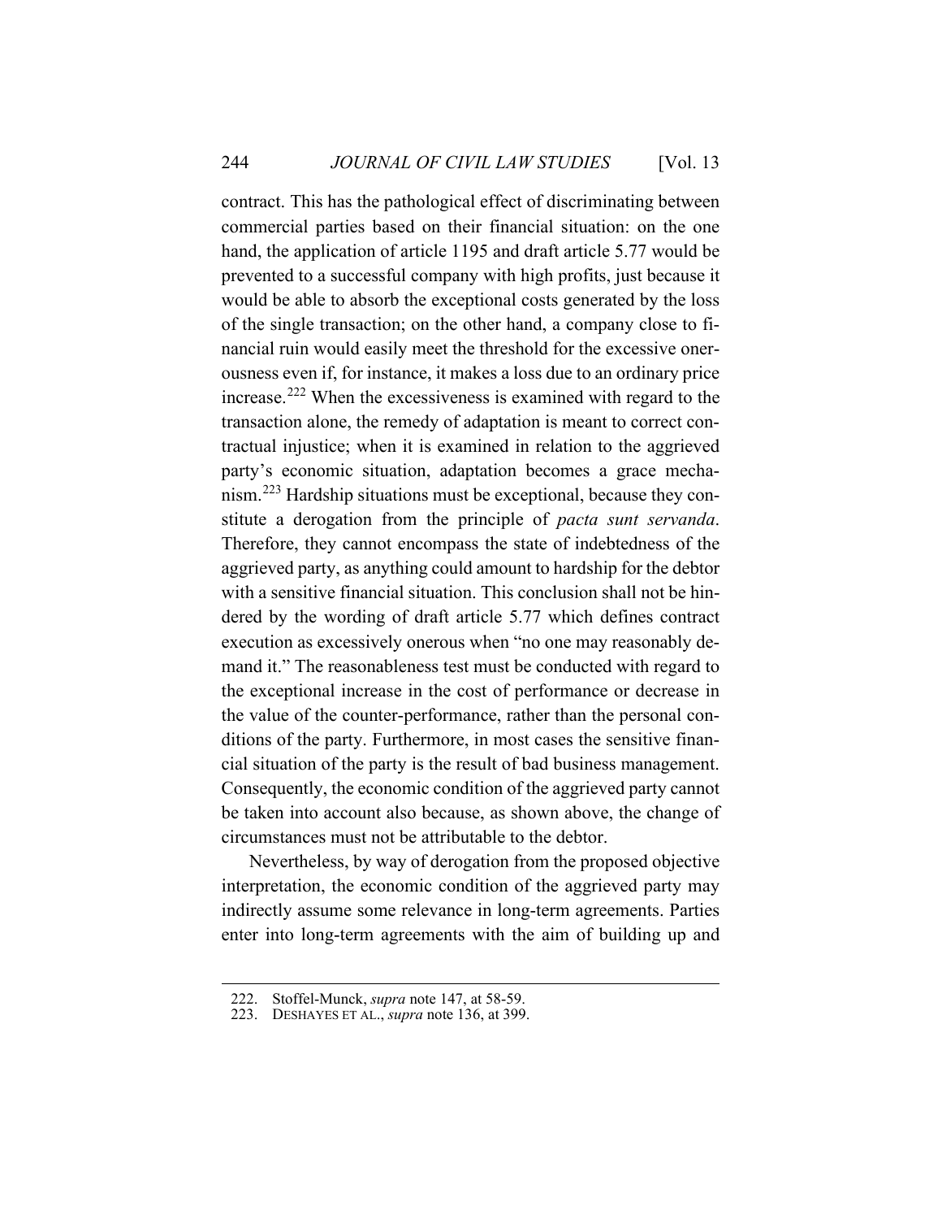contract. This has the pathological effect of discriminating between commercial parties based on their financial situation: on the one hand, the application of article 1195 and draft article 5.77 would be prevented to a successful company with high profits, just because it would be able to absorb the exceptional costs generated by the loss of the single transaction; on the other hand, a company close to financial ruin would easily meet the threshold for the excessive onerousness even if, for instance, it makes a loss due to an ordinary price increase.[222] When the excessiveness is examined with regard to the transaction alone, the remedy of adaptation is meant to correct contractual injustice; when it is examined in relation to the aggrieved party's economic situation, adaptation becomes a grace mechanism.[223] Hardship situations must be exceptional, because they constitute a derogation from the principle of *pacta sunt servanda*. Therefore, they cannot encompass the state of indebtedness of the aggrieved party, as anything could amount to hardship for the debtor with a sensitive financial situation. This conclusion shall not be hindered by the wording of draft article 5.77 which defines contract execution as excessively onerous when "no one may reasonably demand it." The reasonableness test must be conducted with regard to the exceptional increase in the cost of performance or decrease in the value of the counter-performance, rather than the personal conditions of the party. Furthermore, in most cases the sensitive financial situation of the party is the result of bad business management. Consequently, the economic condition of the aggrieved party cannot be taken into account also because, as shown above, the change of circumstances must not be attributable to the debtor.

Nevertheless, by way of derogation from the proposed objective interpretation, the economic condition of the aggrieved party may indirectly assume some relevance in long-term agreements. Parties enter into long-term agreements with the aim of building up and

---

222. Stoffel-Munck, *supra* note 147, at 58-59.

223. DESHAYES ET AL., *supra* note 136, at 399.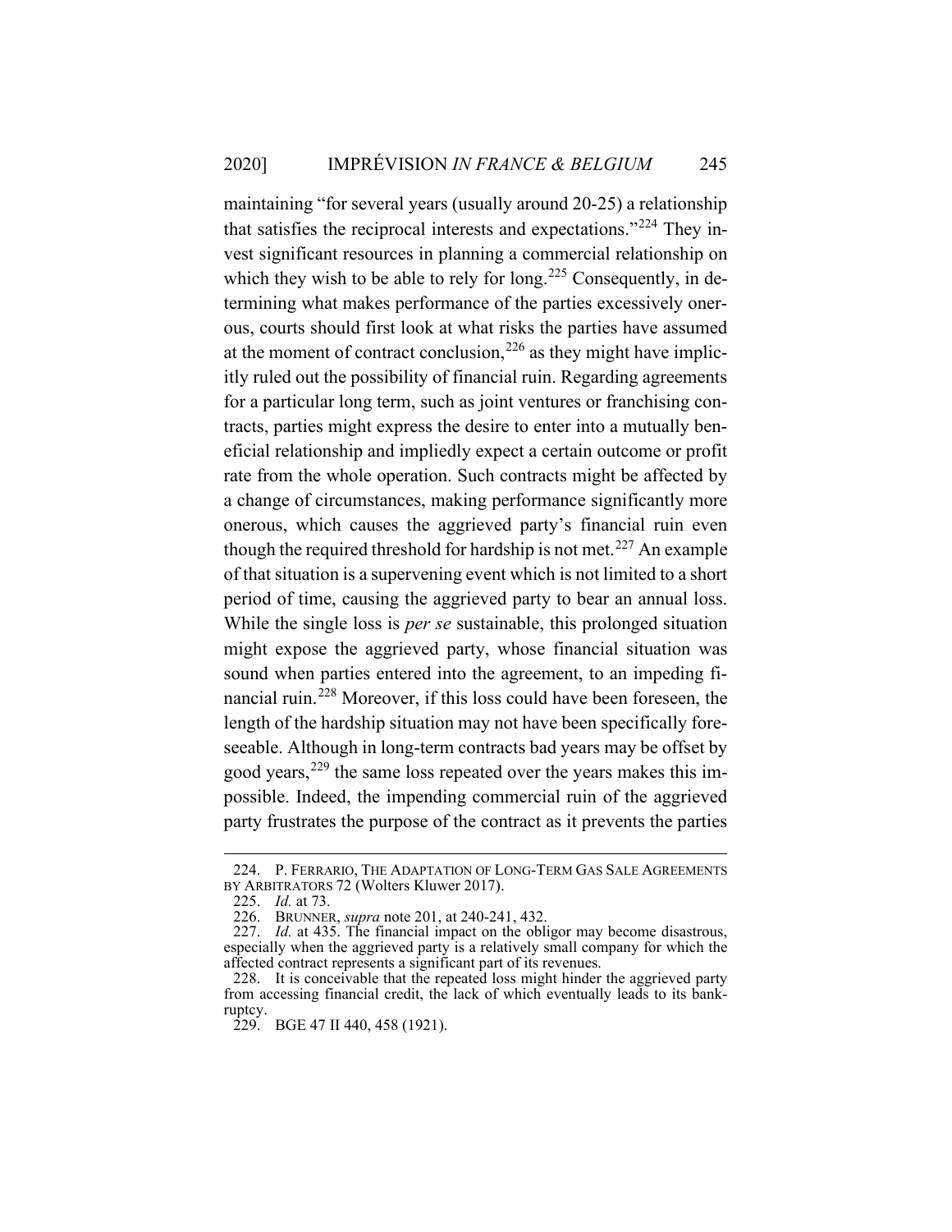maintaining "for several years (usually around 20-25) a relationship that satisfies the reciprocal interests and expectations."[224] They invest significant resources in planning a commercial relationship on which they wish to be able to rely for long.[225] Consequently, in determining what makes performance of the parties excessively onerous, courts should first look at what risks the parties have assumed at the moment of contract conclusion,[226] as they might have implicitly ruled out the possibility of financial ruin. Regarding agreements for a particular long term, such as joint ventures or franchising contracts, parties might express the desire to enter into a mutually beneficial relationship and impliedly expect a certain outcome or profit rate from the whole operation. Such contracts might be affected by a change of circumstances, making performance significantly more onerous, which causes the aggrieved party's financial ruin even though the required threshold for hardship is not met.[227] An example of that situation is a supervening event which is not limited to a short period of time, causing the aggrieved party to bear an annual loss. While the single loss is *per se* sustainable, this prolonged situation might expose the aggrieved party, whose financial situation was sound when parties entered into the agreement, to an impeding financial ruin.[228] Moreover, if this loss could have been foreseen, the length of the hardship situation may not have been specifically foreseeable. Although in long-term contracts bad years may be offset by good years,[229] the same loss repeated over the years makes this impossible. Indeed, the impending commercial ruin of the aggrieved party frustrates the purpose of the contract as it prevents the parties

---

224. P. FERRARIO, THE ADAPTATION OF LONG-TERM GAS SALE AGREEMENTS BY ARBITRATORS 72 (Wolters Kluwer 2017).

225. *Id.* at 73.

226. BRUNNER, *supra* note 201, at 240-241, 432.

227. *Id.* at 435. The financial impact on the obligor may become disastrous, especially when the aggrieved party is a relatively small company for which the affected contract represents a significant part of its revenues.

228. It is conceivable that the repeated loss might hinder the aggrieved party from accessing financial credit, the lack of which eventually leads to its bankruptcy.

229. BGE 47 II 440, 458 (1921).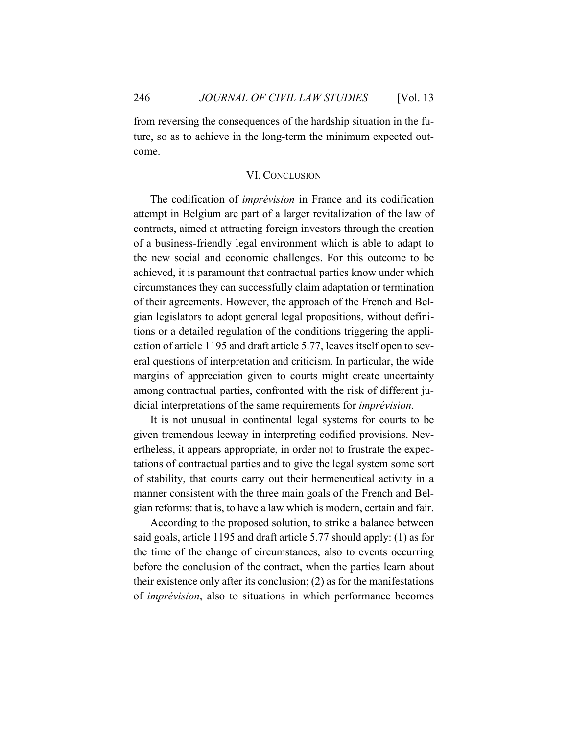from reversing the consequences of the hardship situation in the future, so as to achieve in the long-term the minimum expected outcome.

## VI. Conclusion

The codification of *imprévision* in France and its codification attempt in Belgium are part of a larger revitalization of the law of contracts, aimed at attracting foreign investors through the creation of a business-friendly legal environment which is able to adapt to the new social and economic challenges. For this outcome to be achieved, it is paramount that contractual parties know under which circumstances they can successfully claim adaptation or termination of their agreements. However, the approach of the French and Belgian legislators to adopt general legal propositions, without definitions or a detailed regulation of the conditions triggering the application of article 1195 and draft article 5.77, leaves itself open to several questions of interpretation and criticism. In particular, the wide margins of appreciation given to courts might create uncertainty among contractual parties, confronted with the risk of different judicial interpretations of the same requirements for *imprévision*.

It is not unusual in continental legal systems for courts to be given tremendous leeway in interpreting codified provisions. Nevertheless, it appears appropriate, in order not to frustrate the expectations of contractual parties and to give the legal system some sort of stability, that courts carry out their hermeneutical activity in a manner consistent with the three main goals of the French and Belgian reforms: that is, to have a law which is modern, certain and fair.

According to the proposed solution, to strike a balance between said goals, article 1195 and draft article 5.77 should apply: (1) as for the time of the change of circumstances, also to events occurring before the conclusion of the contract, when the parties learn about their existence only after its conclusion; (2) as for the manifestations of *imprévision*, also to situations in which performance becomes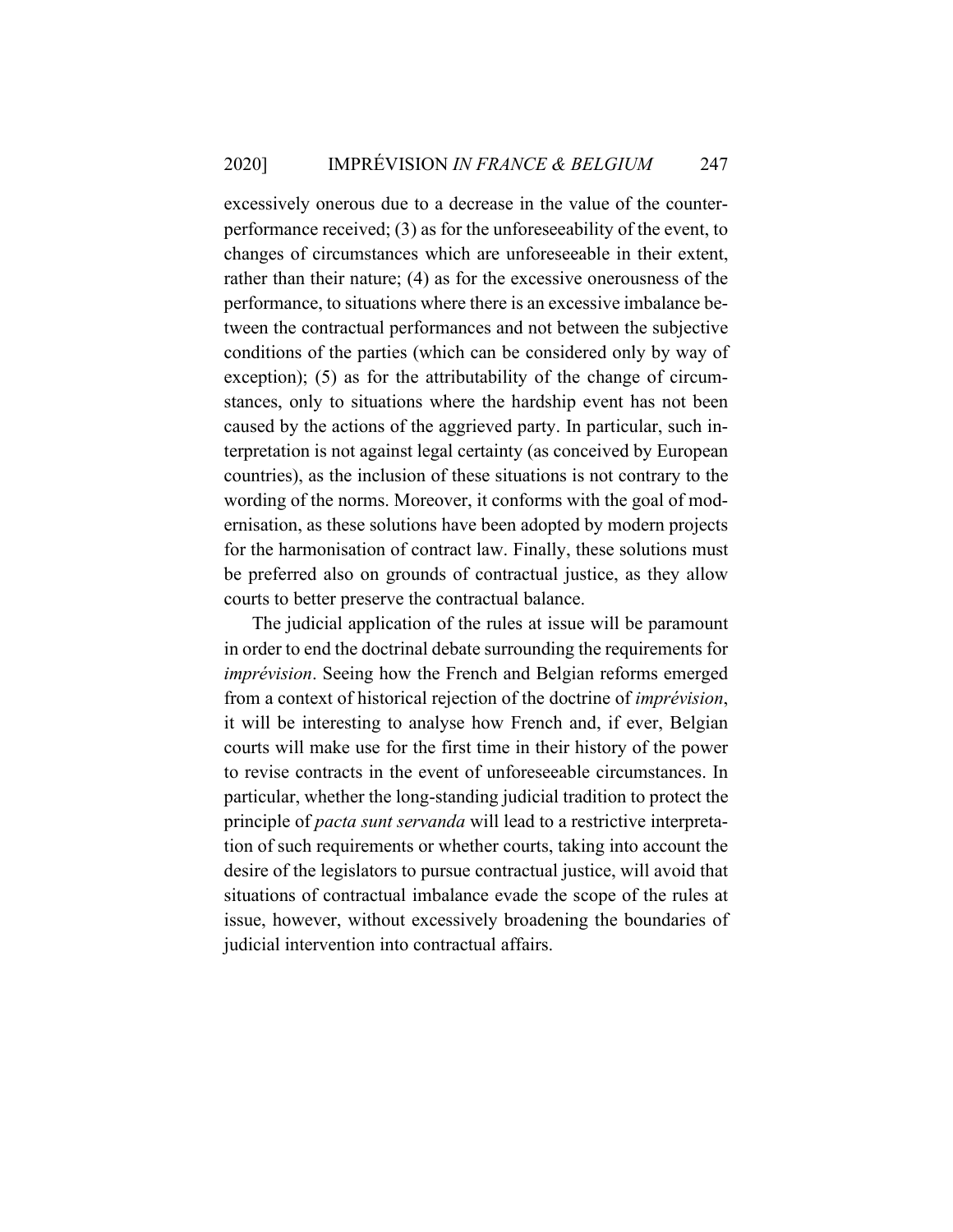excessively onerous due to a decrease in the value of the counter-performance received; (3) as for the unforeseeability of the event, to changes of circumstances which are unforeseeable in their extent, rather than their nature; (4) as for the excessive onerousness of the performance, to situations where there is an excessive imbalance between the contractual performances and not between the subjective conditions of the parties (which can be considered only by way of exception); (5) as for the attributability of the change of circumstances, only to situations where the hardship event has not been caused by the actions of the aggrieved party. In particular, such interpretation is not against legal certainty (as conceived by European countries), as the inclusion of these situations is not contrary to the wording of the norms. Moreover, it conforms with the goal of modernisation, as these solutions have been adopted by modern projects for the harmonisation of contract law. Finally, these solutions must be preferred also on grounds of contractual justice, as they allow courts to better preserve the contractual balance.

The judicial application of the rules at issue will be paramount in order to end the doctrinal debate surrounding the requirements for *imprévision*. Seeing how the French and Belgian reforms emerged from a context of historical rejection of the doctrine of *imprévision*, it will be interesting to analyse how French and, if ever, Belgian courts will make use for the first time in their history of the power to revise contracts in the event of unforeseeable circumstances. In particular, whether the long-standing judicial tradition to protect the principle of *pacta sunt servanda* will lead to a restrictive interpretation of such requirements or whether courts, taking into account the desire of the legislators to pursue contractual justice, will avoid that situations of contractual imbalance evade the scope of the rules at issue, however, without excessively broadening the boundaries of judicial intervention into contractual affairs.